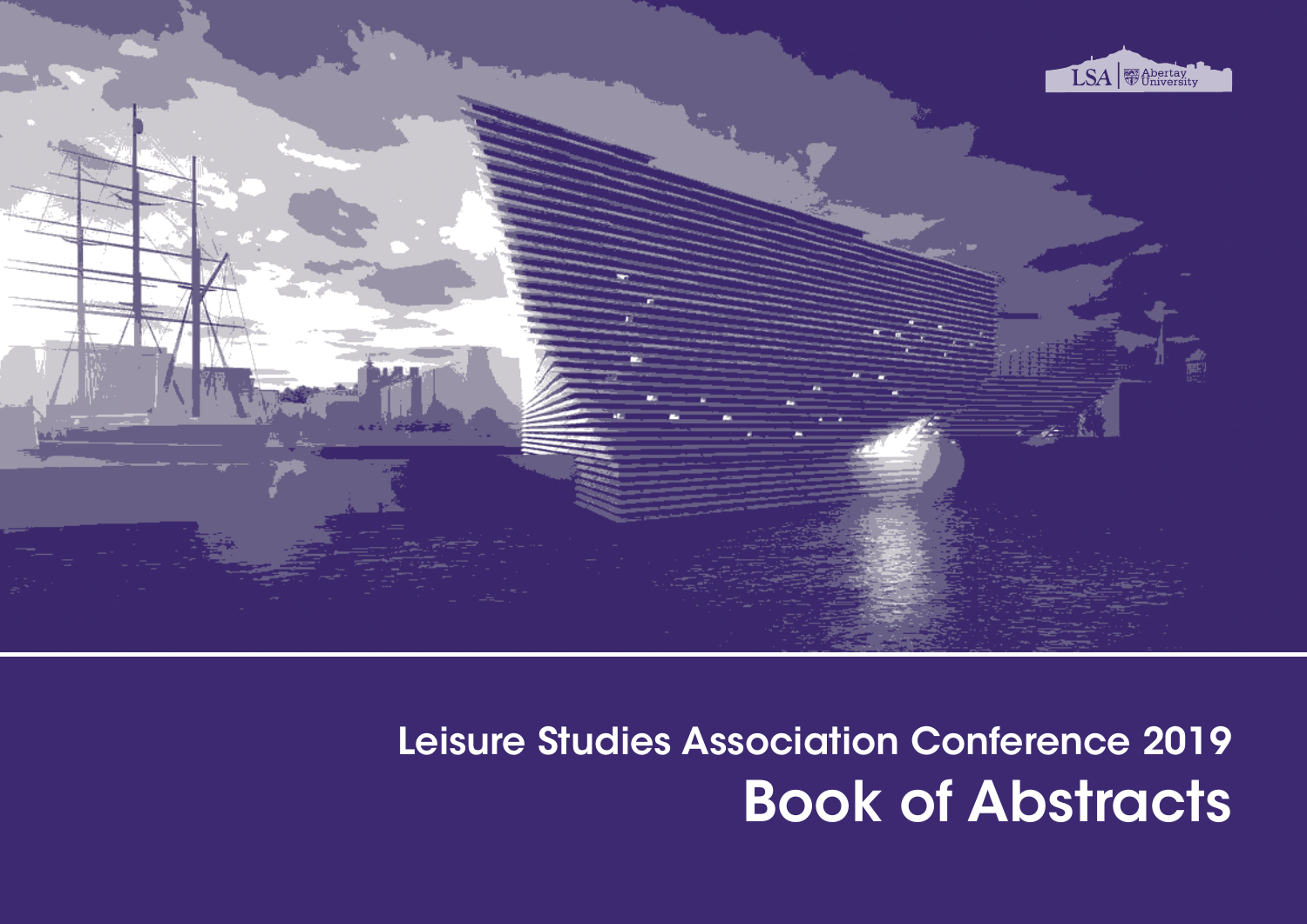LSA | Abertay University

# Leisure Studies Association Conference 2019

# Book of Abstracts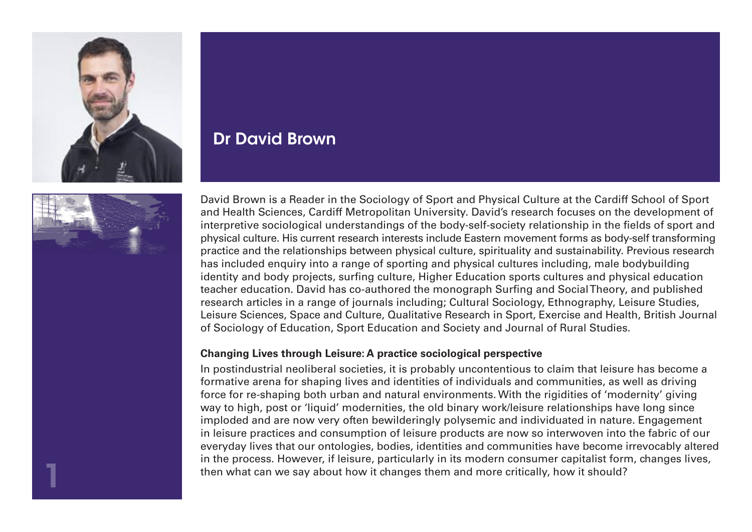## Dr David Brown

David Brown is a Reader in the Sociology of Sport and Physical Culture at the Cardiff School of Sport and Health Sciences, Cardiff Metropolitan University. David's research focuses on the development of interpretive sociological understandings of the body-self-society relationship in the fields of sport and physical culture. His current research interests include Eastern movement forms as body-self transforming practice and the relationships between physical culture, spirituality and sustainability. Previous research has included enquiry into a range of sporting and physical cultures including, male bodybuilding identity and body projects, surfing culture, Higher Education sports cultures and physical education teacher education. David has co-authored the monograph Surfing and Social Theory, and published research articles in a range of journals including; Cultural Sociology, Ethnography, Leisure Studies, Leisure Sciences, Space and Culture, Qualitative Research in Sport, Exercise and Health, British Journal of Sociology of Education, Sport Education and Society and Journal of Rural Studies.

**Changing Lives through Leisure: A practice sociological perspective**

In postindustrial neoliberal societies, it is probably uncontentious to claim that leisure has become a formative arena for shaping lives and identities of individuals and communities, as well as driving force for re-shaping both urban and natural environments. With the rigidities of 'modernity' giving way to high, post or 'liquid' modernities, the old binary work/leisure relationships have long since imploded and are now very often bewilderingly polysemic and individuated in nature. Engagement in leisure practices and consumption of leisure products are now so interwoven into the fabric of our everyday lives that our ontologies, bodies, identities and communities have become irrevocably altered in the process. However, if leisure, particularly in its modern consumer capitalist form, changes lives, then what can we say about how it changes them and more critically, how it should?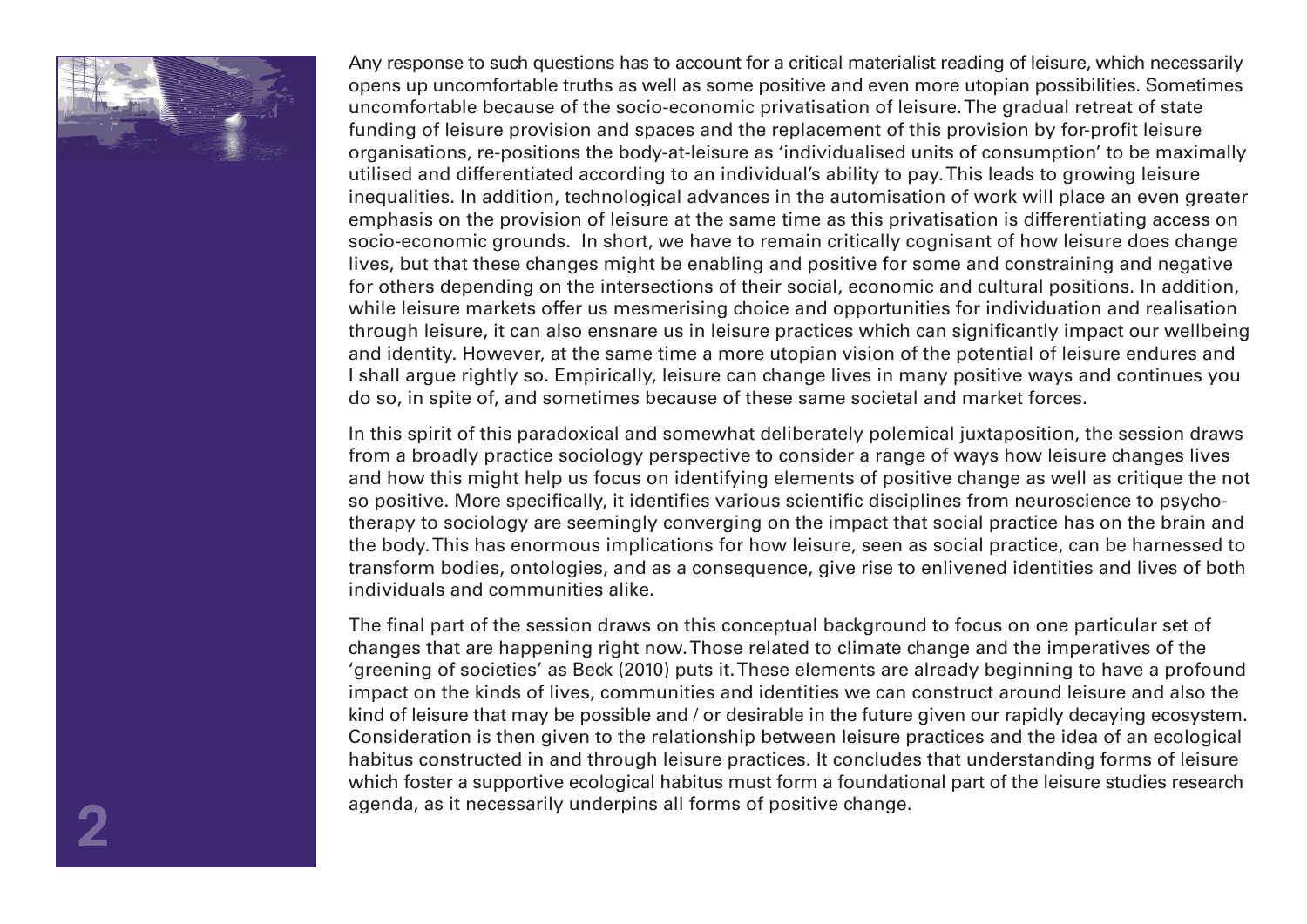Any response to such questions has to account for a critical materialist reading of leisure, which necessarily opens up uncomfortable truths as well as some positive and even more utopian possibilities. Sometimes uncomfortable because of the socio-economic privatisation of leisure. The gradual retreat of state funding of leisure provision and spaces and the replacement of this provision by for-profit leisure organisations, re-positions the body-at-leisure as 'individualised units of consumption' to be maximally utilised and differentiated according to an individual's ability to pay. This leads to growing leisure inequalities. In addition, technological advances in the automisation of work will place an even greater emphasis on the provision of leisure at the same time as this privatisation is differentiating access on socio-economic grounds. In short, we have to remain critically cognisant of how leisure does change lives, but that these changes might be enabling and positive for some and constraining and negative for others depending on the intersections of their social, economic and cultural positions. In addition, while leisure markets offer us mesmerising choice and opportunities for individuation and realisation through leisure, it can also ensnare us in leisure practices which can significantly impact our wellbeing and identity. However, at the same time a more utopian vision of the potential of leisure endures and I shall argue rightly so. Empirically, leisure can change lives in many positive ways and continues you do so, in spite of, and sometimes because of these same societal and market forces.

In this spirit of this paradoxical and somewhat deliberately polemical juxtaposition, the session draws from a broadly practice sociology perspective to consider a range of ways how leisure changes lives and how this might help us focus on identifying elements of positive change as well as critique the not so positive. More specifically, it identifies various scientific disciplines from neuroscience to psycho-therapy to sociology are seemingly converging on the impact that social practice has on the brain and the body. This has enormous implications for how leisure, seen as social practice, can be harnessed to transform bodies, ontologies, and as a consequence, give rise to enlivened identities and lives of both individuals and communities alike.

The final part of the session draws on this conceptual background to focus on one particular set of changes that are happening right now. Those related to climate change and the imperatives of the 'greening of societies' as Beck (2010) puts it. These elements are already beginning to have a profound impact on the kinds of lives, communities and identities we can construct around leisure and also the kind of leisure that may be possible and / or desirable in the future given our rapidly decaying ecosystem. Consideration is then given to the relationship between leisure practices and the idea of an ecological habitus constructed in and through leisure practices. It concludes that understanding forms of leisure which foster a supportive ecological habitus must form a foundational part of the leisure studies research agenda, as it necessarily underpins all forms of positive change.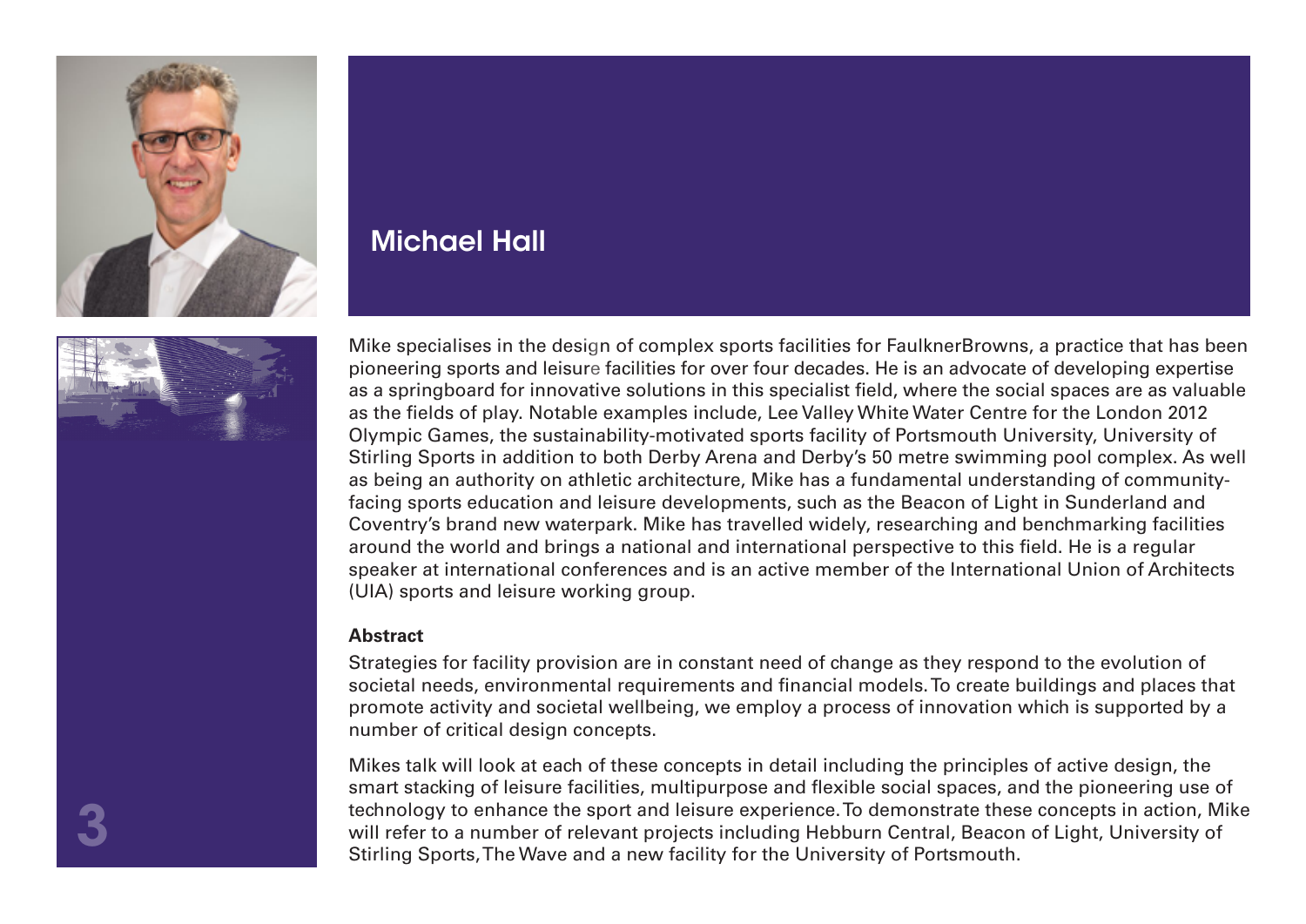## Michael Hall

Mike specialises in the design of complex sports facilities for FaulknerBrowns, a practice that has been pioneering sports and leisure facilities for over four decades. He is an advocate of developing expertise as a springboard for innovative solutions in this specialist field, where the social spaces are as valuable as the fields of play. Notable examples include, Lee Valley White Water Centre for the London 2012 Olympic Games, the sustainability-motivated sports facility of Portsmouth University, University of Stirling Sports in addition to both Derby Arena and Derby's 50 metre swimming pool complex. As well as being an authority on athletic architecture, Mike has a fundamental understanding of community-facing sports education and leisure developments, such as the Beacon of Light in Sunderland and Coventry's brand new waterpark. Mike has travelled widely, researching and benchmarking facilities around the world and brings a national and international perspective to this field. He is a regular speaker at international conferences and is an active member of the International Union of Architects (UIA) sports and leisure working group.

**Abstract**

Strategies for facility provision are in constant need of change as they respond to the evolution of societal needs, environmental requirements and financial models. To create buildings and places that promote activity and societal wellbeing, we employ a process of innovation which is supported by a number of critical design concepts.

Mikes talk will look at each of these concepts in detail including the principles of active design, the smart stacking of leisure facilities, multipurpose and flexible social spaces, and the pioneering use of technology to enhance the sport and leisure experience. To demonstrate these concepts in action, Mike will refer to a number of relevant projects including Hebburn Central, Beacon of Light, University of Stirling Sports, The Wave and a new facility for the University of Portsmouth.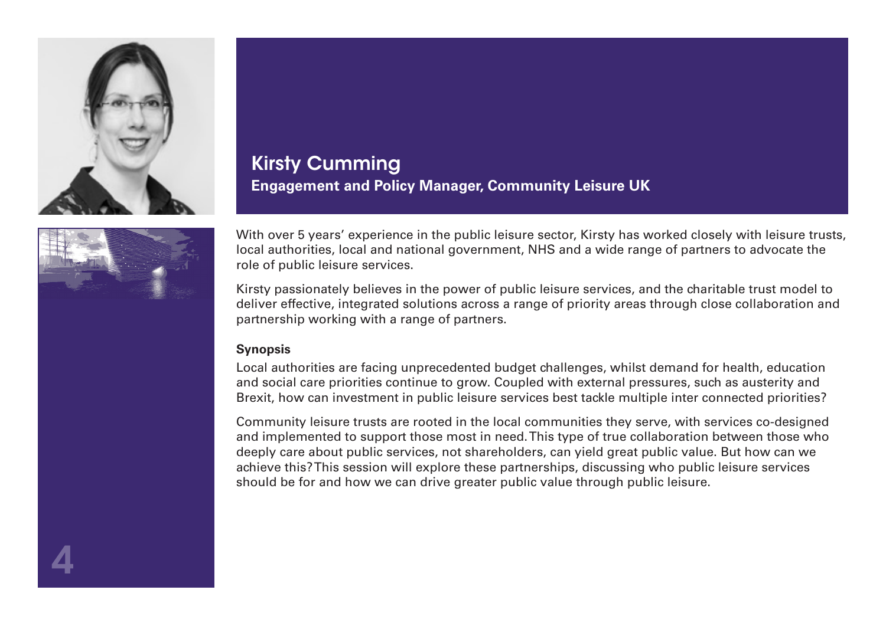## Kirsty Cumming

**Engagement and Policy Manager, Community Leisure UK**

With over 5 years' experience in the public leisure sector, Kirsty has worked closely with leisure trusts, local authorities, local and national government, NHS and a wide range of partners to advocate the role of public leisure services.

Kirsty passionately believes in the power of public leisure services, and the charitable trust model to deliver effective, integrated solutions across a range of priority areas through close collaboration and partnership working with a range of partners.

**Synopsis**

Local authorities are facing unprecedented budget challenges, whilst demand for health, education and social care priorities continue to grow. Coupled with external pressures, such as austerity and Brexit, how can investment in public leisure services best tackle multiple inter connected priorities?

Community leisure trusts are rooted in the local communities they serve, with services co-designed and implemented to support those most in need. This type of true collaboration between those who deeply care about public services, not shareholders, can yield great public value. But how can we achieve this? This session will explore these partnerships, discussing who public leisure services should be for and how we can drive greater public value through public leisure.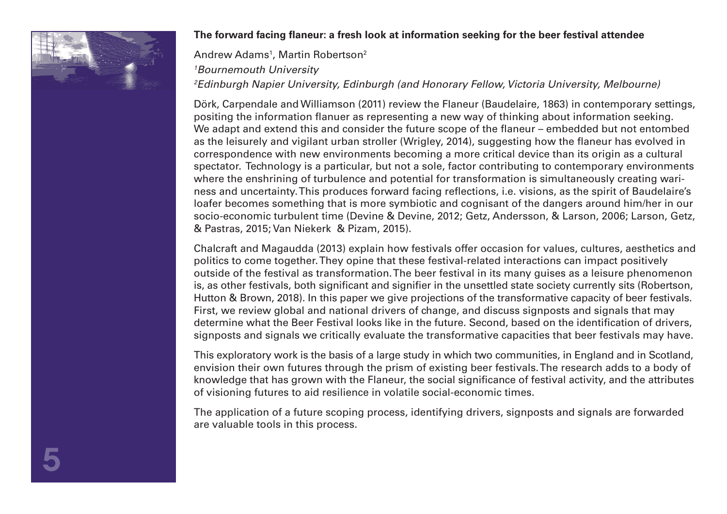**The forward facing flaneur: a fresh look at information seeking for the beer festival attendee**

Andrew Adams[1], Martin Robertson[2]

[1]*Bournemouth University*

[2]*Edinburgh Napier University, Edinburgh (and Honorary Fellow, Victoria University, Melbourne)*

Dörk, Carpendale and Williamson (2011) review the Flaneur (Baudelaire, 1863) in contemporary settings, positing the information flanuer as representing a new way of thinking about information seeking. We adapt and extend this and consider the future scope of the flaneur – embedded but not entombed as the leisurely and vigilant urban stroller (Wrigley, 2014), suggesting how the flaneur has evolved in correspondence with new environments becoming a more critical device than its origin as a cultural spectator. Technology is a particular, but not a sole, factor contributing to contemporary environments where the enshrining of turbulence and potential for transformation is simultaneously creating wariness and uncertainty. This produces forward facing reflections, i.e. visions, as the spirit of Baudelaire's loafer becomes something that is more symbiotic and cognisant of the dangers around him/her in our socio-economic turbulent time (Devine & Devine, 2012; Getz, Andersson, & Larson, 2006; Larson, Getz, & Pastras, 2015; Van Niekerk & Pizam, 2015).

Chalcraft and Magaudda (2013) explain how festivals offer occasion for values, cultures, aesthetics and politics to come together. They opine that these festival-related interactions can impact positively outside of the festival as transformation. The beer festival in its many guises as a leisure phenomenon is, as other festivals, both significant and signifier in the unsettled state society currently sits (Robertson, Hutton & Brown, 2018). In this paper we give projections of the transformative capacity of beer festivals. First, we review global and national drivers of change, and discuss signposts and signals that may determine what the Beer Festival looks like in the future. Second, based on the identification of drivers, signposts and signals we critically evaluate the transformative capacities that beer festivals may have.

This exploratory work is the basis of a large study in which two communities, in England and in Scotland, envision their own futures through the prism of existing beer festivals. The research adds to a body of knowledge that has grown with the Flaneur, the social significance of festival activity, and the attributes of visioning futures to aid resilience in volatile social-economic times.

The application of a future scoping process, identifying drivers, signposts and signals are forwarded are valuable tools in this process.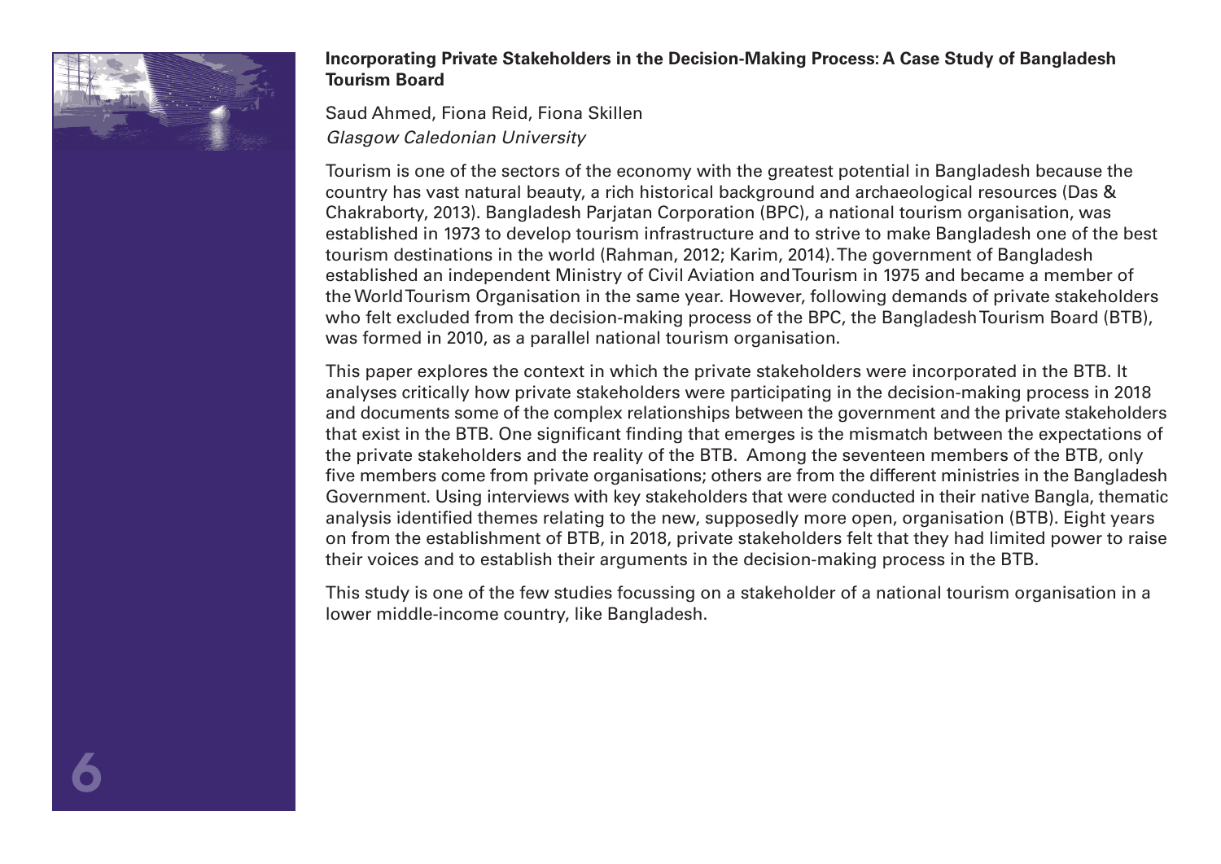**Incorporating Private Stakeholders in the Decision-Making Process: A Case Study of Bangladesh Tourism Board**

Saud Ahmed, Fiona Reid, Fiona Skillen
*Glasgow Caledonian University*

Tourism is one of the sectors of the economy with the greatest potential in Bangladesh because the country has vast natural beauty, a rich historical background and archaeological resources (Das & Chakraborty, 2013). Bangladesh Parjatan Corporation (BPC), a national tourism organisation, was established in 1973 to develop tourism infrastructure and to strive to make Bangladesh one of the best tourism destinations in the world (Rahman, 2012; Karim, 2014). The government of Bangladesh established an independent Ministry of Civil Aviation and Tourism in 1975 and became a member of the World Tourism Organisation in the same year. However, following demands of private stakeholders who felt excluded from the decision-making process of the BPC, the Bangladesh Tourism Board (BTB), was formed in 2010, as a parallel national tourism organisation.

This paper explores the context in which the private stakeholders were incorporated in the BTB. It analyses critically how private stakeholders were participating in the decision-making process in 2018 and documents some of the complex relationships between the government and the private stakeholders that exist in the BTB. One significant finding that emerges is the mismatch between the expectations of the private stakeholders and the reality of the BTB. Among the seventeen members of the BTB, only five members come from private organisations; others are from the different ministries in the Bangladesh Government. Using interviews with key stakeholders that were conducted in their native Bangla, thematic analysis identified themes relating to the new, supposedly more open, organisation (BTB). Eight years on from the establishment of BTB, in 2018, private stakeholders felt that they had limited power to raise their voices and to establish their arguments in the decision-making process in the BTB.

This study is one of the few studies focussing on a stakeholder of a national tourism organisation in a lower middle-income country, like Bangladesh.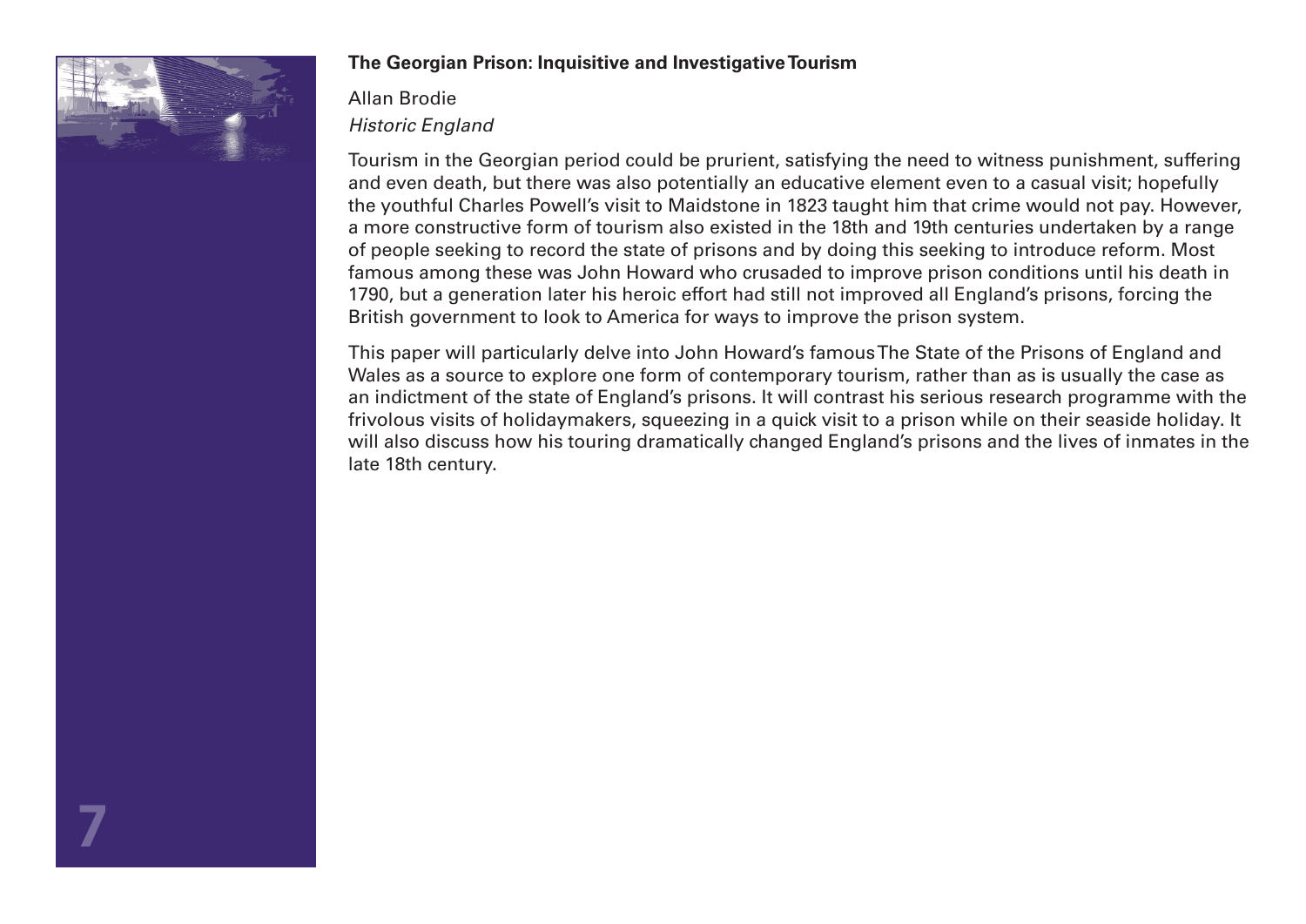**The Georgian Prison: Inquisitive and Investigative Tourism**

Allan Brodie
*Historic England*

Tourism in the Georgian period could be prurient, satisfying the need to witness punishment, suffering and even death, but there was also potentially an educative element even to a casual visit; hopefully the youthful Charles Powell's visit to Maidstone in 1823 taught him that crime would not pay. However, a more constructive form of tourism also existed in the 18th and 19th centuries undertaken by a range of people seeking to record the state of prisons and by doing this seeking to introduce reform. Most famous among these was John Howard who crusaded to improve prison conditions until his death in 1790, but a generation later his heroic effort had still not improved all England's prisons, forcing the British government to look to America for ways to improve the prison system.

This paper will particularly delve into John Howard's famous The State of the Prisons of England and Wales as a source to explore one form of contemporary tourism, rather than as is usually the case as an indictment of the state of England's prisons. It will contrast his serious research programme with the frivolous visits of holidaymakers, squeezing in a quick visit to a prison while on their seaside holiday. It will also discuss how his touring dramatically changed England's prisons and the lives of inmates in the late 18th century.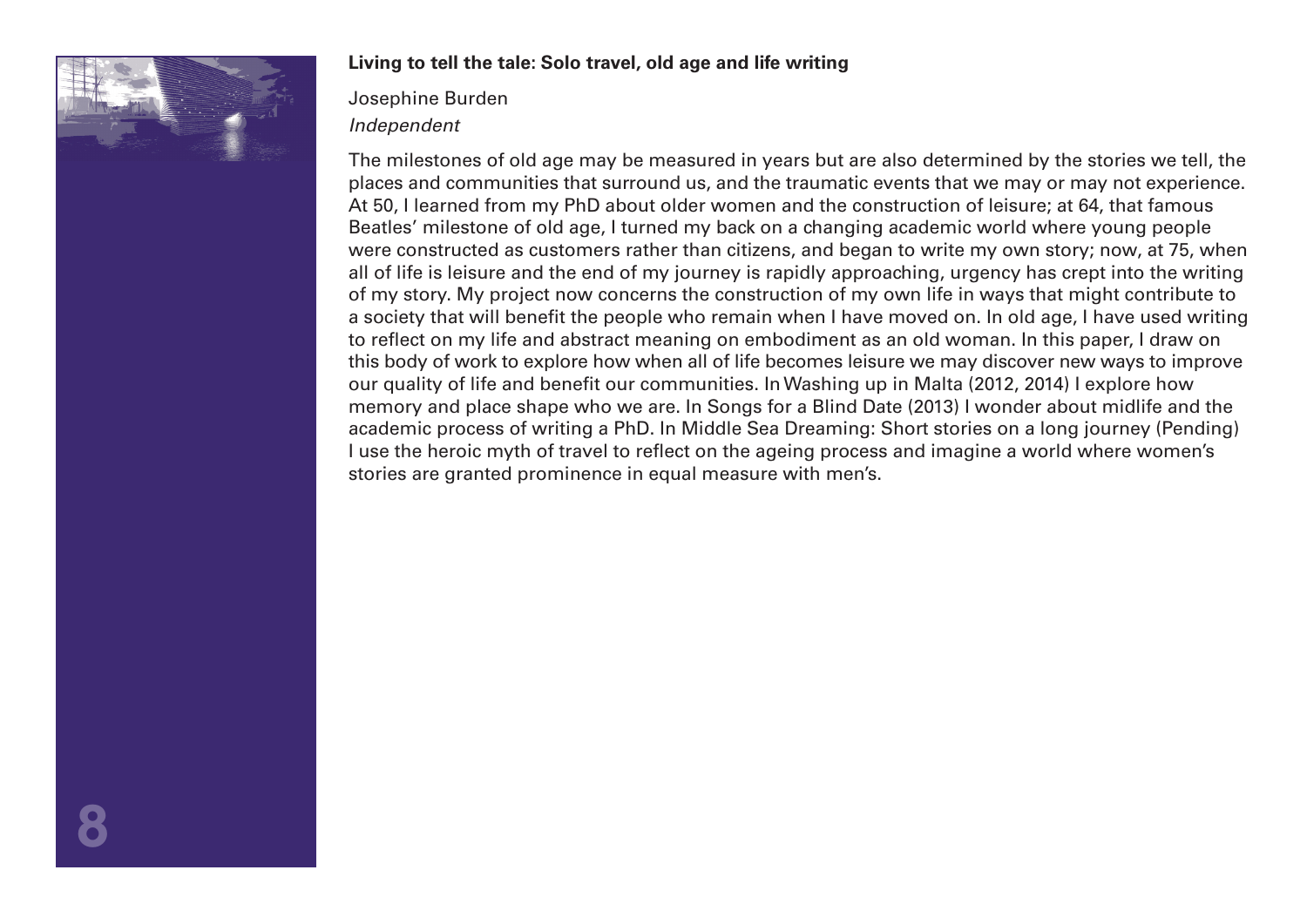**Living to tell the tale: Solo travel, old age and life writing**

Josephine Burden

*Independent*

The milestones of old age may be measured in years but are also determined by the stories we tell, the places and communities that surround us, and the traumatic events that we may or may not experience. At 50, I learned from my PhD about older women and the construction of leisure; at 64, that famous Beatles' milestone of old age, I turned my back on a changing academic world where young people were constructed as customers rather than citizens, and began to write my own story; now, at 75, when all of life is leisure and the end of my journey is rapidly approaching, urgency has crept into the writing of my story. My project now concerns the construction of my own life in ways that might contribute to a society that will benefit the people who remain when I have moved on. In old age, I have used writing to reflect on my life and abstract meaning on embodiment as an old woman. In this paper, I draw on this body of work to explore how when all of life becomes leisure we may discover new ways to improve our quality of life and benefit our communities. In Washing up in Malta (2012, 2014) I explore how memory and place shape who we are. In Songs for a Blind Date (2013) I wonder about midlife and the academic process of writing a PhD. In Middle Sea Dreaming: Short stories on a long journey (Pending) I use the heroic myth of travel to reflect on the ageing process and imagine a world where women's stories are granted prominence in equal measure with men's.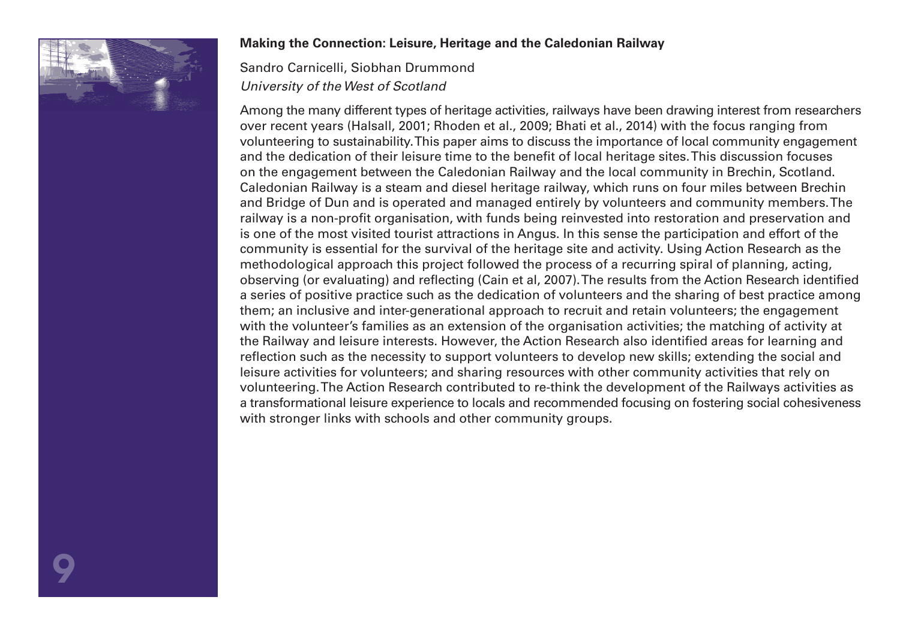**Making the Connection: Leisure, Heritage and the Caledonian Railway**

Sandro Carnicelli, Siobhan Drummond

*University of the West of Scotland*

Among the many different types of heritage activities, railways have been drawing interest from researchers over recent years (Halsall, 2001; Rhoden et al., 2009; Bhati et al., 2014) with the focus ranging from volunteering to sustainability. This paper aims to discuss the importance of local community engagement and the dedication of their leisure time to the benefit of local heritage sites. This discussion focuses on the engagement between the Caledonian Railway and the local community in Brechin, Scotland. Caledonian Railway is a steam and diesel heritage railway, which runs on four miles between Brechin and Bridge of Dun and is operated and managed entirely by volunteers and community members. The railway is a non-profit organisation, with funds being reinvested into restoration and preservation and is one of the most visited tourist attractions in Angus. In this sense the participation and effort of the community is essential for the survival of the heritage site and activity. Using Action Research as the methodological approach this project followed the process of a recurring spiral of planning, acting, observing (or evaluating) and reflecting (Cain et al, 2007). The results from the Action Research identified a series of positive practice such as the dedication of volunteers and the sharing of best practice among them; an inclusive and inter-generational approach to recruit and retain volunteers; the engagement with the volunteer's families as an extension of the organisation activities; the matching of activity at the Railway and leisure interests. However, the Action Research also identified areas for learning and reflection such as the necessity to support volunteers to develop new skills; extending the social and leisure activities for volunteers; and sharing resources with other community activities that rely on volunteering. The Action Research contributed to re-think the development of the Railways activities as a transformational leisure experience to locals and recommended focusing on fostering social cohesiveness with stronger links with schools and other community groups.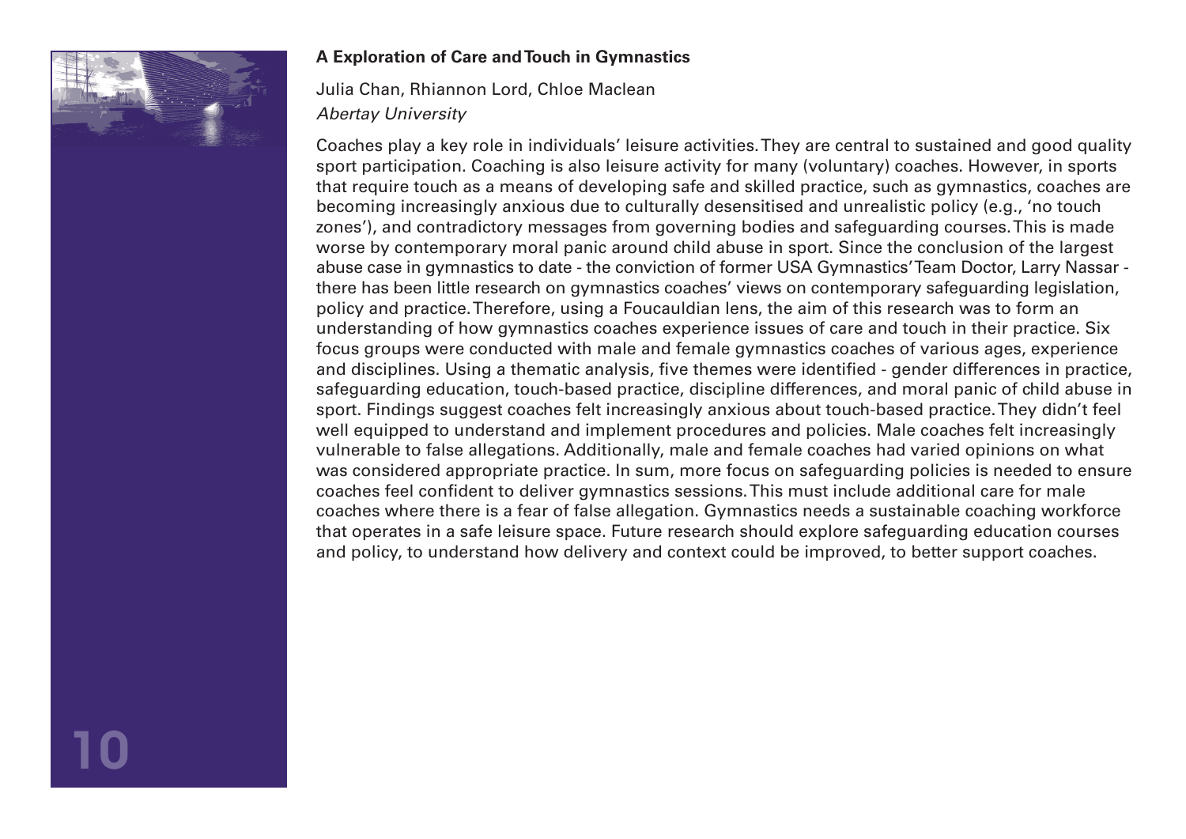**A Exploration of Care and Touch in Gymnastics**

Julia Chan, Rhiannon Lord, Chloe Maclean

*Abertay University*

Coaches play a key role in individuals' leisure activities. They are central to sustained and good quality sport participation. Coaching is also leisure activity for many (voluntary) coaches. However, in sports that require touch as a means of developing safe and skilled practice, such as gymnastics, coaches are becoming increasingly anxious due to culturally desensitised and unrealistic policy (e.g., 'no touch zones'), and contradictory messages from governing bodies and safeguarding courses. This is made worse by contemporary moral panic around child abuse in sport. Since the conclusion of the largest abuse case in gymnastics to date - the conviction of former USA Gymnastics' Team Doctor, Larry Nassar - there has been little research on gymnastics coaches' views on contemporary safeguarding legislation, policy and practice. Therefore, using a Foucauldian lens, the aim of this research was to form an understanding of how gymnastics coaches experience issues of care and touch in their practice. Six focus groups were conducted with male and female gymnastics coaches of various ages, experience and disciplines. Using a thematic analysis, five themes were identified - gender differences in practice, safeguarding education, touch-based practice, discipline differences, and moral panic of child abuse in sport. Findings suggest coaches felt increasingly anxious about touch-based practice. They didn't feel well equipped to understand and implement procedures and policies. Male coaches felt increasingly vulnerable to false allegations. Additionally, male and female coaches had varied opinions on what was considered appropriate practice. In sum, more focus on safeguarding policies is needed to ensure coaches feel confident to deliver gymnastics sessions. This must include additional care for male coaches where there is a fear of false allegation. Gymnastics needs a sustainable coaching workforce that operates in a safe leisure space. Future research should explore safeguarding education courses and policy, to understand how delivery and context could be improved, to better support coaches.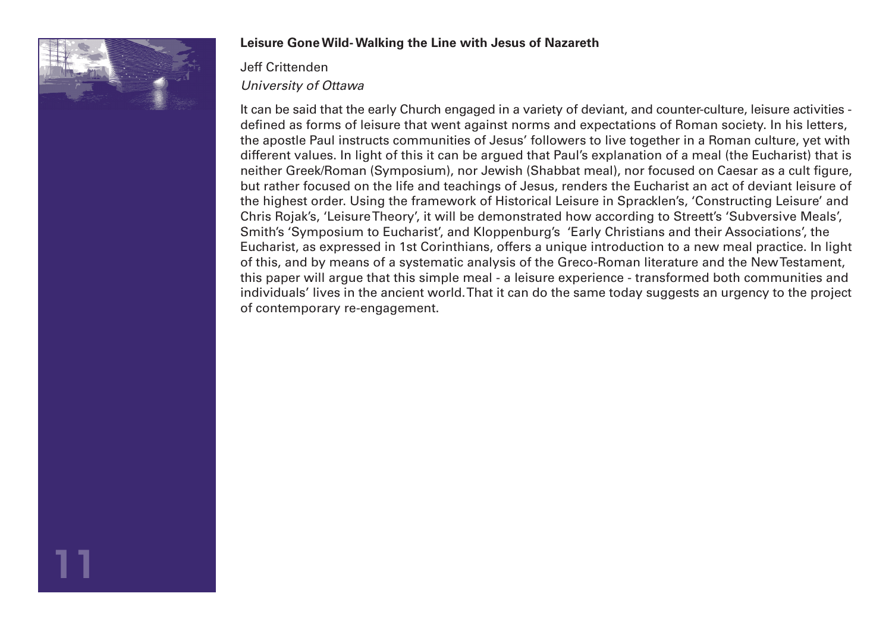**Leisure Gone Wild- Walking the Line with Jesus of Nazareth**

Jeff Crittenden
*University of Ottawa*

It can be said that the early Church engaged in a variety of deviant, and counter-culture, leisure activities - defined as forms of leisure that went against norms and expectations of Roman society. In his letters, the apostle Paul instructs communities of Jesus' followers to live together in a Roman culture, yet with different values. In light of this it can be argued that Paul's explanation of a meal (the Eucharist) that is neither Greek/Roman (Symposium), nor Jewish (Shabbat meal), nor focused on Caesar as a cult figure, but rather focused on the life and teachings of Jesus, renders the Eucharist an act of deviant leisure of the highest order. Using the framework of Historical Leisure in Spracklen's, 'Constructing Leisure' and Chris Rojak's, 'Leisure Theory', it will be demonstrated how according to Streett's 'Subversive Meals', Smith's 'Symposium to Eucharist', and Kloppenburg's 'Early Christians and their Associations', the Eucharist, as expressed in 1st Corinthians, offers a unique introduction to a new meal practice. In light of this, and by means of a systematic analysis of the Greco-Roman literature and the New Testament, this paper will argue that this simple meal - a leisure experience - transformed both communities and individuals' lives in the ancient world. That it can do the same today suggests an urgency to the project of contemporary re-engagement.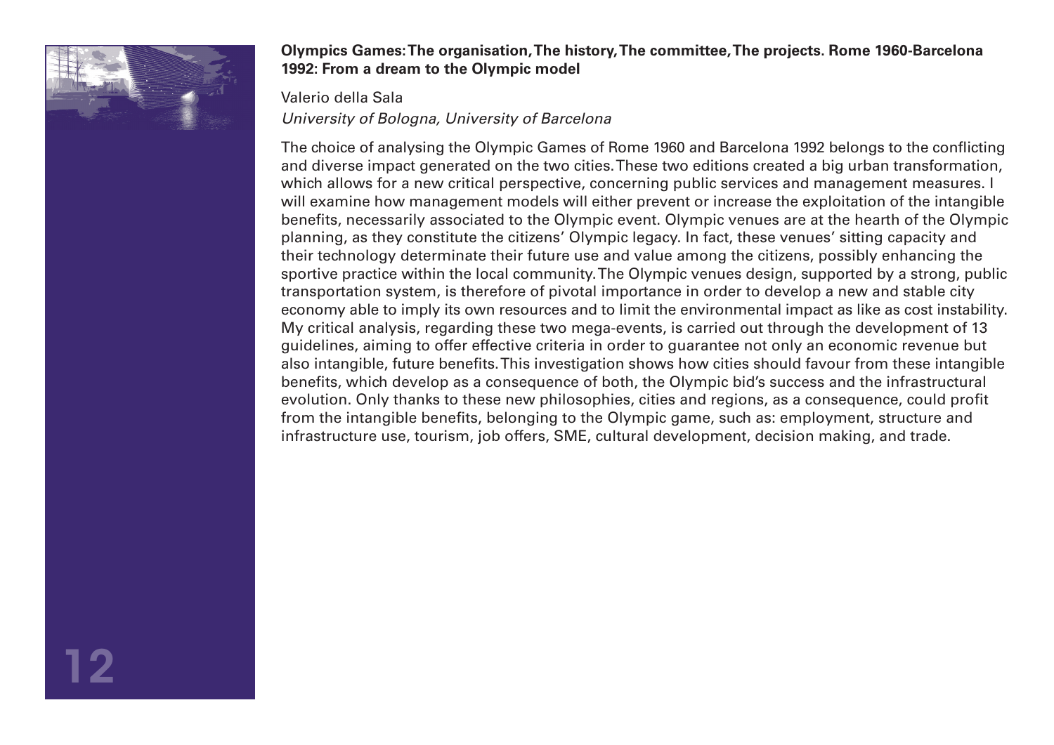**Olympics Games: The organisation, The history, The committee, The projects. Rome 1960-Barcelona 1992: From a dream to the Olympic model**

Valerio della Sala

*University of Bologna, University of Barcelona*

The choice of analysing the Olympic Games of Rome 1960 and Barcelona 1992 belongs to the conflicting and diverse impact generated on the two cities. These two editions created a big urban transformation, which allows for a new critical perspective, concerning public services and management measures. I will examine how management models will either prevent or increase the exploitation of the intangible benefits, necessarily associated to the Olympic event. Olympic venues are at the hearth of the Olympic planning, as they constitute the citizens' Olympic legacy. In fact, these venues' sitting capacity and their technology determinate their future use and value among the citizens, possibly enhancing the sportive practice within the local community. The Olympic venues design, supported by a strong, public transportation system, is therefore of pivotal importance in order to develop a new and stable city economy able to imply its own resources and to limit the environmental impact as like as cost instability. My critical analysis, regarding these two mega-events, is carried out through the development of 13 guidelines, aiming to offer effective criteria in order to guarantee not only an economic revenue but also intangible, future benefits. This investigation shows how cities should favour from these intangible benefits, which develop as a consequence of both, the Olympic bid's success and the infrastructural evolution. Only thanks to these new philosophies, cities and regions, as a consequence, could profit from the intangible benefits, belonging to the Olympic game, such as: employment, structure and infrastructure use, tourism, job offers, SME, cultural development, decision making, and trade.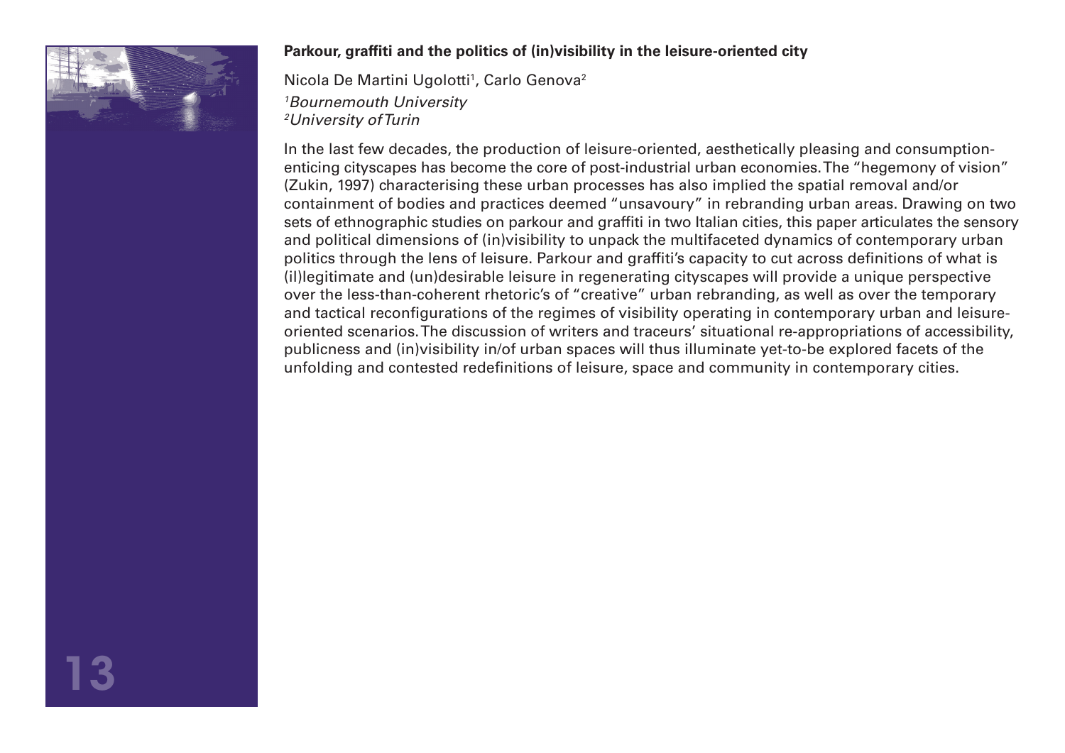**Parkour, graffiti and the politics of (in)visibility in the leisure-oriented city**

Nicola De Martini Ugolotti[1], Carlo Genova[2]

*[1]Bournemouth University*
*[2]University of Turin*

In the last few decades, the production of leisure-oriented, aesthetically pleasing and consumption-enticing cityscapes has become the core of post-industrial urban economies. The "hegemony of vision" (Zukin, 1997) characterising these urban processes has also implied the spatial removal and/or containment of bodies and practices deemed "unsavoury" in rebranding urban areas. Drawing on two sets of ethnographic studies on parkour and graffiti in two Italian cities, this paper articulates the sensory and political dimensions of (in)visibility to unpack the multifaceted dynamics of contemporary urban politics through the lens of leisure. Parkour and graffiti's capacity to cut across definitions of what is (il)legitimate and (un)desirable leisure in regenerating cityscapes will provide a unique perspective over the less-than-coherent rhetoric's of "creative" urban rebranding, as well as over the temporary and tactical reconfigurations of the regimes of visibility operating in contemporary urban and leisure-oriented scenarios. The discussion of writers and traceurs' situational re-appropriations of accessibility, publicness and (in)visibility in/of urban spaces will thus illuminate yet-to-be explored facets of the unfolding and contested redefinitions of leisure, space and community in contemporary cities.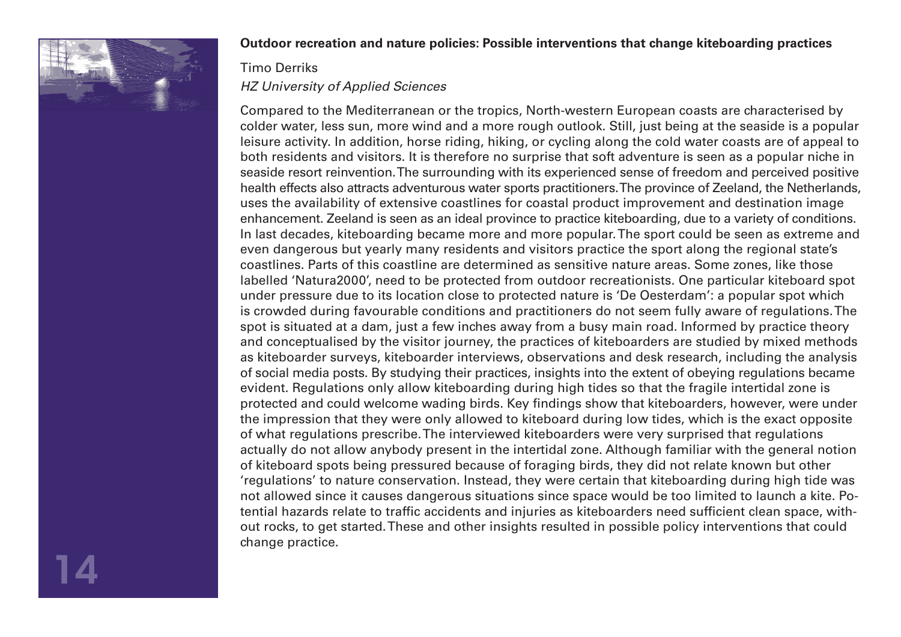**Outdoor recreation and nature policies: Possible interventions that change kiteboarding practices**

Timo Derriks

*HZ University of Applied Sciences*

Compared to the Mediterranean or the tropics, North-western European coasts are characterised by colder water, less sun, more wind and a more rough outlook. Still, just being at the seaside is a popular leisure activity. In addition, horse riding, hiking, or cycling along the cold water coasts are of appeal to both residents and visitors. It is therefore no surprise that soft adventure is seen as a popular niche in seaside resort reinvention. The surrounding with its experienced sense of freedom and perceived positive health effects also attracts adventurous water sports practitioners. The province of Zeeland, the Netherlands, uses the availability of extensive coastlines for coastal product improvement and destination image enhancement. Zeeland is seen as an ideal province to practice kiteboarding, due to a variety of conditions. In last decades, kiteboarding became more and more popular. The sport could be seen as extreme and even dangerous but yearly many residents and visitors practice the sport along the regional state's coastlines. Parts of this coastline are determined as sensitive nature areas. Some zones, like those labelled 'Natura2000', need to be protected from outdoor recreationists. One particular kiteboard spot under pressure due to its location close to protected nature is 'De Oesterdam': a popular spot which is crowded during favourable conditions and practitioners do not seem fully aware of regulations. The spot is situated at a dam, just a few inches away from a busy main road. Informed by practice theory and conceptualised by the visitor journey, the practices of kiteboarders are studied by mixed methods as kiteboarder surveys, kiteboarder interviews, observations and desk research, including the analysis of social media posts. By studying their practices, insights into the extent of obeying regulations became evident. Regulations only allow kiteboarding during high tides so that the fragile intertidal zone is protected and could welcome wading birds. Key findings show that kiteboarders, however, were under the impression that they were only allowed to kiteboard during low tides, which is the exact opposite of what regulations prescribe. The interviewed kiteboarders were very surprised that regulations actually do not allow anybody present in the intertidal zone. Although familiar with the general notion of kiteboard spots being pressured because of foraging birds, they did not relate known but other 'regulations' to nature conservation. Instead, they were certain that kiteboarding during high tide was not allowed since it causes dangerous situations since space would be too limited to launch a kite. Potential hazards relate to traffic accidents and injuries as kiteboarders need sufficient clean space, without rocks, to get started. These and other insights resulted in possible policy interventions that could change practice.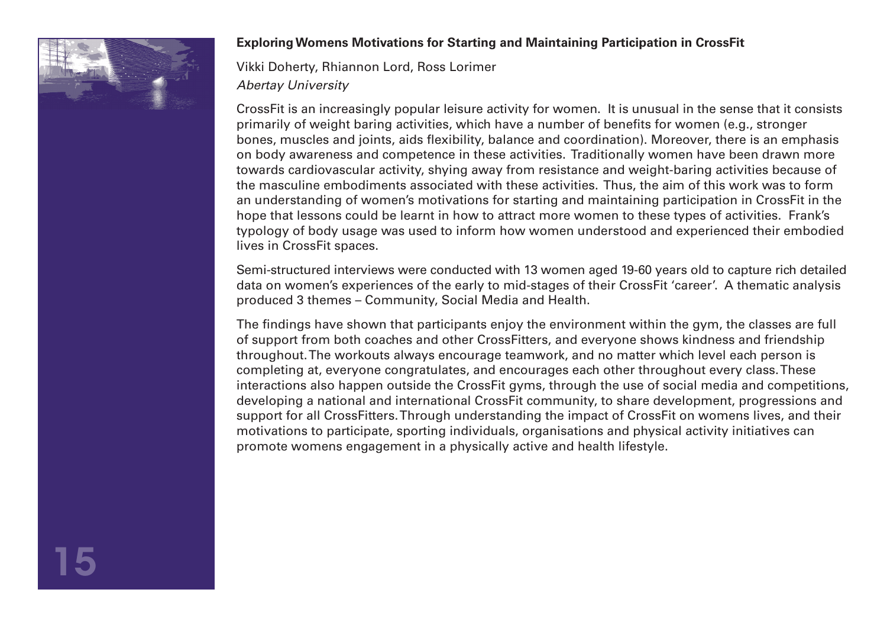**Exploring Womens Motivations for Starting and Maintaining Participation in CrossFit**

Vikki Doherty, Rhiannon Lord, Ross Lorimer

*Abertay University*

CrossFit is an increasingly popular leisure activity for women. It is unusual in the sense that it consists primarily of weight baring activities, which have a number of benefits for women (e.g., stronger bones, muscles and joints, aids flexibility, balance and coordination). Moreover, there is an emphasis on body awareness and competence in these activities. Traditionally women have been drawn more towards cardiovascular activity, shying away from resistance and weight-baring activities because of the masculine embodiments associated with these activities. Thus, the aim of this work was to form an understanding of women's motivations for starting and maintaining participation in CrossFit in the hope that lessons could be learnt in how to attract more women to these types of activities. Frank's typology of body usage was used to inform how women understood and experienced their embodied lives in CrossFit spaces.

Semi-structured interviews were conducted with 13 women aged 19-60 years old to capture rich detailed data on women's experiences of the early to mid-stages of their CrossFit 'career'. A thematic analysis produced 3 themes – Community, Social Media and Health.

The findings have shown that participants enjoy the environment within the gym, the classes are full of support from both coaches and other CrossFitters, and everyone shows kindness and friendship throughout. The workouts always encourage teamwork, and no matter which level each person is completing at, everyone congratulates, and encourages each other throughout every class. These interactions also happen outside the CrossFit gyms, through the use of social media and competitions, developing a national and international CrossFit community, to share development, progressions and support for all CrossFitters. Through understanding the impact of CrossFit on womens lives, and their motivations to participate, sporting individuals, organisations and physical activity initiatives can promote womens engagement in a physically active and health lifestyle.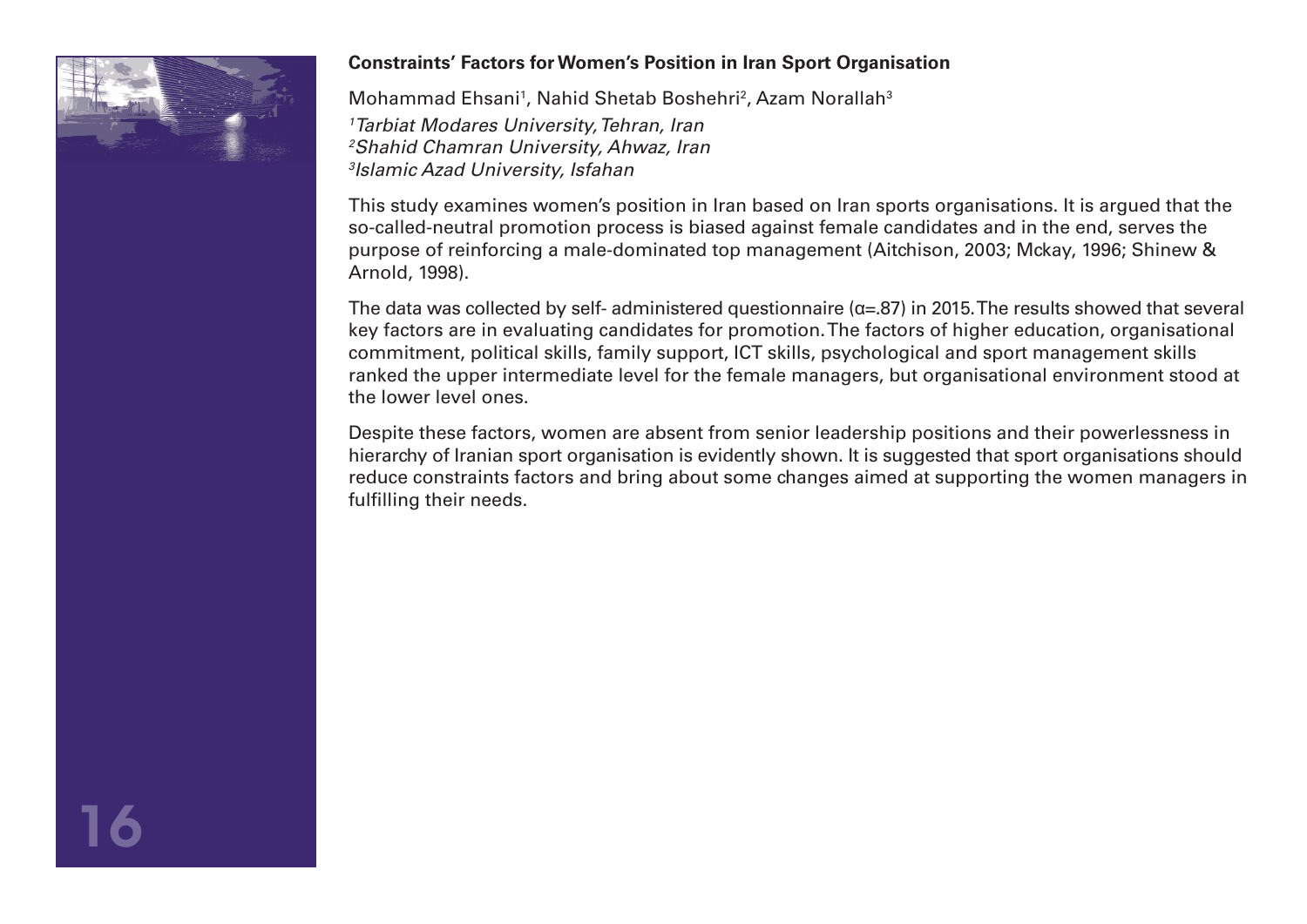**Constraints' Factors for Women's Position in Iran Sport Organisation**

Mohammad Ehsani[1], Nahid Shetab Boshehri[2], Azam Norallah[3]

*[1]Tarbiat Modares University, Tehran, Iran*
*[2]Shahid Chamran University, Ahwaz, Iran*
*[3]Islamic Azad University, Isfahan*

This study examines women's position in Iran based on Iran sports organisations. It is argued that the so-called-neutral promotion process is biased against female candidates and in the end, serves the purpose of reinforcing a male-dominated top management (Aitchison, 2003; Mckay, 1996; Shinew & Arnold, 1998).

The data was collected by self- administered questionnaire ($\alpha$=.87) in 2015. The results showed that several key factors are in evaluating candidates for promotion. The factors of higher education, organisational commitment, political skills, family support, ICT skills, psychological and sport management skills ranked the upper intermediate level for the female managers, but organisational environment stood at the lower level ones.

Despite these factors, women are absent from senior leadership positions and their powerlessness in hierarchy of Iranian sport organisation is evidently shown. It is suggested that sport organisations should reduce constraints factors and bring about some changes aimed at supporting the women managers in fulfilling their needs.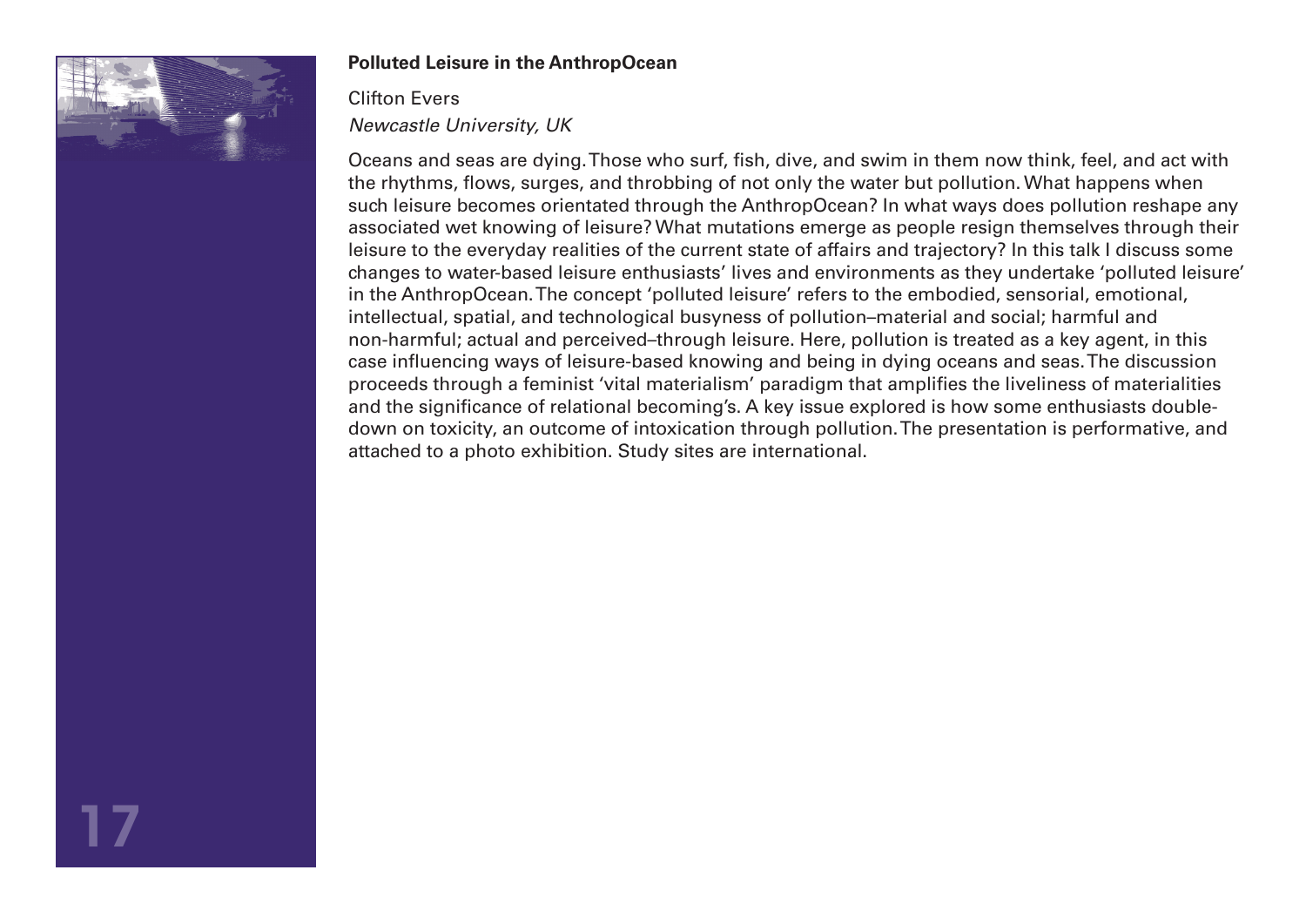**Polluted Leisure in the AnthropOcean**

Clifton Evers

*Newcastle University, UK*

Oceans and seas are dying. Those who surf, fish, dive, and swim in them now think, feel, and act with the rhythms, flows, surges, and throbbing of not only the water but pollution. What happens when such leisure becomes orientated through the AnthropOcean? In what ways does pollution reshape any associated wet knowing of leisure? What mutations emerge as people resign themselves through their leisure to the everyday realities of the current state of affairs and trajectory? In this talk I discuss some changes to water-based leisure enthusiasts' lives and environments as they undertake 'polluted leisure' in the AnthropOcean. The concept 'polluted leisure' refers to the embodied, sensorial, emotional, intellectual, spatial, and technological busyness of pollution–material and social; harmful and non-harmful; actual and perceived–through leisure. Here, pollution is treated as a key agent, in this case influencing ways of leisure-based knowing and being in dying oceans and seas. The discussion proceeds through a feminist 'vital materialism' paradigm that amplifies the liveliness of materialities and the significance of relational becoming's. A key issue explored is how some enthusiasts double-down on toxicity, an outcome of intoxication through pollution. The presentation is performative, and attached to a photo exhibition. Study sites are international.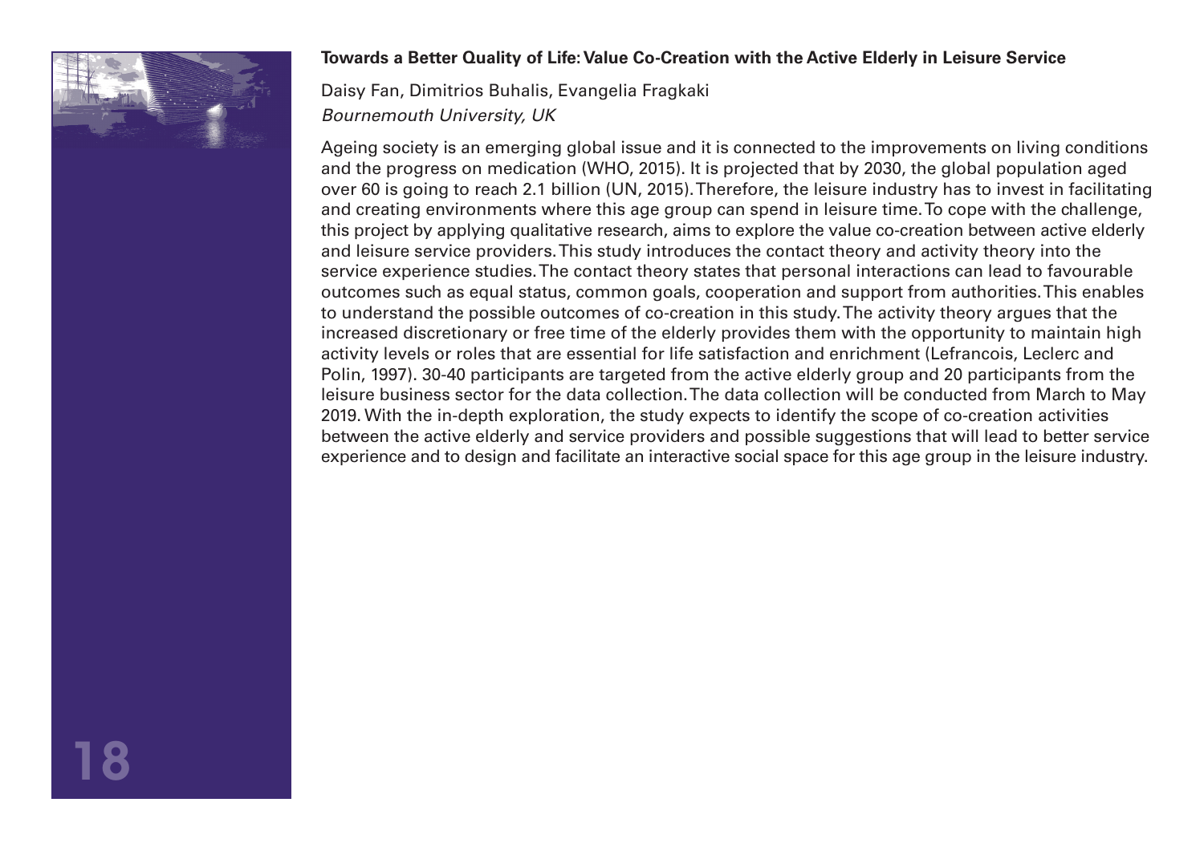**Towards a Better Quality of Life: Value Co-Creation with the Active Elderly in Leisure Service**

Daisy Fan, Dimitrios Buhalis, Evangelia Fragkaki
*Bournemouth University, UK*

Ageing society is an emerging global issue and it is connected to the improvements on living conditions and the progress on medication (WHO, 2015). It is projected that by 2030, the global population aged over 60 is going to reach 2.1 billion (UN, 2015). Therefore, the leisure industry has to invest in facilitating and creating environments where this age group can spend in leisure time. To cope with the challenge, this project by applying qualitative research, aims to explore the value co-creation between active elderly and leisure service providers. This study introduces the contact theory and activity theory into the service experience studies. The contact theory states that personal interactions can lead to favourable outcomes such as equal status, common goals, cooperation and support from authorities. This enables to understand the possible outcomes of co-creation in this study. The activity theory argues that the increased discretionary or free time of the elderly provides them with the opportunity to maintain high activity levels or roles that are essential for life satisfaction and enrichment (Lefrancois, Leclerc and Polin, 1997). 30-40 participants are targeted from the active elderly group and 20 participants from the leisure business sector for the data collection. The data collection will be conducted from March to May 2019. With the in-depth exploration, the study expects to identify the scope of co-creation activities between the active elderly and service providers and possible suggestions that will lead to better service experience and to design and facilitate an interactive social space for this age group in the leisure industry.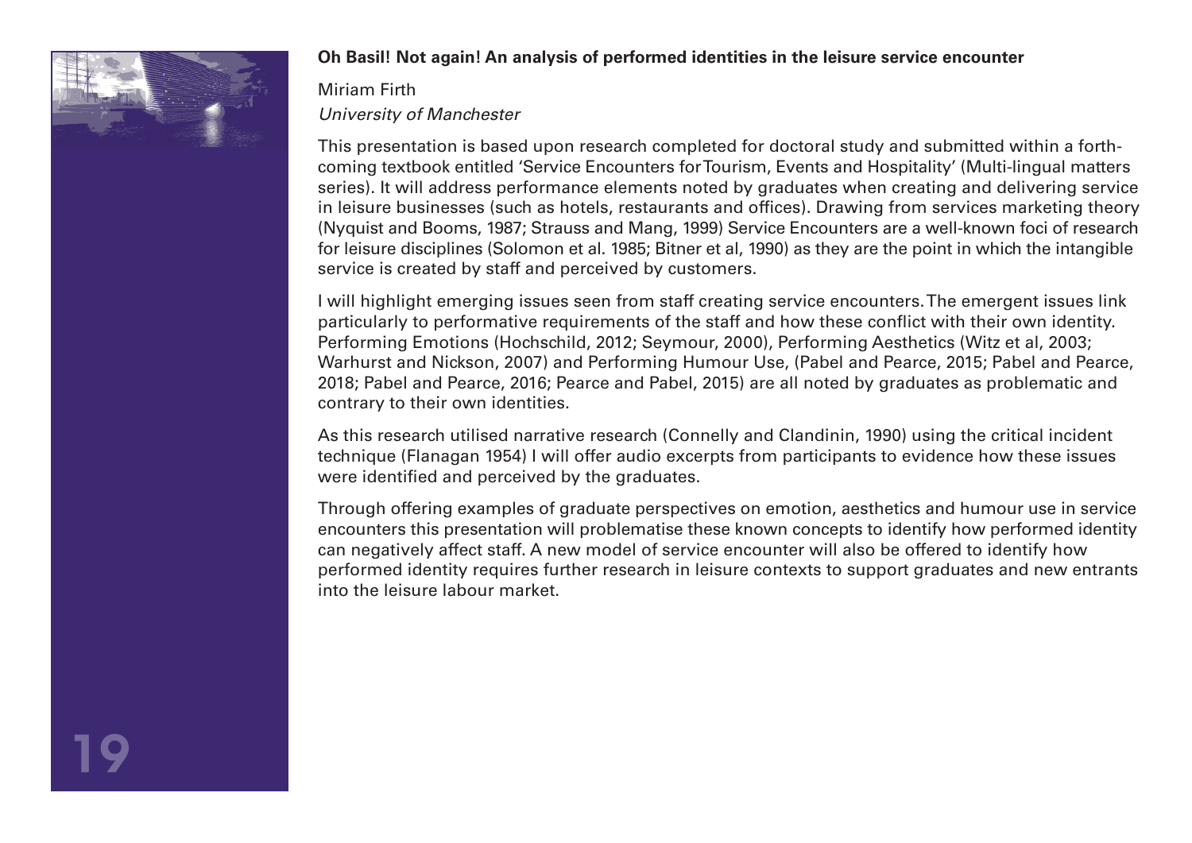**Oh Basil! Not again! An analysis of performed identities in the leisure service encounter**

Miriam Firth

*University of Manchester*

This presentation is based upon research completed for doctoral study and submitted within a forthcoming textbook entitled 'Service Encounters for Tourism, Events and Hospitality' (Multi-lingual matters series). It will address performance elements noted by graduates when creating and delivering service in leisure businesses (such as hotels, restaurants and offices). Drawing from services marketing theory (Nyquist and Booms, 1987; Strauss and Mang, 1999) Service Encounters are a well-known foci of research for leisure disciplines (Solomon et al. 1985; Bitner et al, 1990) as they are the point in which the intangible service is created by staff and perceived by customers.

I will highlight emerging issues seen from staff creating service encounters. The emergent issues link particularly to performative requirements of the staff and how these conflict with their own identity. Performing Emotions (Hochschild, 2012; Seymour, 2000), Performing Aesthetics (Witz et al, 2003; Warhurst and Nickson, 2007) and Performing Humour Use, (Pabel and Pearce, 2015; Pabel and Pearce, 2018; Pabel and Pearce, 2016; Pearce and Pabel, 2015) are all noted by graduates as problematic and contrary to their own identities.

As this research utilised narrative research (Connelly and Clandinin, 1990) using the critical incident technique (Flanagan 1954) I will offer audio excerpts from participants to evidence how these issues were identified and perceived by the graduates.

Through offering examples of graduate perspectives on emotion, aesthetics and humour use in service encounters this presentation will problematise these known concepts to identify how performed identity can negatively affect staff. A new model of service encounter will also be offered to identify how performed identity requires further research in leisure contexts to support graduates and new entrants into the leisure labour market.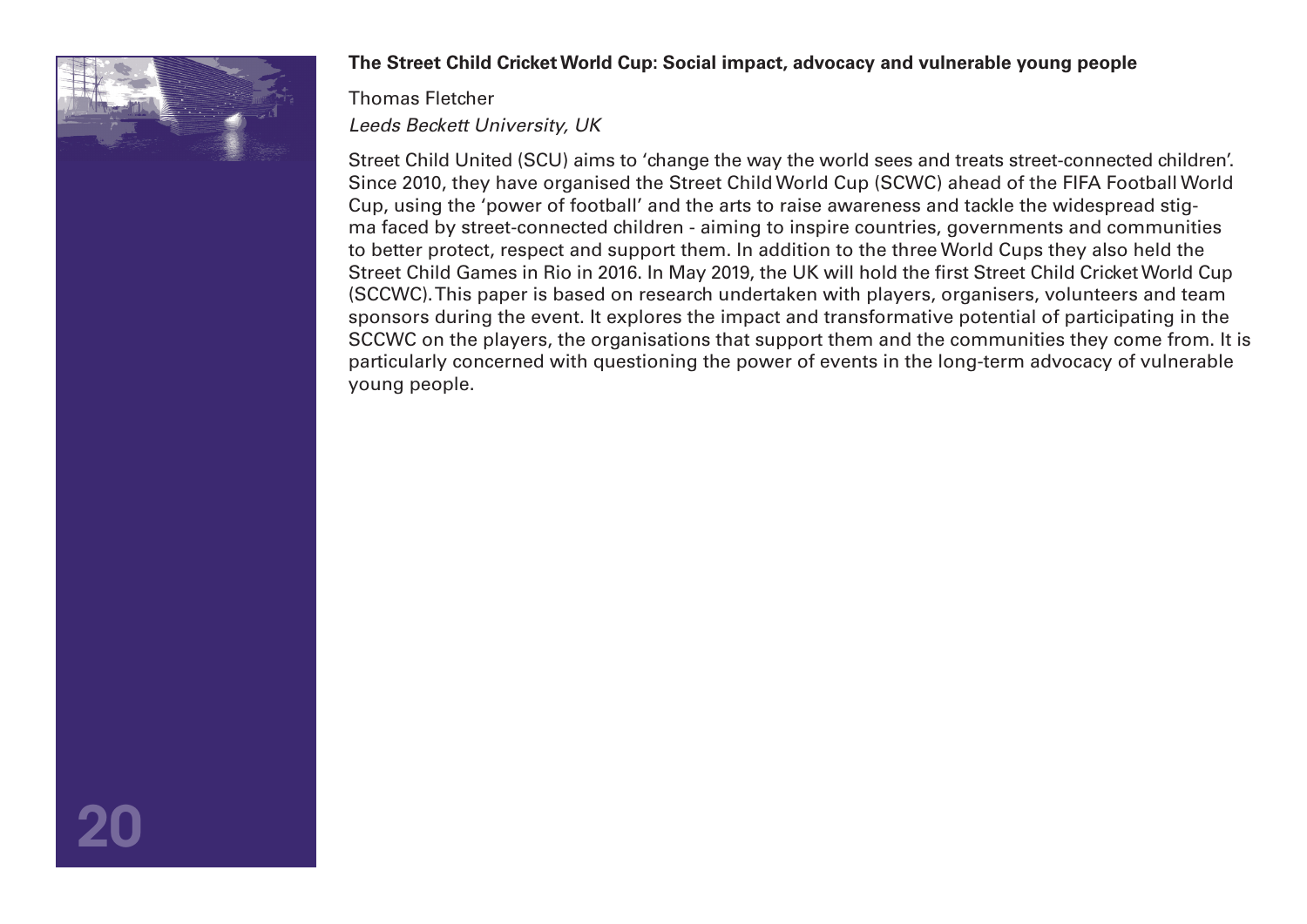**The Street Child Cricket World Cup: Social impact, advocacy and vulnerable young people**

Thomas Fletcher

*Leeds Beckett University, UK*

Street Child United (SCU) aims to 'change the way the world sees and treats street-connected children'. Since 2010, they have organised the Street Child World Cup (SCWC) ahead of the FIFA Football World Cup, using the 'power of football' and the arts to raise awareness and tackle the widespread stigma faced by street-connected children - aiming to inspire countries, governments and communities to better protect, respect and support them. In addition to the three World Cups they also held the Street Child Games in Rio in 2016. In May 2019, the UK will hold the first Street Child Cricket World Cup (SCCWC). This paper is based on research undertaken with players, organisers, volunteers and team sponsors during the event. It explores the impact and transformative potential of participating in the SCCWC on the players, the organisations that support them and the communities they come from. It is particularly concerned with questioning the power of events in the long-term advocacy of vulnerable young people.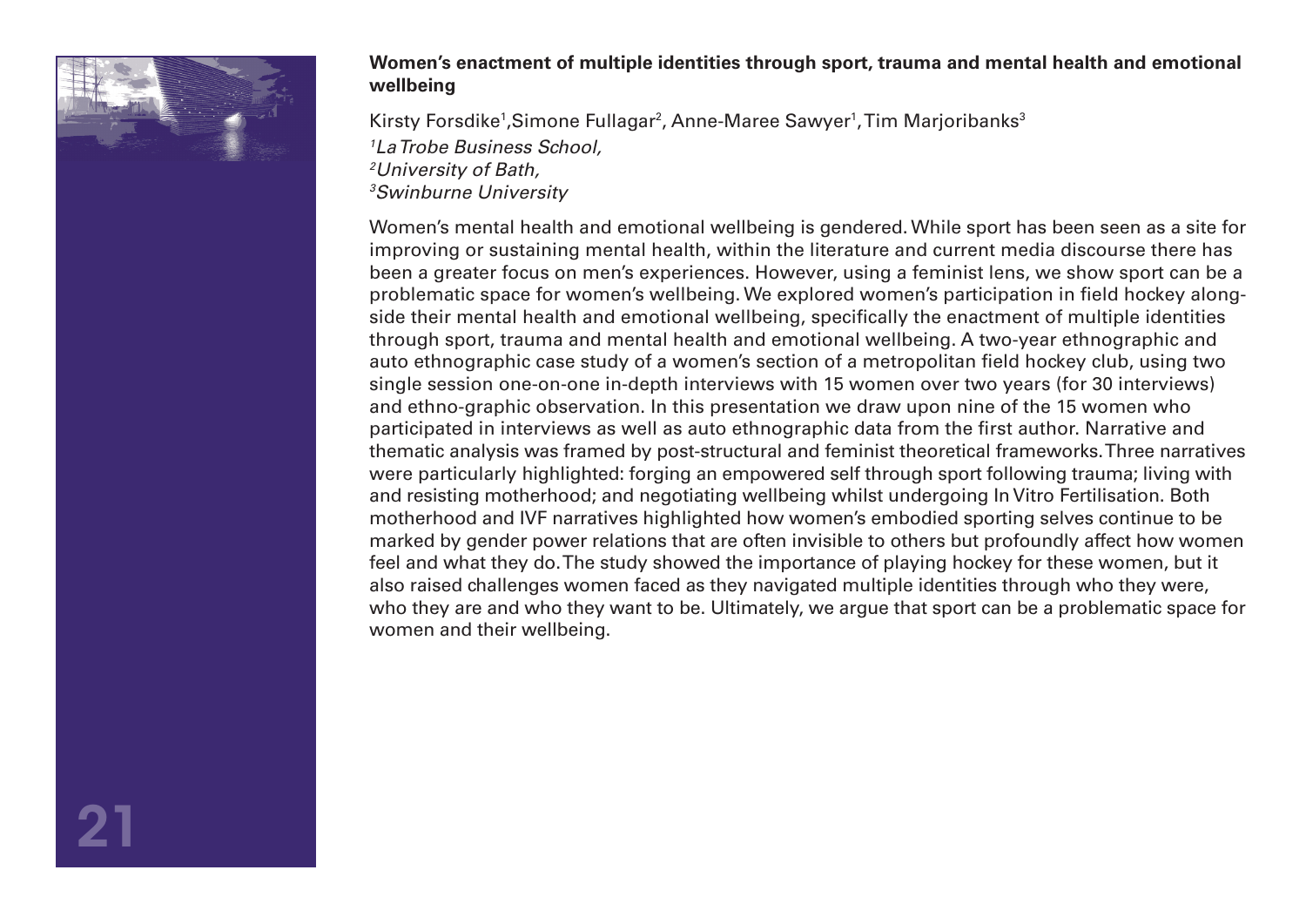**Women's enactment of multiple identities through sport, trauma and mental health and emotional wellbeing**

Kirsty Forsdike[1], Simone Fullagar[2], Anne-Maree Sawyer[1], Tim Marjoribanks[3]

[1]*La Trobe Business School,*
[2]*University of Bath,*
[3]*Swinburne University*

Women's mental health and emotional wellbeing is gendered. While sport has been seen as a site for improving or sustaining mental health, within the literature and current media discourse there has been a greater focus on men's experiences. However, using a feminist lens, we show sport can be a problematic space for women's wellbeing. We explored women's participation in field hockey alongside their mental health and emotional wellbeing, specifically the enactment of multiple identities through sport, trauma and mental health and emotional wellbeing. A two-year ethnographic and auto ethnographic case study of a women's section of a metropolitan field hockey club, using two single session one-on-one in-depth interviews with 15 women over two years (for 30 interviews) and ethno-graphic observation. In this presentation we draw upon nine of the 15 women who participated in interviews as well as auto ethnographic data from the first author. Narrative and thematic analysis was framed by post-structural and feminist theoretical frameworks. Three narratives were particularly highlighted: forging an empowered self through sport following trauma; living with and resisting motherhood; and negotiating wellbeing whilst undergoing In Vitro Fertilisation. Both motherhood and IVF narratives highlighted how women's embodied sporting selves continue to be marked by gender power relations that are often invisible to others but profoundly affect how women feel and what they do. The study showed the importance of playing hockey for these women, but it also raised challenges women faced as they navigated multiple identities through who they were, who they are and who they want to be. Ultimately, we argue that sport can be a problematic space for women and their wellbeing.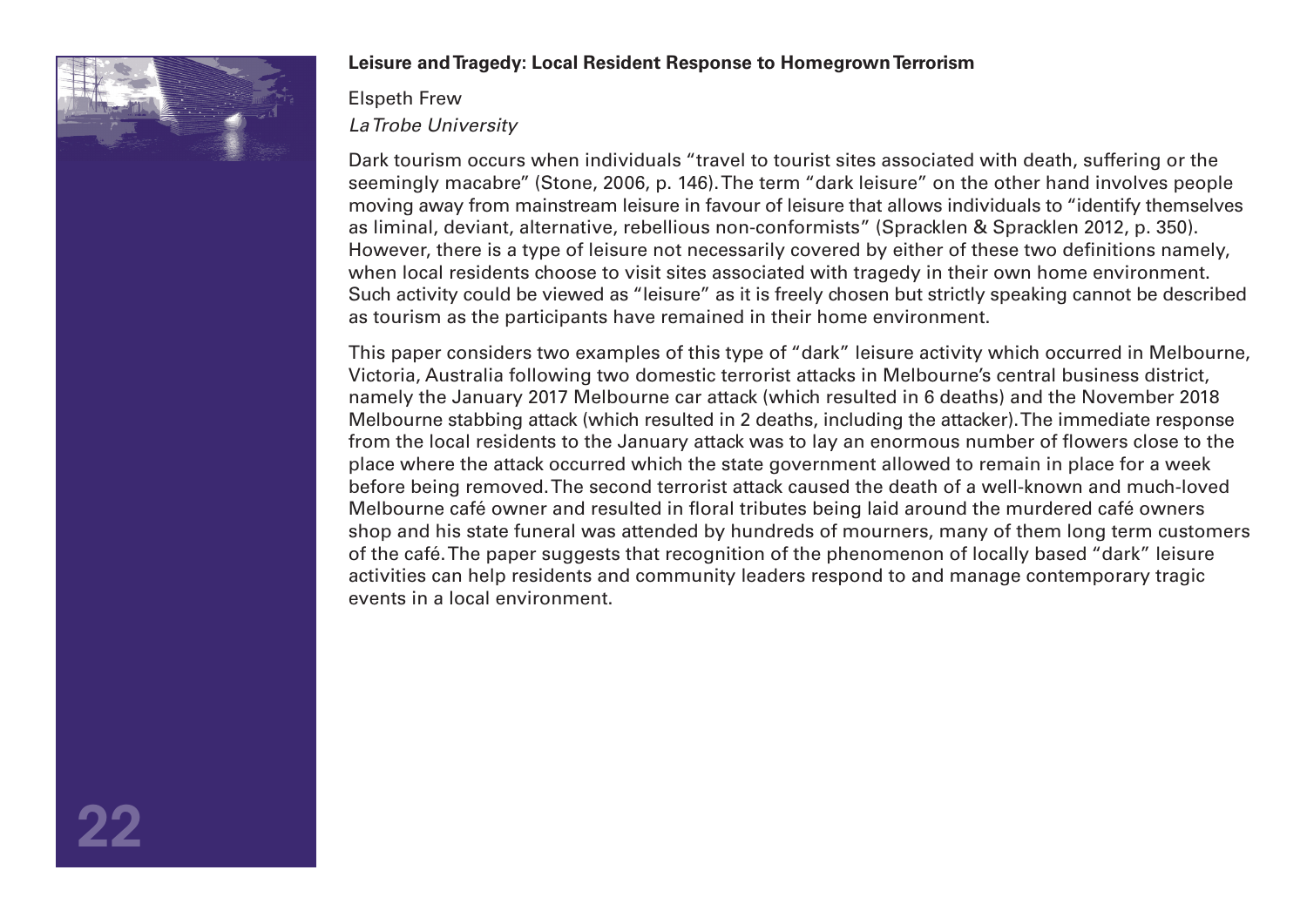**Leisure and Tragedy: Local Resident Response to Homegrown Terrorism**

Elspeth Frew

*La Trobe University*

Dark tourism occurs when individuals "travel to tourist sites associated with death, suffering or the seemingly macabre" (Stone, 2006, p. 146). The term "dark leisure" on the other hand involves people moving away from mainstream leisure in favour of leisure that allows individuals to "identify themselves as liminal, deviant, alternative, rebellious non-conformists" (Spracklen & Spracklen 2012, p. 350). However, there is a type of leisure not necessarily covered by either of these two definitions namely, when local residents choose to visit sites associated with tragedy in their own home environment. Such activity could be viewed as "leisure" as it is freely chosen but strictly speaking cannot be described as tourism as the participants have remained in their home environment.

This paper considers two examples of this type of "dark" leisure activity which occurred in Melbourne, Victoria, Australia following two domestic terrorist attacks in Melbourne's central business district, namely the January 2017 Melbourne car attack (which resulted in 6 deaths) and the November 2018 Melbourne stabbing attack (which resulted in 2 deaths, including the attacker). The immediate response from the local residents to the January attack was to lay an enormous number of flowers close to the place where the attack occurred which the state government allowed to remain in place for a week before being removed. The second terrorist attack caused the death of a well-known and much-loved Melbourne café owner and resulted in floral tributes being laid around the murdered café owners shop and his state funeral was attended by hundreds of mourners, many of them long term customers of the café. The paper suggests that recognition of the phenomenon of locally based "dark" leisure activities can help residents and community leaders respond to and manage contemporary tragic events in a local environment.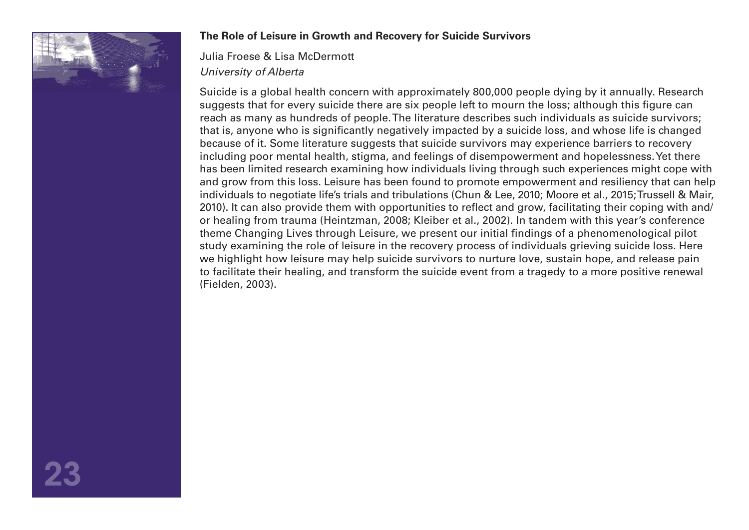**The Role of Leisure in Growth and Recovery for Suicide Survivors**

Julia Froese & Lisa McDermott
*University of Alberta*

Suicide is a global health concern with approximately 800,000 people dying by it annually. Research suggests that for every suicide there are six people left to mourn the loss; although this figure can reach as many as hundreds of people. The literature describes such individuals as suicide survivors; that is, anyone who is significantly negatively impacted by a suicide loss, and whose life is changed because of it. Some literature suggests that suicide survivors may experience barriers to recovery including poor mental health, stigma, and feelings of disempowerment and hopelessness. Yet there has been limited research examining how individuals living through such experiences might cope with and grow from this loss. Leisure has been found to promote empowerment and resiliency that can help individuals to negotiate life's trials and tribulations (Chun & Lee, 2010; Moore et al., 2015; Trussell & Mair, 2010). It can also provide them with opportunities to reflect and grow, facilitating their coping with and/or healing from trauma (Heintzman, 2008; Kleiber et al., 2002). In tandem with this year's conference theme Changing Lives through Leisure, we present our initial findings of a phenomenological pilot study examining the role of leisure in the recovery process of individuals grieving suicide loss. Here we highlight how leisure may help suicide survivors to nurture love, sustain hope, and release pain to facilitate their healing, and transform the suicide event from a tragedy to a more positive renewal (Fielden, 2003).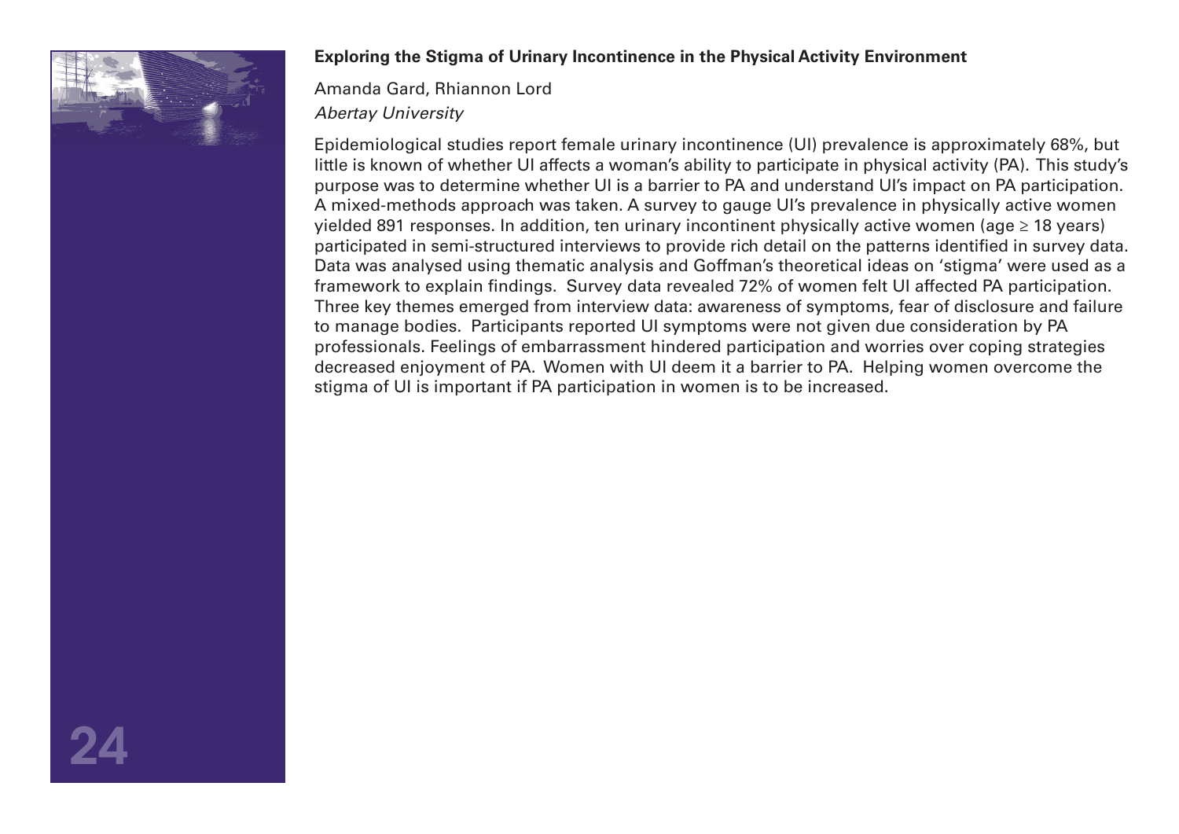**Exploring the Stigma of Urinary Incontinence in the Physical Activity Environment**

Amanda Gard, Rhiannon Lord

*Abertay University*

Epidemiological studies report female urinary incontinence (UI) prevalence is approximately 68%, but little is known of whether UI affects a woman's ability to participate in physical activity (PA). This study's purpose was to determine whether UI is a barrier to PA and understand UI's impact on PA participation. A mixed-methods approach was taken. A survey to gauge UI's prevalence in physically active women yielded 891 responses. In addition, ten urinary incontinent physically active women (age $\geq$ 18 years) participated in semi-structured interviews to provide rich detail on the patterns identified in survey data. Data was analysed using thematic analysis and Goffman's theoretical ideas on 'stigma' were used as a framework to explain findings. Survey data revealed 72% of women felt UI affected PA participation. Three key themes emerged from interview data: awareness of symptoms, fear of disclosure and failure to manage bodies. Participants reported UI symptoms were not given due consideration by PA professionals. Feelings of embarrassment hindered participation and worries over coping strategies decreased enjoyment of PA. Women with UI deem it a barrier to PA. Helping women overcome the stigma of UI is important if PA participation in women is to be increased.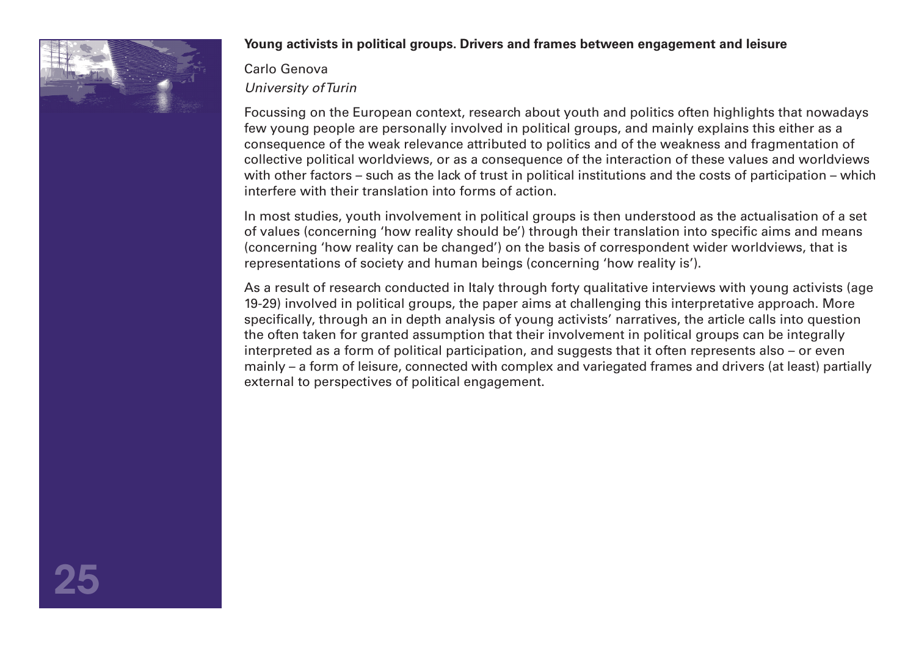**Young activists in political groups. Drivers and frames between engagement and leisure**

Carlo Genova
*University of Turin*

Focussing on the European context, research about youth and politics often highlights that nowadays few young people are personally involved in political groups, and mainly explains this either as a consequence of the weak relevance attributed to politics and of the weakness and fragmentation of collective political worldviews, or as a consequence of the interaction of these values and worldviews with other factors – such as the lack of trust in political institutions and the costs of participation – which interfere with their translation into forms of action.

In most studies, youth involvement in political groups is then understood as the actualisation of a set of values (concerning 'how reality should be') through their translation into specific aims and means (concerning 'how reality can be changed') on the basis of correspondent wider worldviews, that is representations of society and human beings (concerning 'how reality is').

As a result of research conducted in Italy through forty qualitative interviews with young activists (age 19-29) involved in political groups, the paper aims at challenging this interpretative approach. More specifically, through an in depth analysis of young activists' narratives, the article calls into question the often taken for granted assumption that their involvement in political groups can be integrally interpreted as a form of political participation, and suggests that it often represents also – or even mainly – a form of leisure, connected with complex and variegated frames and drivers (at least) partially external to perspectives of political engagement.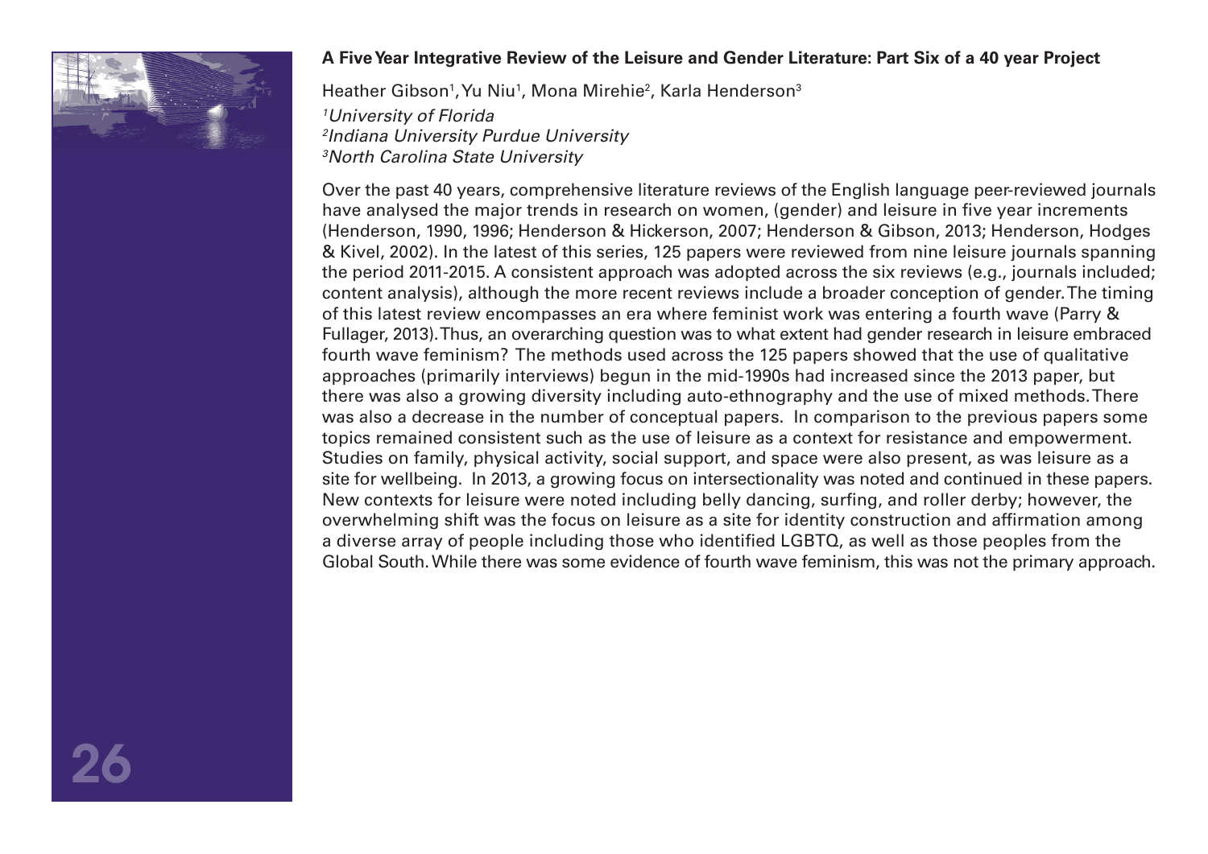**A Five Year Integrative Review of the Leisure and Gender Literature: Part Six of a 40 year Project**

Heather Gibson[1], Yu Niu[1], Mona Mirehie[2], Karla Henderson[3]

[1]*University of Florida*
[2]*Indiana University Purdue University*
[3]*North Carolina State University*

Over the past 40 years, comprehensive literature reviews of the English language peer-reviewed journals have analysed the major trends in research on women, (gender) and leisure in five year increments (Henderson, 1990, 1996; Henderson & Hickerson, 2007; Henderson & Gibson, 2013; Henderson, Hodges & Kivel, 2002). In the latest of this series, 125 papers were reviewed from nine leisure journals spanning the period 2011-2015. A consistent approach was adopted across the six reviews (e.g., journals included; content analysis), although the more recent reviews include a broader conception of gender. The timing of this latest review encompasses an era where feminist work was entering a fourth wave (Parry & Fullager, 2013). Thus, an overarching question was to what extent had gender research in leisure embraced fourth wave feminism? The methods used across the 125 papers showed that the use of qualitative approaches (primarily interviews) begun in the mid-1990s had increased since the 2013 paper, but there was also a growing diversity including auto-ethnography and the use of mixed methods. There was also a decrease in the number of conceptual papers. In comparison to the previous papers some topics remained consistent such as the use of leisure as a context for resistance and empowerment. Studies on family, physical activity, social support, and space were also present, as was leisure as a site for wellbeing. In 2013, a growing focus on intersectionality was noted and continued in these papers. New contexts for leisure were noted including belly dancing, surfing, and roller derby; however, the overwhelming shift was the focus on leisure as a site for identity construction and affirmation among a diverse array of people including those who identified LGBTQ, as well as those peoples from the Global South. While there was some evidence of fourth wave feminism, this was not the primary approach.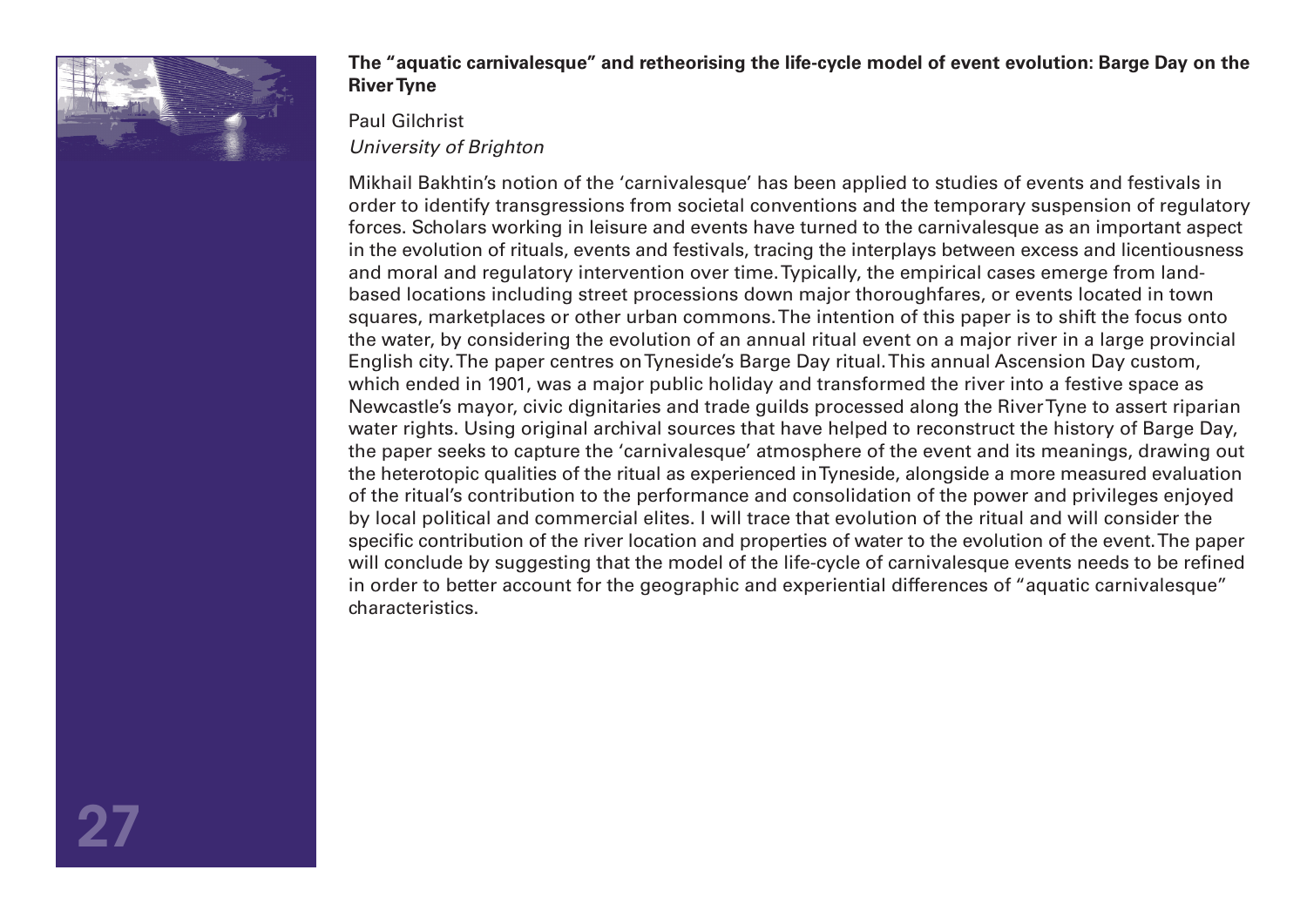## The "aquatic carnivalesque" and retheorising the life-cycle model of event evolution: Barge Day on the River Tyne

Paul Gilchrist

*University of Brighton*

Mikhail Bakhtin's notion of the 'carnivalesque' has been applied to studies of events and festivals in order to identify transgressions from societal conventions and the temporary suspension of regulatory forces. Scholars working in leisure and events have turned to the carnivalesque as an important aspect in the evolution of rituals, events and festivals, tracing the interplays between excess and licentiousness and moral and regulatory intervention over time. Typically, the empirical cases emerge from land-based locations including street processions down major thoroughfares, or events located in town squares, marketplaces or other urban commons. The intention of this paper is to shift the focus onto the water, by considering the evolution of an annual ritual event on a major river in a large provincial English city. The paper centres on Tyneside's Barge Day ritual. This annual Ascension Day custom, which ended in 1901, was a major public holiday and transformed the river into a festive space as Newcastle's mayor, civic dignitaries and trade guilds processed along the River Tyne to assert riparian water rights. Using original archival sources that have helped to reconstruct the history of Barge Day, the paper seeks to capture the 'carnivalesque' atmosphere of the event and its meanings, drawing out the heterotopic qualities of the ritual as experienced in Tyneside, alongside a more measured evaluation of the ritual's contribution to the performance and consolidation of the power and privileges enjoyed by local political and commercial elites. I will trace that evolution of the ritual and will consider the specific contribution of the river location and properties of water to the evolution of the event. The paper will conclude by suggesting that the model of the life-cycle of carnivalesque events needs to be refined in order to better account for the geographic and experiential differences of "aquatic carnivalesque" characteristics.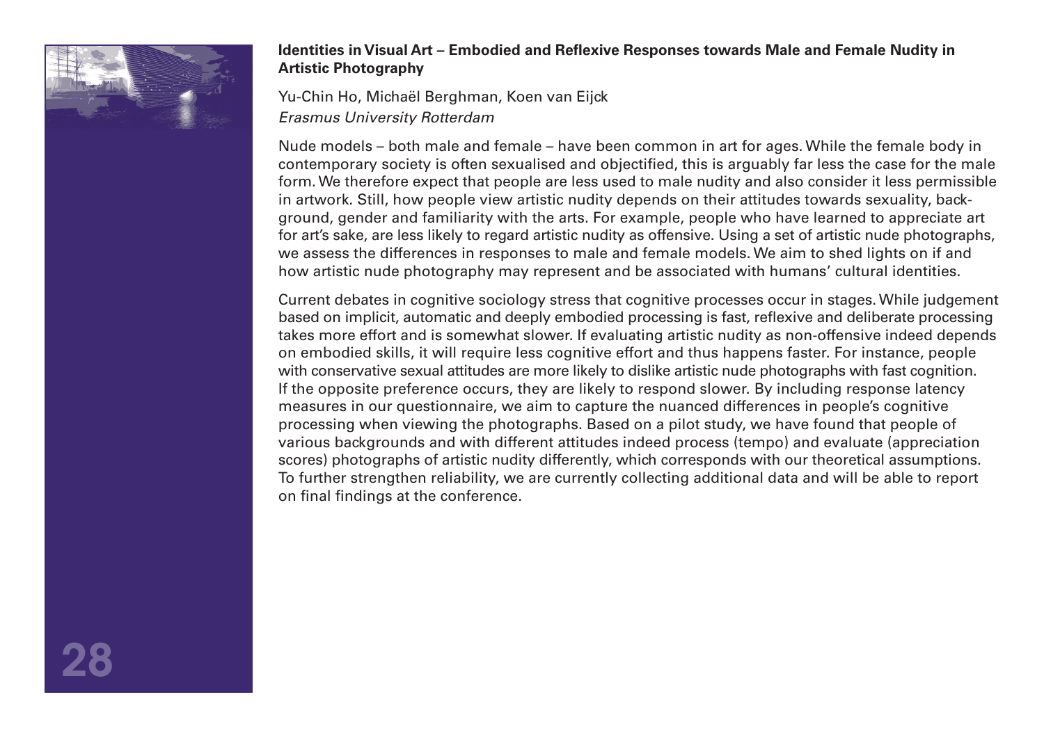**Identities in Visual Art – Embodied and Reflexive Responses towards Male and Female Nudity in Artistic Photography**

Yu-Chin Ho, Michaël Berghman, Koen van Eijck
*Erasmus University Rotterdam*

Nude models – both male and female – have been common in art for ages. While the female body in contemporary society is often sexualised and objectified, this is arguably far less the case for the male form. We therefore expect that people are less used to male nudity and also consider it less permissible in artwork. Still, how people view artistic nudity depends on their attitudes towards sexuality, background, gender and familiarity with the arts. For example, people who have learned to appreciate art for art's sake, are less likely to regard artistic nudity as offensive. Using a set of artistic nude photographs, we assess the differences in responses to male and female models. We aim to shed lights on if and how artistic nude photography may represent and be associated with humans' cultural identities.

Current debates in cognitive sociology stress that cognitive processes occur in stages. While judgement based on implicit, automatic and deeply embodied processing is fast, reflexive and deliberate processing takes more effort and is somewhat slower. If evaluating artistic nudity as non-offensive indeed depends on embodied skills, it will require less cognitive effort and thus happens faster. For instance, people with conservative sexual attitudes are more likely to dislike artistic nude photographs with fast cognition. If the opposite preference occurs, they are likely to respond slower. By including response latency measures in our questionnaire, we aim to capture the nuanced differences in people's cognitive processing when viewing the photographs. Based on a pilot study, we have found that people of various backgrounds and with different attitudes indeed process (tempo) and evaluate (appreciation scores) photographs of artistic nudity differently, which corresponds with our theoretical assumptions. To further strengthen reliability, we are currently collecting additional data and will be able to report on final findings at the conference.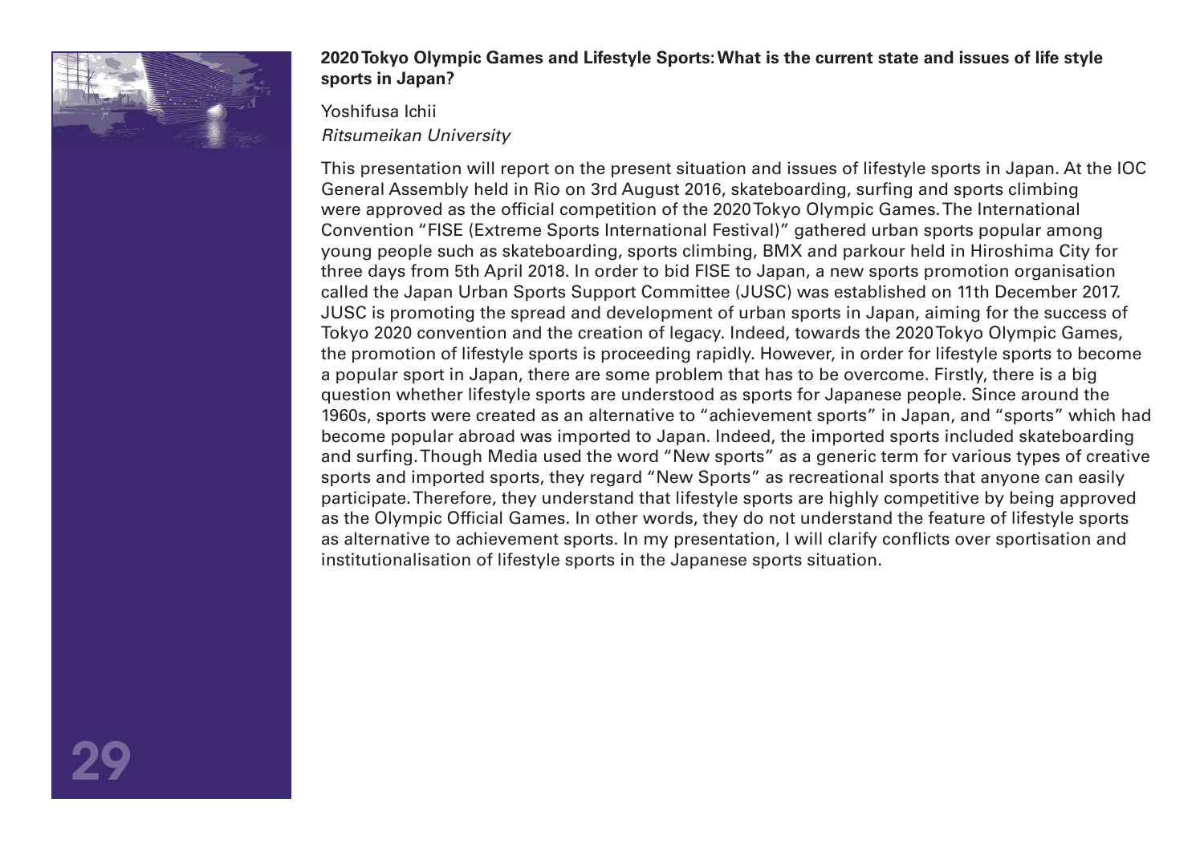**2020 Tokyo Olympic Games and Lifestyle Sports: What is the current state and issues of life style sports in Japan?**

Yoshifusa Ichii
*Ritsumeikan University*

This presentation will report on the present situation and issues of lifestyle sports in Japan. At the IOC General Assembly held in Rio on 3rd August 2016, skateboarding, surfing and sports climbing were approved as the official competition of the 2020 Tokyo Olympic Games. The International Convention "FISE (Extreme Sports International Festival)" gathered urban sports popular among young people such as skateboarding, sports climbing, BMX and parkour held in Hiroshima City for three days from 5th April 2018. In order to bid FISE to Japan, a new sports promotion organisation called the Japan Urban Sports Support Committee (JUSC) was established on 11th December 2017. JUSC is promoting the spread and development of urban sports in Japan, aiming for the success of Tokyo 2020 convention and the creation of legacy. Indeed, towards the 2020 Tokyo Olympic Games, the promotion of lifestyle sports is proceeding rapidly. However, in order for lifestyle sports to become a popular sport in Japan, there are some problem that has to be overcome. Firstly, there is a big question whether lifestyle sports are understood as sports for Japanese people. Since around the 1960s, sports were created as an alternative to "achievement sports" in Japan, and "sports" which had become popular abroad was imported to Japan. Indeed, the imported sports included skateboarding and surfing. Though Media used the word "New sports" as a generic term for various types of creative sports and imported sports, they regard "New Sports" as recreational sports that anyone can easily participate. Therefore, they understand that lifestyle sports are highly competitive by being approved as the Olympic Official Games. In other words, they do not understand the feature of lifestyle sports as alternative to achievement sports. In my presentation, I will clarify conflicts over sportisation and institutionalisation of lifestyle sports in the Japanese sports situation.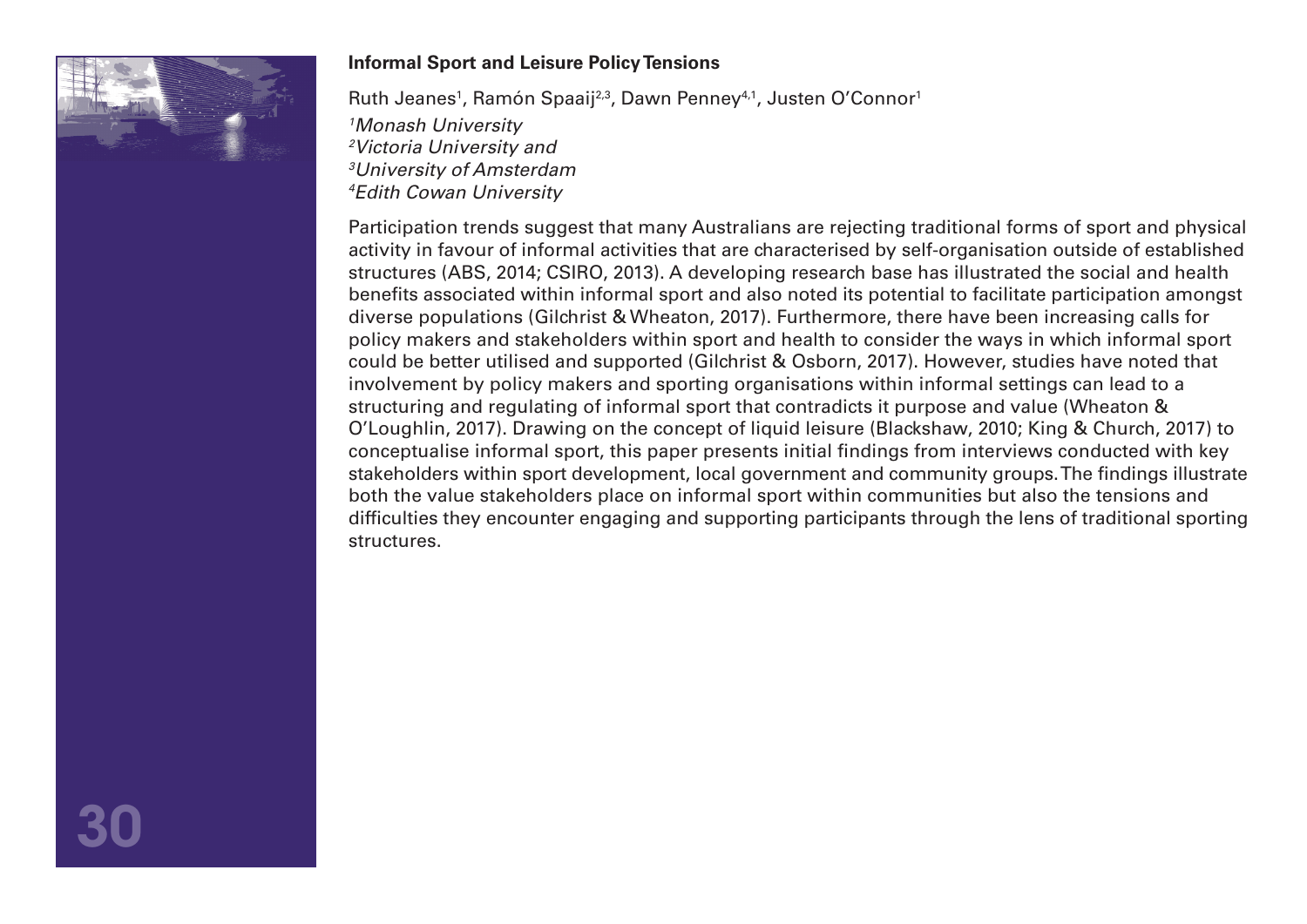## Informal Sport and Leisure Policy Tensions

Ruth Jeanes[1], Ramón Spaaij[2,3], Dawn Penney[4,1], Justen O'Connor[1]

*[1]Monash University*
*[2]Victoria University and*
*[3]University of Amsterdam*
*[4]Edith Cowan University*

Participation trends suggest that many Australians are rejecting traditional forms of sport and physical activity in favour of informal activities that are characterised by self-organisation outside of established structures (ABS, 2014; CSIRO, 2013). A developing research base has illustrated the social and health benefits associated within informal sport and also noted its potential to facilitate participation amongst diverse populations (Gilchrist & Wheaton, 2017). Furthermore, there have been increasing calls for policy makers and stakeholders within sport and health to consider the ways in which informal sport could be better utilised and supported (Gilchrist & Osborn, 2017). However, studies have noted that involvement by policy makers and sporting organisations within informal settings can lead to a structuring and regulating of informal sport that contradicts it purpose and value (Wheaton & O'Loughlin, 2017). Drawing on the concept of liquid leisure (Blackshaw, 2010; King & Church, 2017) to conceptualise informal sport, this paper presents initial findings from interviews conducted with key stakeholders within sport development, local government and community groups. The findings illustrate both the value stakeholders place on informal sport within communities but also the tensions and difficulties they encounter engaging and supporting participants through the lens of traditional sporting structures.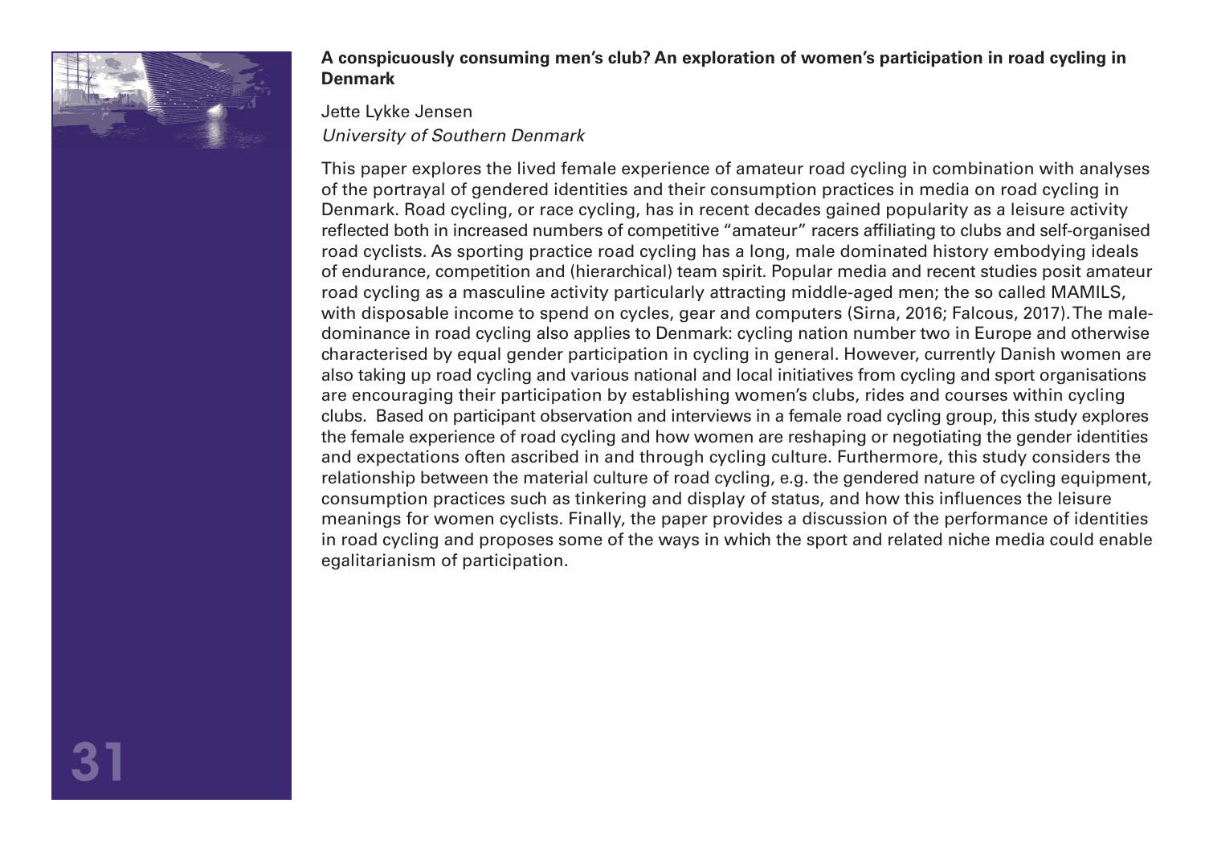**A conspicuously consuming men's club? An exploration of women's participation in road cycling in Denmark**

Jette Lykke Jensen
*University of Southern Denmark*

This paper explores the lived female experience of amateur road cycling in combination with analyses of the portrayal of gendered identities and their consumption practices in media on road cycling in Denmark. Road cycling, or race cycling, has in recent decades gained popularity as a leisure activity reflected both in increased numbers of competitive "amateur" racers affiliating to clubs and self-organised road cyclists. As sporting practice road cycling has a long, male dominated history embodying ideals of endurance, competition and (hierarchical) team spirit. Popular media and recent studies posit amateur road cycling as a masculine activity particularly attracting middle-aged men; the so called MAMILS, with disposable income to spend on cycles, gear and computers (Sirna, 2016; Falcous, 2017). The male-dominance in road cycling also applies to Denmark: cycling nation number two in Europe and otherwise characterised by equal gender participation in cycling in general. However, currently Danish women are also taking up road cycling and various national and local initiatives from cycling and sport organisations are encouraging their participation by establishing women's clubs, rides and courses within cycling clubs. Based on participant observation and interviews in a female road cycling group, this study explores the female experience of road cycling and how women are reshaping or negotiating the gender identities and expectations often ascribed in and through cycling culture. Furthermore, this study considers the relationship between the material culture of road cycling, e.g. the gendered nature of cycling equipment, consumption practices such as tinkering and display of status, and how this influences the leisure meanings for women cyclists. Finally, the paper provides a discussion of the performance of identities in road cycling and proposes some of the ways in which the sport and related niche media could enable egalitarianism of participation.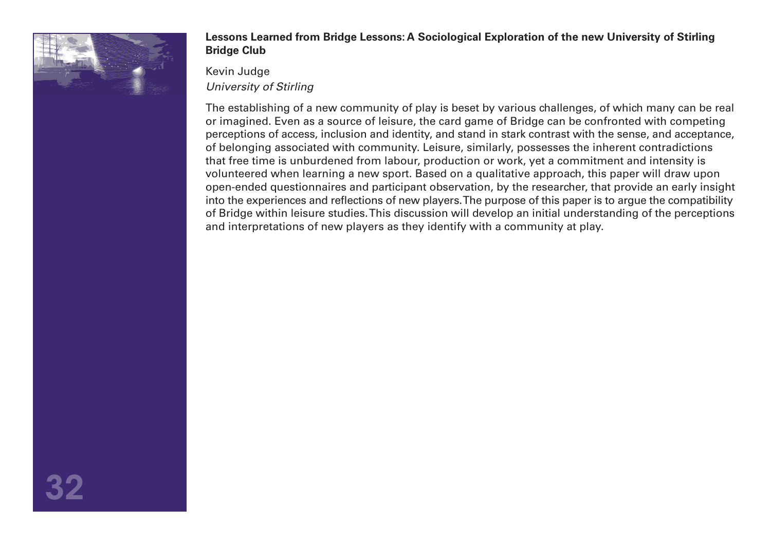**Lessons Learned from Bridge Lessons: A Sociological Exploration of the new University of Stirling Bridge Club**

Kevin Judge
*University of Stirling*

The establishing of a new community of play is beset by various challenges, of which many can be real or imagined. Even as a source of leisure, the card game of Bridge can be confronted with competing perceptions of access, inclusion and identity, and stand in stark contrast with the sense, and acceptance, of belonging associated with community. Leisure, similarly, possesses the inherent contradictions that free time is unburdened from labour, production or work, yet a commitment and intensity is volunteered when learning a new sport. Based on a qualitative approach, this paper will draw upon open-ended questionnaires and participant observation, by the researcher, that provide an early insight into the experiences and reflections of new players. The purpose of this paper is to argue the compatibility of Bridge within leisure studies. This discussion will develop an initial understanding of the perceptions and interpretations of new players as they identify with a community at play.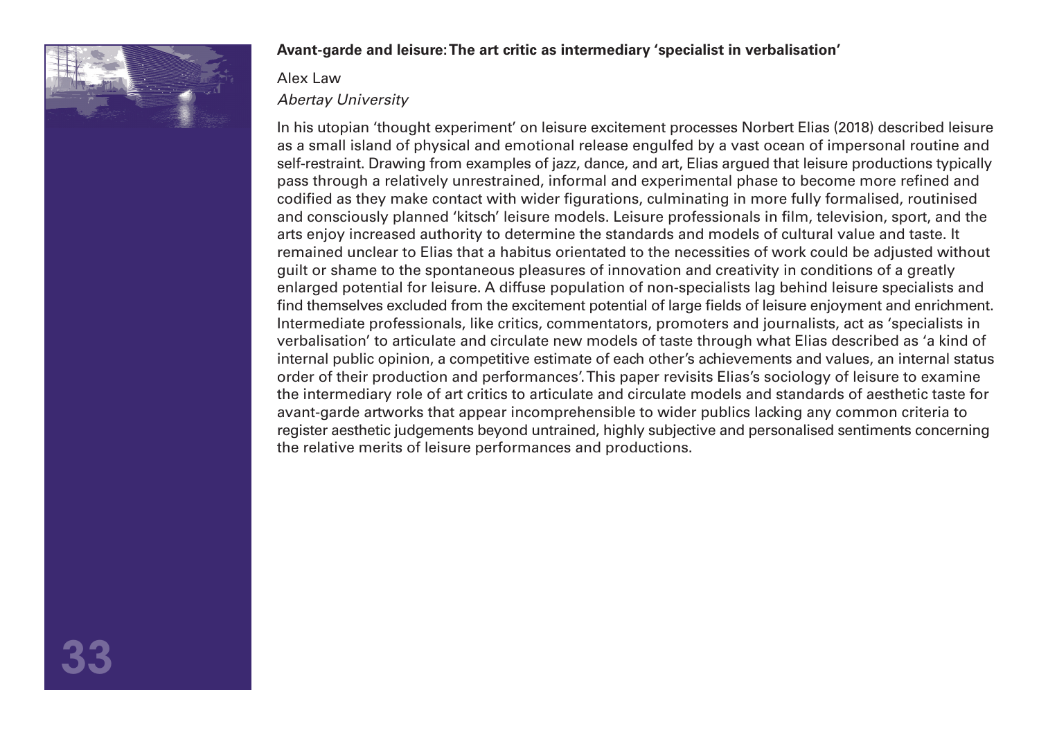**Avant-garde and leisure: The art critic as intermediary 'specialist in verbalisation'**

Alex Law

*Abertay University*

In his utopian 'thought experiment' on leisure excitement processes Norbert Elias (2018) described leisure as a small island of physical and emotional release engulfed by a vast ocean of impersonal routine and self-restraint. Drawing from examples of jazz, dance, and art, Elias argued that leisure productions typically pass through a relatively unrestrained, informal and experimental phase to become more refined and codified as they make contact with wider figurations, culminating in more fully formalised, routinised and consciously planned 'kitsch' leisure models. Leisure professionals in film, television, sport, and the arts enjoy increased authority to determine the standards and models of cultural value and taste. It remained unclear to Elias that a habitus orientated to the necessities of work could be adjusted without guilt or shame to the spontaneous pleasures of innovation and creativity in conditions of a greatly enlarged potential for leisure. A diffuse population of non-specialists lag behind leisure specialists and find themselves excluded from the excitement potential of large fields of leisure enjoyment and enrichment. Intermediate professionals, like critics, commentators, promoters and journalists, act as 'specialists in verbalisation' to articulate and circulate new models of taste through what Elias described as 'a kind of internal public opinion, a competitive estimate of each other's achievements and values, an internal status order of their production and performances'. This paper revisits Elias's sociology of leisure to examine the intermediary role of art critics to articulate and circulate models and standards of aesthetic taste for avant-garde artworks that appear incomprehensible to wider publics lacking any common criteria to register aesthetic judgements beyond untrained, highly subjective and personalised sentiments concerning the relative merits of leisure performances and productions.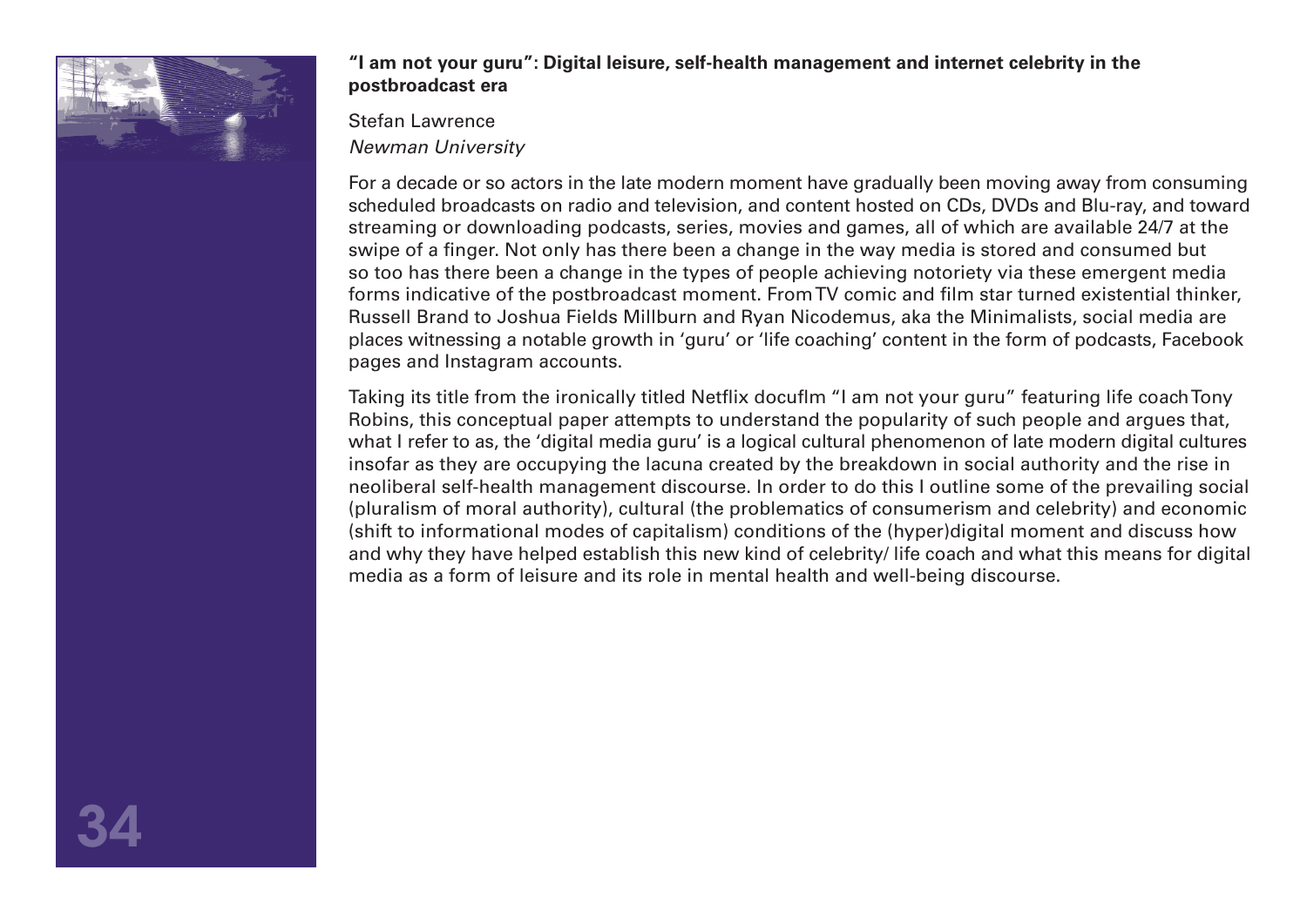**"I am not your guru": Digital leisure, self-health management and internet celebrity in the postbroadcast era**

Stefan Lawrence
*Newman University*

For a decade or so actors in the late modern moment have gradually been moving away from consuming scheduled broadcasts on radio and television, and content hosted on CDs, DVDs and Blu-ray, and toward streaming or downloading podcasts, series, movies and games, all of which are available 24/7 at the swipe of a finger. Not only has there been a change in the way media is stored and consumed but so too has there been a change in the types of people achieving notoriety via these emergent media forms indicative of the postbroadcast moment. From TV comic and film star turned existential thinker, Russell Brand to Joshua Fields Millburn and Ryan Nicodemus, aka the Minimalists, social media are places witnessing a notable growth in 'guru' or 'life coaching' content in the form of podcasts, Facebook pages and Instagram accounts.

Taking its title from the ironically titled Netflix docuflm "I am not your guru" featuring life coach Tony Robins, this conceptual paper attempts to understand the popularity of such people and argues that, what I refer to as, the 'digital media guru' is a logical cultural phenomenon of late modern digital cultures insofar as they are occupying the lacuna created by the breakdown in social authority and the rise in neoliberal self-health management discourse. In order to do this I outline some of the prevailing social (pluralism of moral authority), cultural (the problematics of consumerism and celebrity) and economic (shift to informational modes of capitalism) conditions of the (hyper)digital moment and discuss how and why they have helped establish this new kind of celebrity/ life coach and what this means for digital media as a form of leisure and its role in mental health and well-being discourse.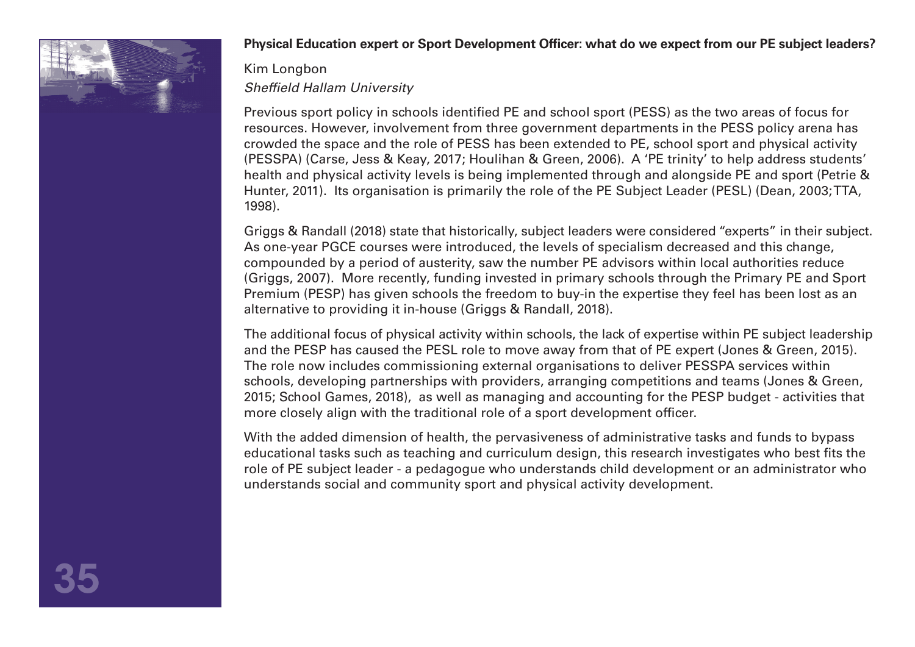## Physical Education expert or Sport Development Officer: what do we expect from our PE subject leaders?

Kim Longbon

*Sheffield Hallam University*

Previous sport policy in schools identified PE and school sport (PESS) as the two areas of focus for resources. However, involvement from three government departments in the PESS policy arena has crowded the space and the role of PESS has been extended to PE, school sport and physical activity (PESSPA) (Carse, Jess & Keay, 2017; Houlihan & Green, 2006). A 'PE trinity' to help address students' health and physical activity levels is being implemented through and alongside PE and sport (Petrie & Hunter, 2011). Its organisation is primarily the role of the PE Subject Leader (PESL) (Dean, 2003; TTA, 1998).

Griggs & Randall (2018) state that historically, subject leaders were considered "experts" in their subject. As one-year PGCE courses were introduced, the levels of specialism decreased and this change, compounded by a period of austerity, saw the number PE advisors within local authorities reduce (Griggs, 2007). More recently, funding invested in primary schools through the Primary PE and Sport Premium (PESP) has given schools the freedom to buy-in the expertise they feel has been lost as an alternative to providing it in-house (Griggs & Randall, 2018).

The additional focus of physical activity within schools, the lack of expertise within PE subject leadership and the PESP has caused the PESL role to move away from that of PE expert (Jones & Green, 2015). The role now includes commissioning external organisations to deliver PESSPA services within schools, developing partnerships with providers, arranging competitions and teams (Jones & Green, 2015; School Games, 2018), as well as managing and accounting for the PESP budget - activities that more closely align with the traditional role of a sport development officer.

With the added dimension of health, the pervasiveness of administrative tasks and funds to bypass educational tasks such as teaching and curriculum design, this research investigates who best fits the role of PE subject leader - a pedagogue who understands child development or an administrator who understands social and community sport and physical activity development.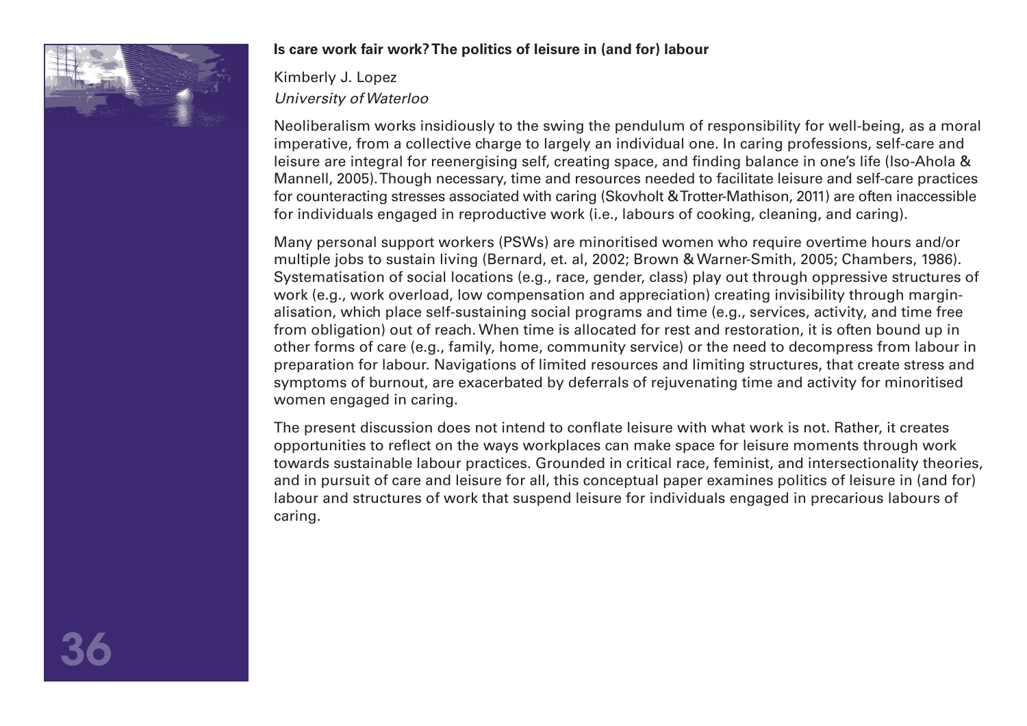**Is care work fair work? The politics of leisure in (and for) labour**

Kimberly J. Lopez
*University of Waterloo*

Neoliberalism works insidiously to the swing the pendulum of responsibility for well-being, as a moral imperative, from a collective charge to largely an individual one. In caring professions, self-care and leisure are integral for reenergising self, creating space, and finding balance in one's life (Iso-Ahola & Mannell, 2005). Though necessary, time and resources needed to facilitate leisure and self-care practices for counteracting stresses associated with caring (Skovholt & Trotter-Mathison, 2011) are often inaccessible for individuals engaged in reproductive work (i.e., labours of cooking, cleaning, and caring).

Many personal support workers (PSWs) are minoritised women who require overtime hours and/or multiple jobs to sustain living (Bernard, et. al, 2002; Brown & Warner-Smith, 2005; Chambers, 1986). Systematisation of social locations (e.g., race, gender, class) play out through oppressive structures of work (e.g., work overload, low compensation and appreciation) creating invisibility through marginalisation, which place self-sustaining social programs and time (e.g., services, activity, and time free from obligation) out of reach. When time is allocated for rest and restoration, it is often bound up in other forms of care (e.g., family, home, community service) or the need to decompress from labour in preparation for labour. Navigations of limited resources and limiting structures, that create stress and symptoms of burnout, are exacerbated by deferrals of rejuvenating time and activity for minoritised women engaged in caring.

The present discussion does not intend to conflate leisure with what work is not. Rather, it creates opportunities to reflect on the ways workplaces can make space for leisure moments through work towards sustainable labour practices. Grounded in critical race, feminist, and intersectionality theories, and in pursuit of care and leisure for all, this conceptual paper examines politics of leisure in (and for) labour and structures of work that suspend leisure for individuals engaged in precarious labours of caring.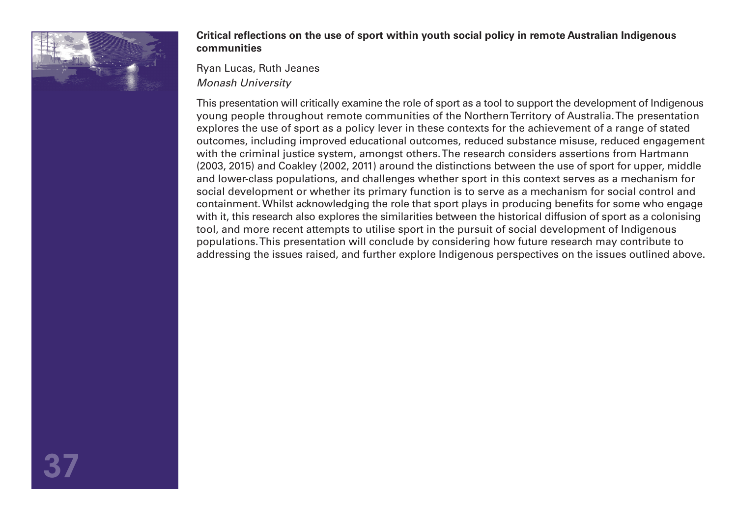**Critical reflections on the use of sport within youth social policy in remote Australian Indigenous communities**

Ryan Lucas, Ruth Jeanes

*Monash University*

This presentation will critically examine the role of sport as a tool to support the development of Indigenous young people throughout remote communities of the Northern Territory of Australia. The presentation explores the use of sport as a policy lever in these contexts for the achievement of a range of stated outcomes, including improved educational outcomes, reduced substance misuse, reduced engagement with the criminal justice system, amongst others. The research considers assertions from Hartmann (2003, 2015) and Coakley (2002, 2011) around the distinctions between the use of sport for upper, middle and lower-class populations, and challenges whether sport in this context serves as a mechanism for social development or whether its primary function is to serve as a mechanism for social control and containment. Whilst acknowledging the role that sport plays in producing benefits for some who engage with it, this research also explores the similarities between the historical diffusion of sport as a colonising tool, and more recent attempts to utilise sport in the pursuit of social development of Indigenous populations. This presentation will conclude by considering how future research may contribute to addressing the issues raised, and further explore Indigenous perspectives on the issues outlined above.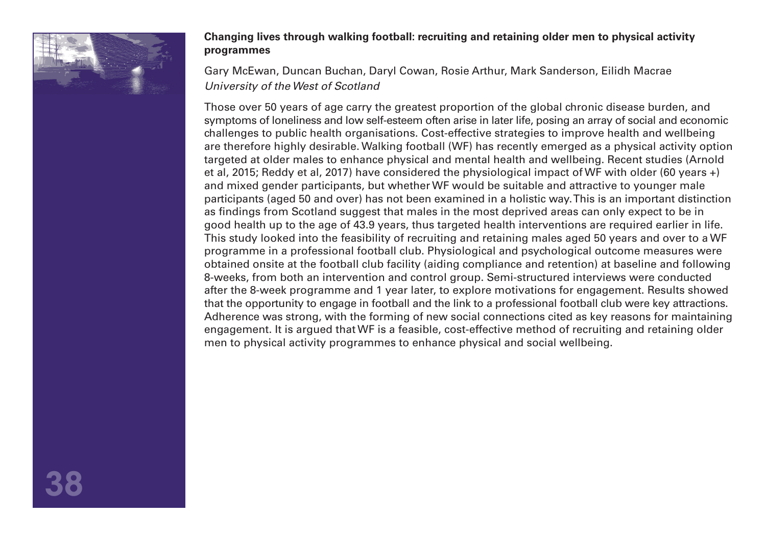**Changing lives through walking football: recruiting and retaining older men to physical activity programmes**

Gary McEwan, Duncan Buchan, Daryl Cowan, Rosie Arthur, Mark Sanderson, Eilidh Macrae
*University of the West of Scotland*

Those over 50 years of age carry the greatest proportion of the global chronic disease burden, and symptoms of loneliness and low self-esteem often arise in later life, posing an array of social and economic challenges to public health organisations. Cost-effective strategies to improve health and wellbeing are therefore highly desirable. Walking football (WF) has recently emerged as a physical activity option targeted at older males to enhance physical and mental health and wellbeing. Recent studies (Arnold et al, 2015; Reddy et al, 2017) have considered the physiological impact of WF with older (60 years +) and mixed gender participants, but whether WF would be suitable and attractive to younger male participants (aged 50 and over) has not been examined in a holistic way. This is an important distinction as findings from Scotland suggest that males in the most deprived areas can only expect to be in good health up to the age of 43.9 years, thus targeted health interventions are required earlier in life. This study looked into the feasibility of recruiting and retaining males aged 50 years and over to a WF programme in a professional football club. Physiological and psychological outcome measures were obtained onsite at the football club facility (aiding compliance and retention) at baseline and following 8-weeks, from both an intervention and control group. Semi-structured interviews were conducted after the 8-week programme and 1 year later, to explore motivations for engagement. Results showed that the opportunity to engage in football and the link to a professional football club were key attractions. Adherence was strong, with the forming of new social connections cited as key reasons for maintaining engagement. It is argued that WF is a feasible, cost-effective method of recruiting and retaining older men to physical activity programmes to enhance physical and social wellbeing.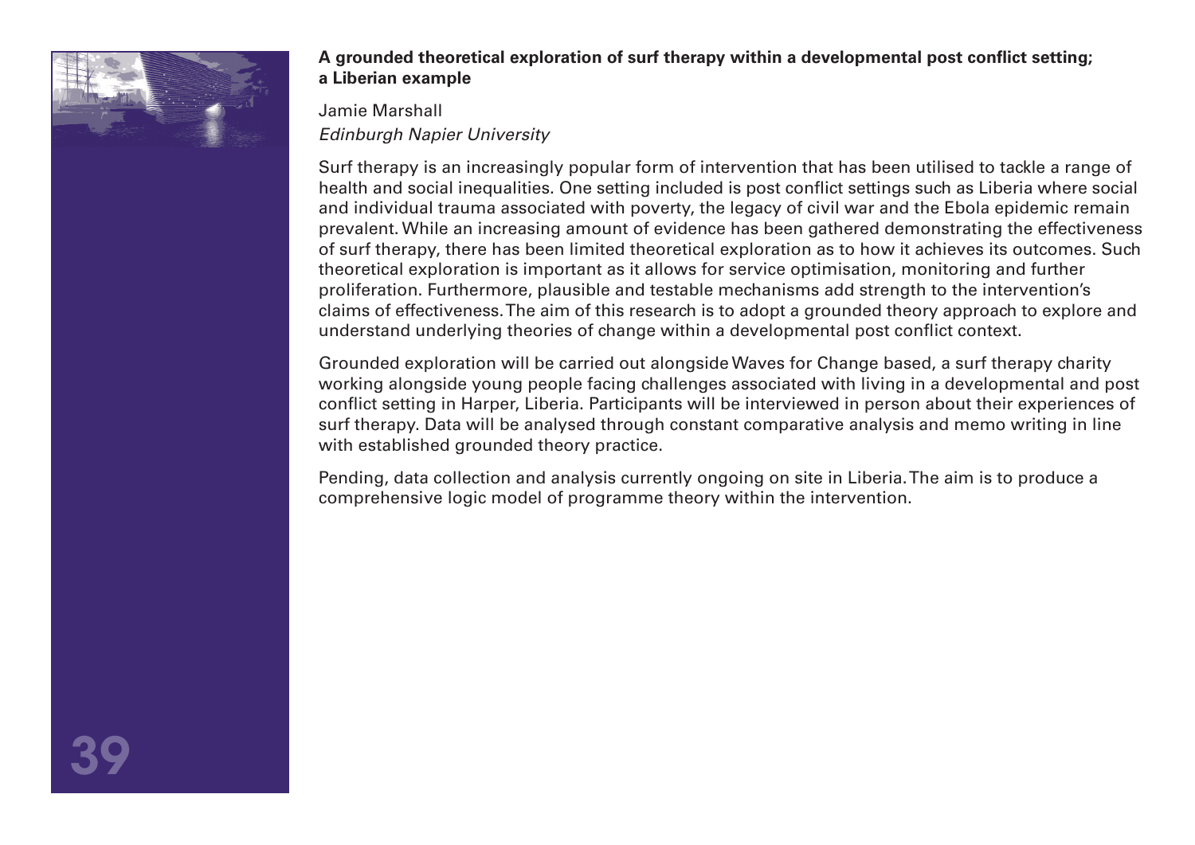**A grounded theoretical exploration of surf therapy within a developmental post conflict setting; a Liberian example**

Jamie Marshall
*Edinburgh Napier University*

Surf therapy is an increasingly popular form of intervention that has been utilised to tackle a range of health and social inequalities. One setting included is post conflict settings such as Liberia where social and individual trauma associated with poverty, the legacy of civil war and the Ebola epidemic remain prevalent. While an increasing amount of evidence has been gathered demonstrating the effectiveness of surf therapy, there has been limited theoretical exploration as to how it achieves its outcomes. Such theoretical exploration is important as it allows for service optimisation, monitoring and further proliferation. Furthermore, plausible and testable mechanisms add strength to the intervention's claims of effectiveness. The aim of this research is to adopt a grounded theory approach to explore and understand underlying theories of change within a developmental post conflict context.

Grounded exploration will be carried out alongside Waves for Change based, a surf therapy charity working alongside young people facing challenges associated with living in a developmental and post conflict setting in Harper, Liberia. Participants will be interviewed in person about their experiences of surf therapy. Data will be analysed through constant comparative analysis and memo writing in line with established grounded theory practice.

Pending, data collection and analysis currently ongoing on site in Liberia. The aim is to produce a comprehensive logic model of programme theory within the intervention.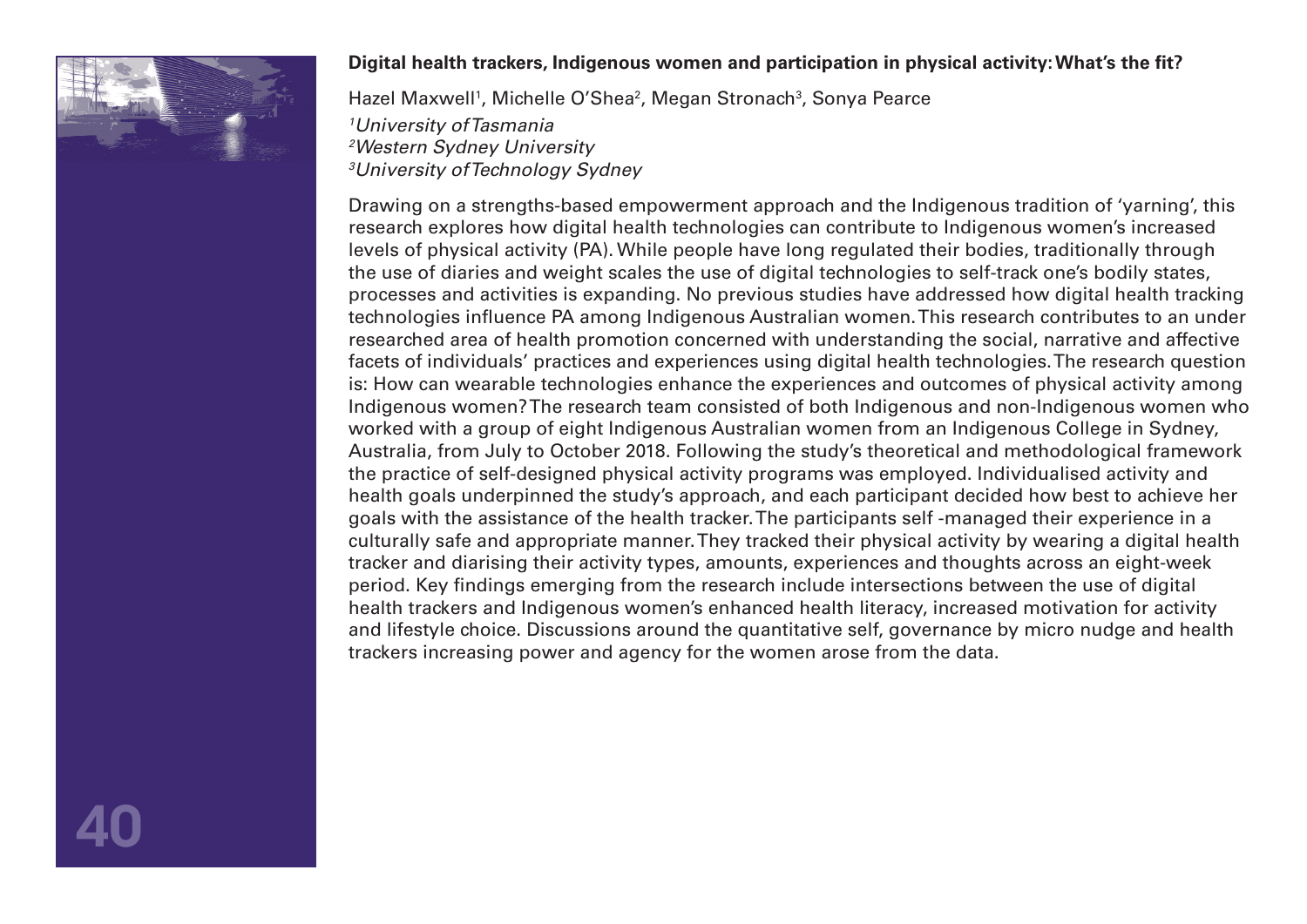**Digital health trackers, Indigenous women and participation in physical activity: What's the fit?**

Hazel Maxwell[1], Michelle O'Shea[2], Megan Stronach[3], Sonya Pearce

[1]*University of Tasmania*
[2]*Western Sydney University*
[3]*University of Technology Sydney*

Drawing on a strengths-based empowerment approach and the Indigenous tradition of 'yarning', this research explores how digital health technologies can contribute to Indigenous women's increased levels of physical activity (PA). While people have long regulated their bodies, traditionally through the use of diaries and weight scales the use of digital technologies to self-track one's bodily states, processes and activities is expanding. No previous studies have addressed how digital health tracking technologies influence PA among Indigenous Australian women. This research contributes to an under researched area of health promotion concerned with understanding the social, narrative and affective facets of individuals' practices and experiences using digital health technologies. The research question is: How can wearable technologies enhance the experiences and outcomes of physical activity among Indigenous women? The research team consisted of both Indigenous and non-Indigenous women who worked with a group of eight Indigenous Australian women from an Indigenous College in Sydney, Australia, from July to October 2018. Following the study's theoretical and methodological framework the practice of self-designed physical activity programs was employed. Individualised activity and health goals underpinned the study's approach, and each participant decided how best to achieve her goals with the assistance of the health tracker. The participants self -managed their experience in a culturally safe and appropriate manner. They tracked their physical activity by wearing a digital health tracker and diarising their activity types, amounts, experiences and thoughts across an eight-week period. Key findings emerging from the research include intersections between the use of digital health trackers and Indigenous women's enhanced health literacy, increased motivation for activity and lifestyle choice. Discussions around the quantitative self, governance by micro nudge and health trackers increasing power and agency for the women arose from the data.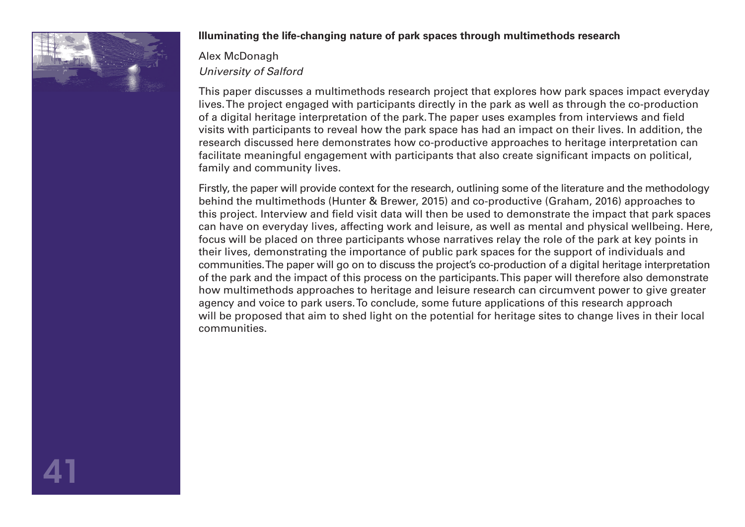**Illuminating the life-changing nature of park spaces through multimethods research**

Alex McDonagh
*University of Salford*

This paper discusses a multimethods research project that explores how park spaces impact everyday lives. The project engaged with participants directly in the park as well as through the co-production of a digital heritage interpretation of the park. The paper uses examples from interviews and field visits with participants to reveal how the park space has had an impact on their lives. In addition, the research discussed here demonstrates how co-productive approaches to heritage interpretation can facilitate meaningful engagement with participants that also create significant impacts on political, family and community lives.

Firstly, the paper will provide context for the research, outlining some of the literature and the methodology behind the multimethods (Hunter & Brewer, 2015) and co-productive (Graham, 2016) approaches to this project. Interview and field visit data will then be used to demonstrate the impact that park spaces can have on everyday lives, affecting work and leisure, as well as mental and physical wellbeing. Here, focus will be placed on three participants whose narratives relay the role of the park at key points in their lives, demonstrating the importance of public park spaces for the support of individuals and communities. The paper will go on to discuss the project's co-production of a digital heritage interpretation of the park and the impact of this process on the participants. This paper will therefore also demonstrate how multimethods approaches to heritage and leisure research can circumvent power to give greater agency and voice to park users. To conclude, some future applications of this research approach will be proposed that aim to shed light on the potential for heritage sites to change lives in their local communities.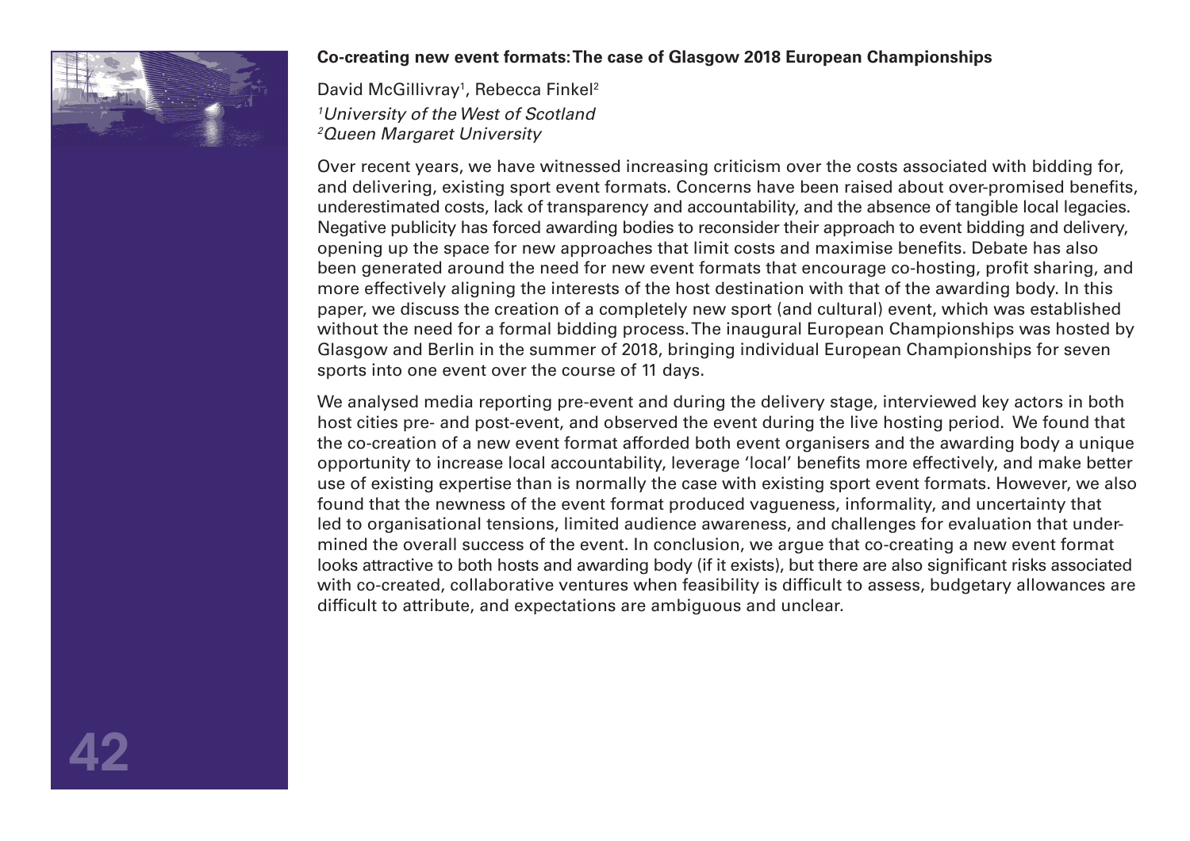**Co-creating new event formats: The case of Glasgow 2018 European Championships**

David McGillivray[1], Rebecca Finkel[2]

[1]*University of the West of Scotland*
[2]*Queen Margaret University*

Over recent years, we have witnessed increasing criticism over the costs associated with bidding for, and delivering, existing sport event formats. Concerns have been raised about over-promised benefits, underestimated costs, lack of transparency and accountability, and the absence of tangible local legacies. Negative publicity has forced awarding bodies to reconsider their approach to event bidding and delivery, opening up the space for new approaches that limit costs and maximise benefits. Debate has also been generated around the need for new event formats that encourage co-hosting, profit sharing, and more effectively aligning the interests of the host destination with that of the awarding body. In this paper, we discuss the creation of a completely new sport (and cultural) event, which was established without the need for a formal bidding process. The inaugural European Championships was hosted by Glasgow and Berlin in the summer of 2018, bringing individual European Championships for seven sports into one event over the course of 11 days.

We analysed media reporting pre-event and during the delivery stage, interviewed key actors in both host cities pre- and post-event, and observed the event during the live hosting period. We found that the co-creation of a new event format afforded both event organisers and the awarding body a unique opportunity to increase local accountability, leverage 'local' benefits more effectively, and make better use of existing expertise than is normally the case with existing sport event formats. However, we also found that the newness of the event format produced vagueness, informality, and uncertainty that led to organisational tensions, limited audience awareness, and challenges for evaluation that undermined the overall success of the event. In conclusion, we argue that co-creating a new event format looks attractive to both hosts and awarding body (if it exists), but there are also significant risks associated with co-created, collaborative ventures when feasibility is difficult to assess, budgetary allowances are difficult to attribute, and expectations are ambiguous and unclear.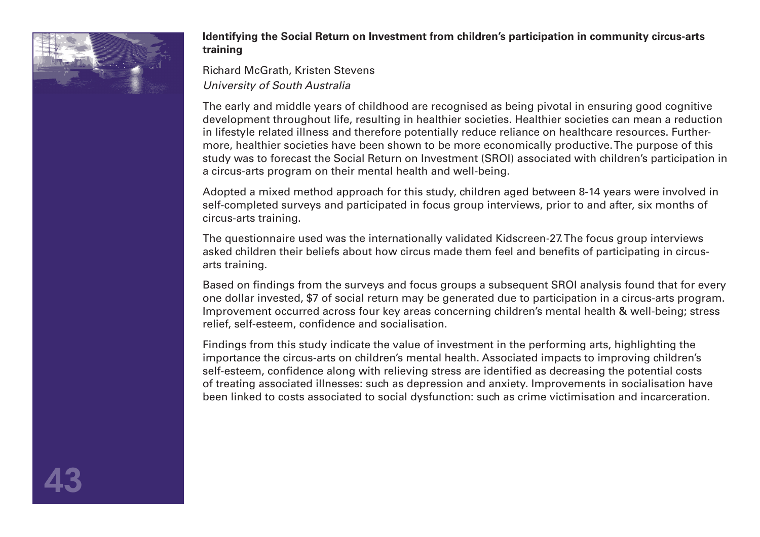**Identifying the Social Return on Investment from children's participation in community circus-arts training**

Richard McGrath, Kristen Stevens
*University of South Australia*

The early and middle years of childhood are recognised as being pivotal in ensuring good cognitive development throughout life, resulting in healthier societies. Healthier societies can mean a reduction in lifestyle related illness and therefore potentially reduce reliance on healthcare resources. Furthermore, healthier societies have been shown to be more economically productive. The purpose of this study was to forecast the Social Return on Investment (SROI) associated with children's participation in a circus-arts program on their mental health and well-being.

Adopted a mixed method approach for this study, children aged between 8-14 years were involved in self-completed surveys and participated in focus group interviews, prior to and after, six months of circus-arts training.

The questionnaire used was the internationally validated Kidscreen-27. The focus group interviews asked children their beliefs about how circus made them feel and benefits of participating in circus-arts training.

Based on findings from the surveys and focus groups a subsequent SROI analysis found that for every one dollar invested, $7 of social return may be generated due to participation in a circus-arts program. Improvement occurred across four key areas concerning children's mental health & well-being; stress relief, self-esteem, confidence and socialisation.

Findings from this study indicate the value of investment in the performing arts, highlighting the importance the circus-arts on children's mental health. Associated impacts to improving children's self-esteem, confidence along with relieving stress are identified as decreasing the potential costs of treating associated illnesses: such as depression and anxiety. Improvements in socialisation have been linked to costs associated to social dysfunction: such as crime victimisation and incarceration.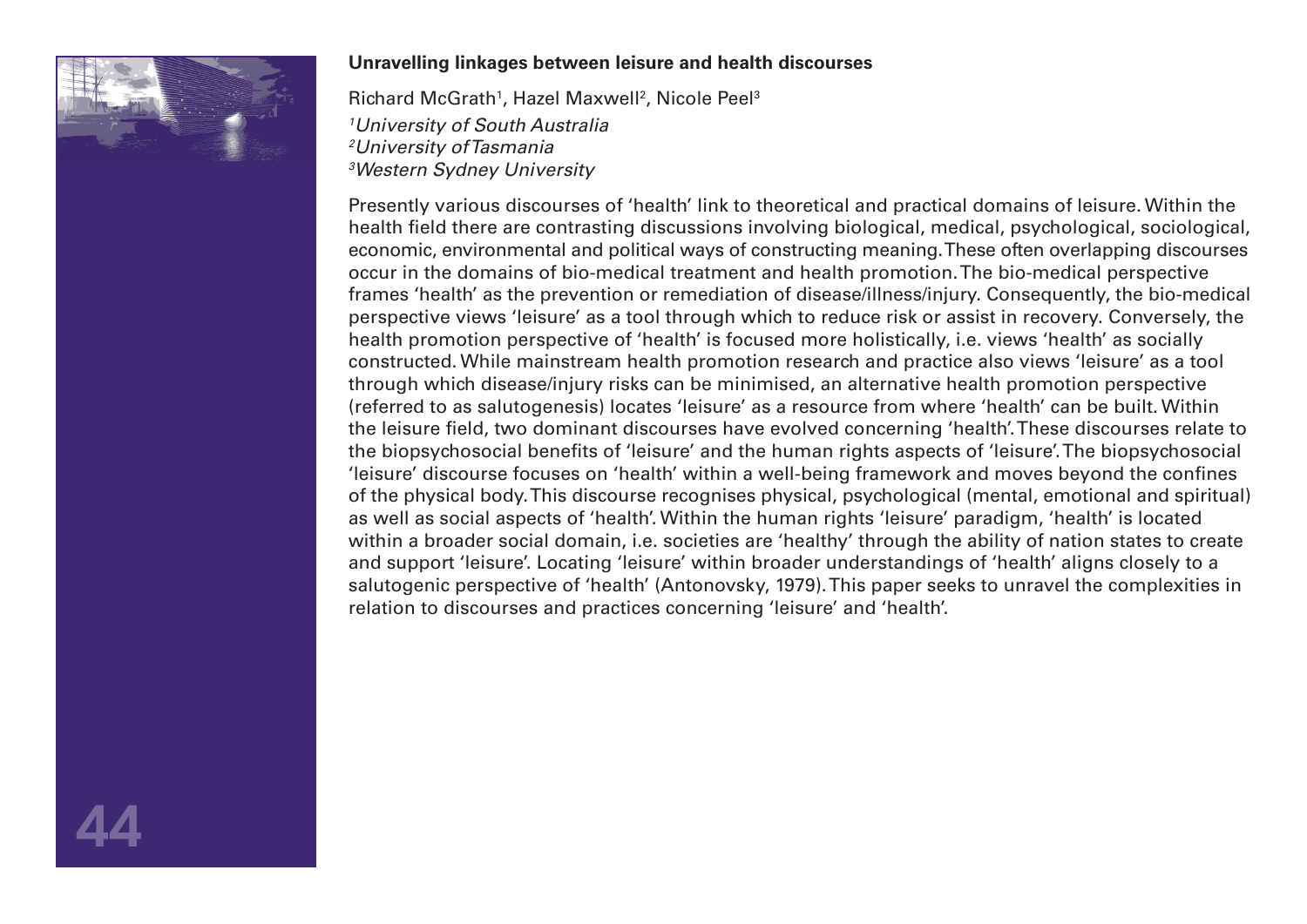**Unravelling linkages between leisure and health discourses**

Richard McGrath[1], Hazel Maxwell[2], Nicole Peel[3]

[1]*University of South Australia*
[2]*University of Tasmania*
[3]*Western Sydney University*

Presently various discourses of 'health' link to theoretical and practical domains of leisure. Within the health field there are contrasting discussions involving biological, medical, psychological, sociological, economic, environmental and political ways of constructing meaning. These often overlapping discourses occur in the domains of bio-medical treatment and health promotion. The bio-medical perspective frames 'health' as the prevention or remediation of disease/illness/injury. Consequently, the bio-medical perspective views 'leisure' as a tool through which to reduce risk or assist in recovery. Conversely, the health promotion perspective of 'health' is focused more holistically, i.e. views 'health' as socially constructed. While mainstream health promotion research and practice also views 'leisure' as a tool through which disease/injury risks can be minimised, an alternative health promotion perspective (referred to as salutogenesis) locates 'leisure' as a resource from where 'health' can be built. Within the leisure field, two dominant discourses have evolved concerning 'health'. These discourses relate to the biopsychosocial benefits of 'leisure' and the human rights aspects of 'leisure'. The biopsychosocial 'leisure' discourse focuses on 'health' within a well-being framework and moves beyond the confines of the physical body. This discourse recognises physical, psychological (mental, emotional and spiritual) as well as social aspects of 'health'. Within the human rights 'leisure' paradigm, 'health' is located within a broader social domain, i.e. societies are 'healthy' through the ability of nation states to create and support 'leisure'. Locating 'leisure' within broader understandings of 'health' aligns closely to a salutogenic perspective of 'health' (Antonovsky, 1979). This paper seeks to unravel the complexities in relation to discourses and practices concerning 'leisure' and 'health'.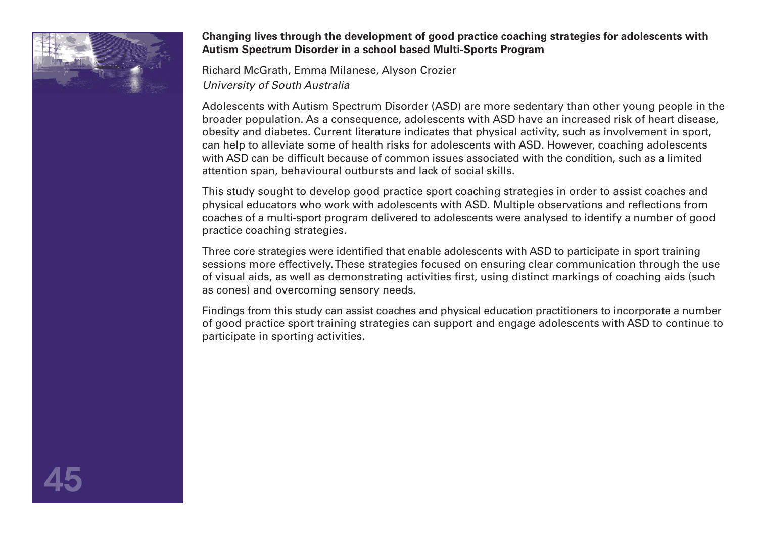**Changing lives through the development of good practice coaching strategies for adolescents with Autism Spectrum Disorder in a school based Multi-Sports Program**

Richard McGrath, Emma Milanese, Alyson Crozier
*University of South Australia*

Adolescents with Autism Spectrum Disorder (ASD) are more sedentary than other young people in the broader population. As a consequence, adolescents with ASD have an increased risk of heart disease, obesity and diabetes. Current literature indicates that physical activity, such as involvement in sport, can help to alleviate some of health risks for adolescents with ASD. However, coaching adolescents with ASD can be difficult because of common issues associated with the condition, such as a limited attention span, behavioural outbursts and lack of social skills.

This study sought to develop good practice sport coaching strategies in order to assist coaches and physical educators who work with adolescents with ASD. Multiple observations and reflections from coaches of a multi-sport program delivered to adolescents were analysed to identify a number of good practice coaching strategies.

Three core strategies were identified that enable adolescents with ASD to participate in sport training sessions more effectively. These strategies focused on ensuring clear communication through the use of visual aids, as well as demonstrating activities first, using distinct markings of coaching aids (such as cones) and overcoming sensory needs.

Findings from this study can assist coaches and physical education practitioners to incorporate a number of good practice sport training strategies can support and engage adolescents with ASD to continue to participate in sporting activities.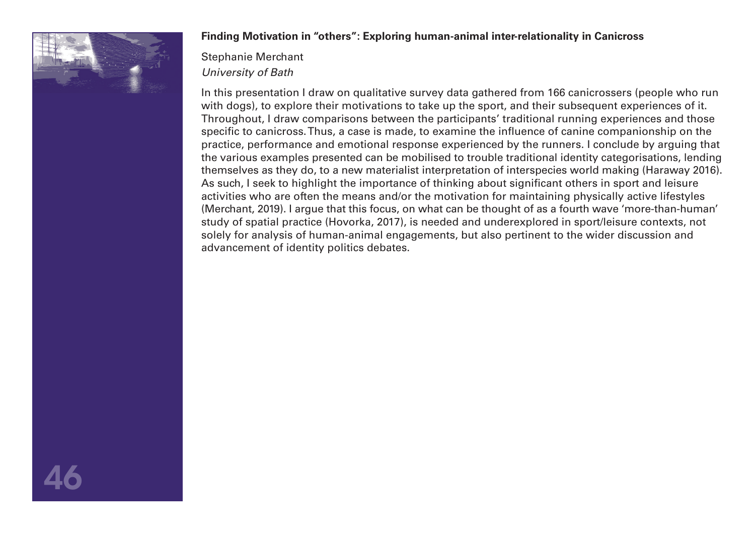**Finding Motivation in "others": Exploring human-animal inter-relationality in Canicross**

Stephanie Merchant
*University of Bath*

In this presentation I draw on qualitative survey data gathered from 166 canicrossers (people who run with dogs), to explore their motivations to take up the sport, and their subsequent experiences of it. Throughout, I draw comparisons between the participants' traditional running experiences and those specific to canicross. Thus, a case is made, to examine the influence of canine companionship on the practice, performance and emotional response experienced by the runners. I conclude by arguing that the various examples presented can be mobilised to trouble traditional identity categorisations, lending themselves as they do, to a new materialist interpretation of interspecies world making (Haraway 2016). As such, I seek to highlight the importance of thinking about significant others in sport and leisure activities who are often the means and/or the motivation for maintaining physically active lifestyles (Merchant, 2019). I argue that this focus, on what can be thought of as a fourth wave 'more-than-human' study of spatial practice (Hovorka, 2017), is needed and underexplored in sport/leisure contexts, not solely for analysis of human-animal engagements, but also pertinent to the wider discussion and advancement of identity politics debates.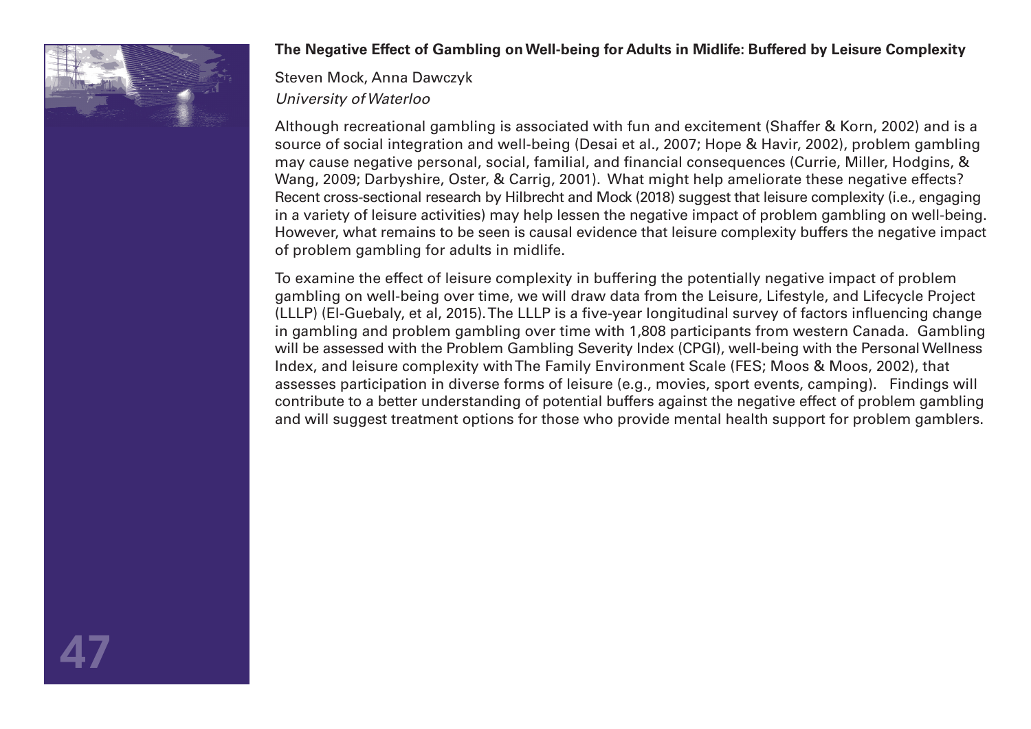**The Negative Effect of Gambling on Well-being for Adults in Midlife: Buffered by Leisure Complexity**

Steven Mock, Anna Dawczyk

*University of Waterloo*

Although recreational gambling is associated with fun and excitement (Shaffer & Korn, 2002) and is a source of social integration and well-being (Desai et al., 2007; Hope & Havir, 2002), problem gambling may cause negative personal, social, familial, and financial consequences (Currie, Miller, Hodgins, & Wang, 2009; Darbyshire, Oster, & Carrig, 2001). What might help ameliorate these negative effects? Recent cross-sectional research by Hilbrecht and Mock (2018) suggest that leisure complexity (i.e., engaging in a variety of leisure activities) may help lessen the negative impact of problem gambling on well-being. However, what remains to be seen is causal evidence that leisure complexity buffers the negative impact of problem gambling for adults in midlife.

To examine the effect of leisure complexity in buffering the potentially negative impact of problem gambling on well-being over time, we will draw data from the Leisure, Lifestyle, and Lifecycle Project (LLLP) (El-Guebaly, et al, 2015). The LLLP is a five-year longitudinal survey of factors influencing change in gambling and problem gambling over time with 1,808 participants from western Canada. Gambling will be assessed with the Problem Gambling Severity Index (CPGI), well-being with the Personal Wellness Index, and leisure complexity with The Family Environment Scale (FES; Moos & Moos, 2002), that assesses participation in diverse forms of leisure (e.g., movies, sport events, camping). Findings will contribute to a better understanding of potential buffers against the negative effect of problem gambling and will suggest treatment options for those who provide mental health support for problem gamblers.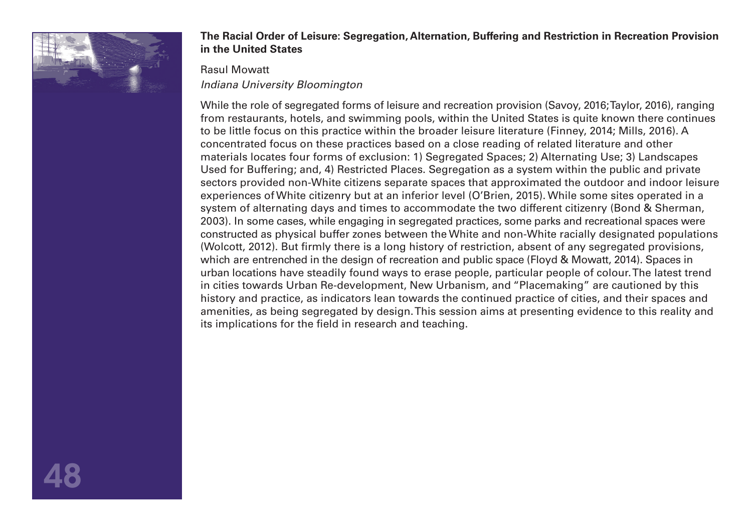**The Racial Order of Leisure: Segregation, Alternation, Buffering and Restriction in Recreation Provision in the United States**

Rasul Mowatt

*Indiana University Bloomington*

While the role of segregated forms of leisure and recreation provision (Savoy, 2016; Taylor, 2016), ranging from restaurants, hotels, and swimming pools, within the United States is quite known there continues to be little focus on this practice within the broader leisure literature (Finney, 2014; Mills, 2016). A concentrated focus on these practices based on a close reading of related literature and other materials locates four forms of exclusion: 1) Segregated Spaces; 2) Alternating Use; 3) Landscapes Used for Buffering; and, 4) Restricted Places. Segregation as a system within the public and private sectors provided non-White citizens separate spaces that approximated the outdoor and indoor leisure experiences of White citizenry but at an inferior level (O'Brien, 2015). While some sites operated in a system of alternating days and times to accommodate the two different citizenry (Bond & Sherman, 2003). In some cases, while engaging in segregated practices, some parks and recreational spaces were constructed as physical buffer zones between the White and non-White racially designated populations (Wolcott, 2012). But firmly there is a long history of restriction, absent of any segregated provisions, which are entrenched in the design of recreation and public space (Floyd & Mowatt, 2014). Spaces in urban locations have steadily found ways to erase people, particular people of colour. The latest trend in cities towards Urban Re-development, New Urbanism, and "Placemaking" are cautioned by this history and practice, as indicators lean towards the continued practice of cities, and their spaces and amenities, as being segregated by design. This session aims at presenting evidence to this reality and its implications for the field in research and teaching.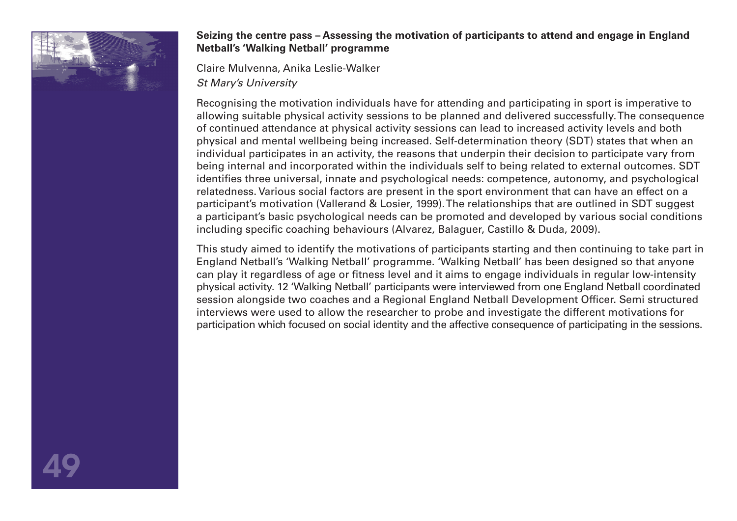**Seizing the centre pass – Assessing the motivation of participants to attend and engage in England Netball's 'Walking Netball' programme**

Claire Mulvenna, Anika Leslie-Walker

*St Mary's University*

Recognising the motivation individuals have for attending and participating in sport is imperative to allowing suitable physical activity sessions to be planned and delivered successfully. The consequence of continued attendance at physical activity sessions can lead to increased activity levels and both physical and mental wellbeing being increased. Self-determination theory (SDT) states that when an individual participates in an activity, the reasons that underpin their decision to participate vary from being internal and incorporated within the individuals self to being related to external outcomes. SDT identifies three universal, innate and psychological needs: competence, autonomy, and psychological relatedness. Various social factors are present in the sport environment that can have an effect on a participant's motivation (Vallerand & Losier, 1999). The relationships that are outlined in SDT suggest a participant's basic psychological needs can be promoted and developed by various social conditions including specific coaching behaviours (Alvarez, Balaguer, Castillo & Duda, 2009).

This study aimed to identify the motivations of participants starting and then continuing to take part in England Netball's 'Walking Netball' programme. 'Walking Netball' has been designed so that anyone can play it regardless of age or fitness level and it aims to engage individuals in regular low-intensity physical activity. 12 'Walking Netball' participants were interviewed from one England Netball coordinated session alongside two coaches and a Regional England Netball Development Officer. Semi structured interviews were used to allow the researcher to probe and investigate the different motivations for participation which focused on social identity and the affective consequence of participating in the sessions.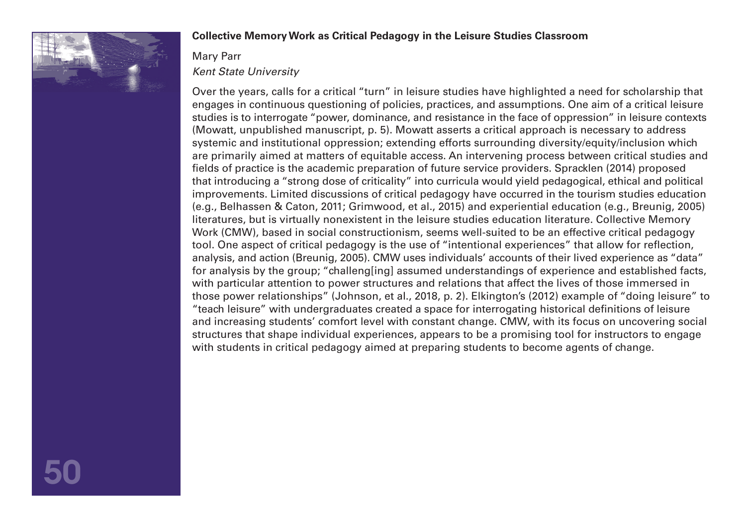**Collective Memory Work as Critical Pedagogy in the Leisure Studies Classroom**

Mary Parr
*Kent State University*

Over the years, calls for a critical "turn" in leisure studies have highlighted a need for scholarship that engages in continuous questioning of policies, practices, and assumptions. One aim of a critical leisure studies is to interrogate "power, dominance, and resistance in the face of oppression" in leisure contexts (Mowatt, unpublished manuscript, p. 5). Mowatt asserts a critical approach is necessary to address systemic and institutional oppression; extending efforts surrounding diversity/equity/inclusion which are primarily aimed at matters of equitable access. An intervening process between critical studies and fields of practice is the academic preparation of future service providers. Spracklen (2014) proposed that introducing a "strong dose of criticality" into curricula would yield pedagogical, ethical and political improvements. Limited discussions of critical pedagogy have occurred in the tourism studies education (e.g., Belhassen & Caton, 2011; Grimwood, et al., 2015) and experiential education (e.g., Breunig, 2005) literatures, but is virtually nonexistent in the leisure studies education literature. Collective Memory Work (CMW), based in social constructionism, seems well-suited to be an effective critical pedagogy tool. One aspect of critical pedagogy is the use of "intentional experiences" that allow for reflection, analysis, and action (Breunig, 2005). CMW uses individuals' accounts of their lived experience as "data" for analysis by the group; "challeng[ing] assumed understandings of experience and established facts, with particular attention to power structures and relations that affect the lives of those immersed in those power relationships" (Johnson, et al., 2018, p. 2). Elkington's (2012) example of "doing leisure" to "teach leisure" with undergraduates created a space for interrogating historical definitions of leisure and increasing students' comfort level with constant change. CMW, with its focus on uncovering social structures that shape individual experiences, appears to be a promising tool for instructors to engage with students in critical pedagogy aimed at preparing students to become agents of change.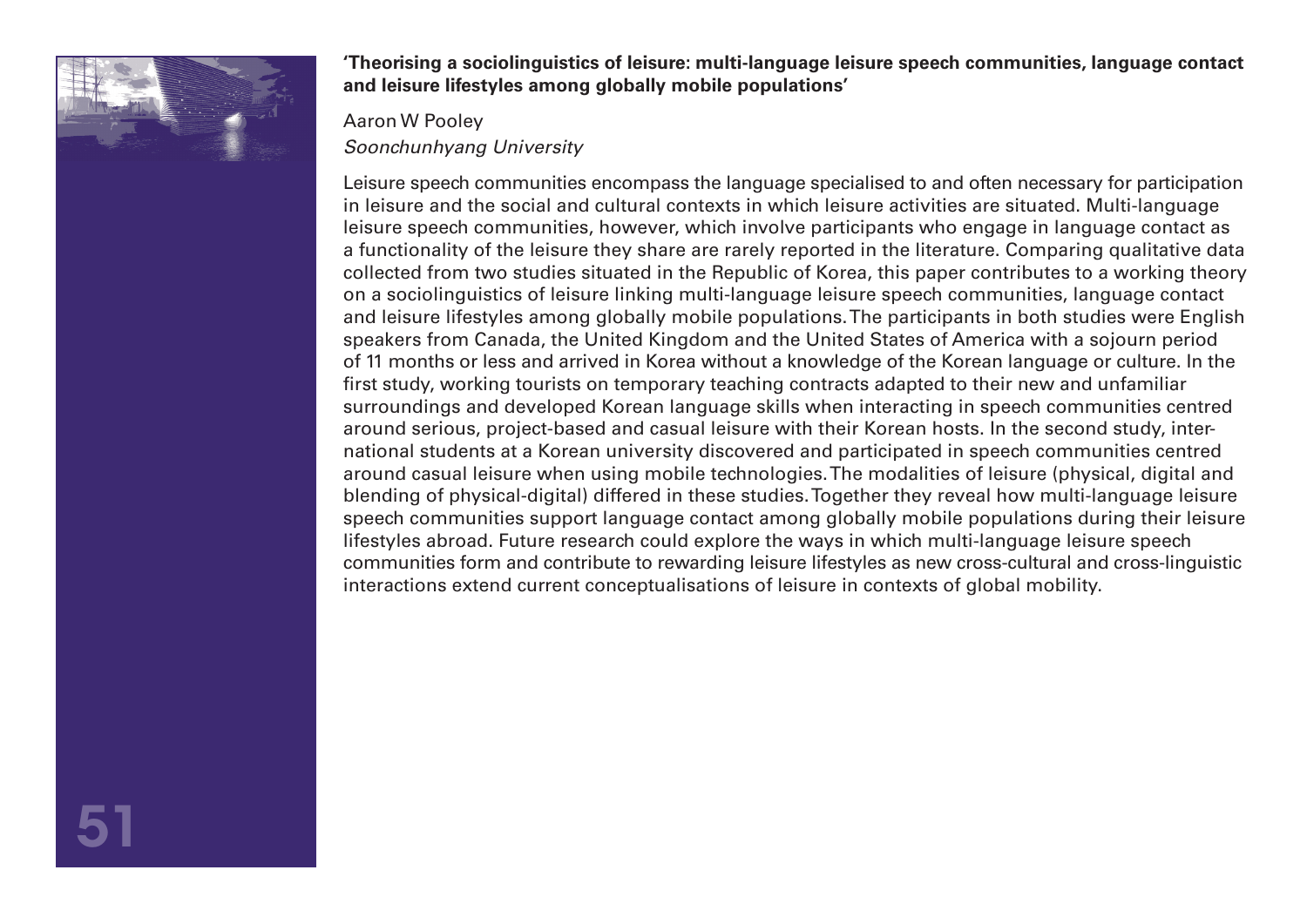**'Theorising a sociolinguistics of leisure: multi-language leisure speech communities, language contact and leisure lifestyles among globally mobile populations'**

Aaron W Pooley
*Soonchunhyang University*

Leisure speech communities encompass the language specialised to and often necessary for participation in leisure and the social and cultural contexts in which leisure activities are situated. Multi-language leisure speech communities, however, which involve participants who engage in language contact as a functionality of the leisure they share are rarely reported in the literature. Comparing qualitative data collected from two studies situated in the Republic of Korea, this paper contributes to a working theory on a sociolinguistics of leisure linking multi-language leisure speech communities, language contact and leisure lifestyles among globally mobile populations. The participants in both studies were English speakers from Canada, the United Kingdom and the United States of America with a sojourn period of 11 months or less and arrived in Korea without a knowledge of the Korean language or culture. In the first study, working tourists on temporary teaching contracts adapted to their new and unfamiliar surroundings and developed Korean language skills when interacting in speech communities centred around serious, project-based and casual leisure with their Korean hosts. In the second study, international students at a Korean university discovered and participated in speech communities centred around casual leisure when using mobile technologies. The modalities of leisure (physical, digital and blending of physical-digital) differed in these studies. Together they reveal how multi-language leisure speech communities support language contact among globally mobile populations during their leisure lifestyles abroad. Future research could explore the ways in which multi-language leisure speech communities form and contribute to rewarding leisure lifestyles as new cross-cultural and cross-linguistic interactions extend current conceptualisations of leisure in contexts of global mobility.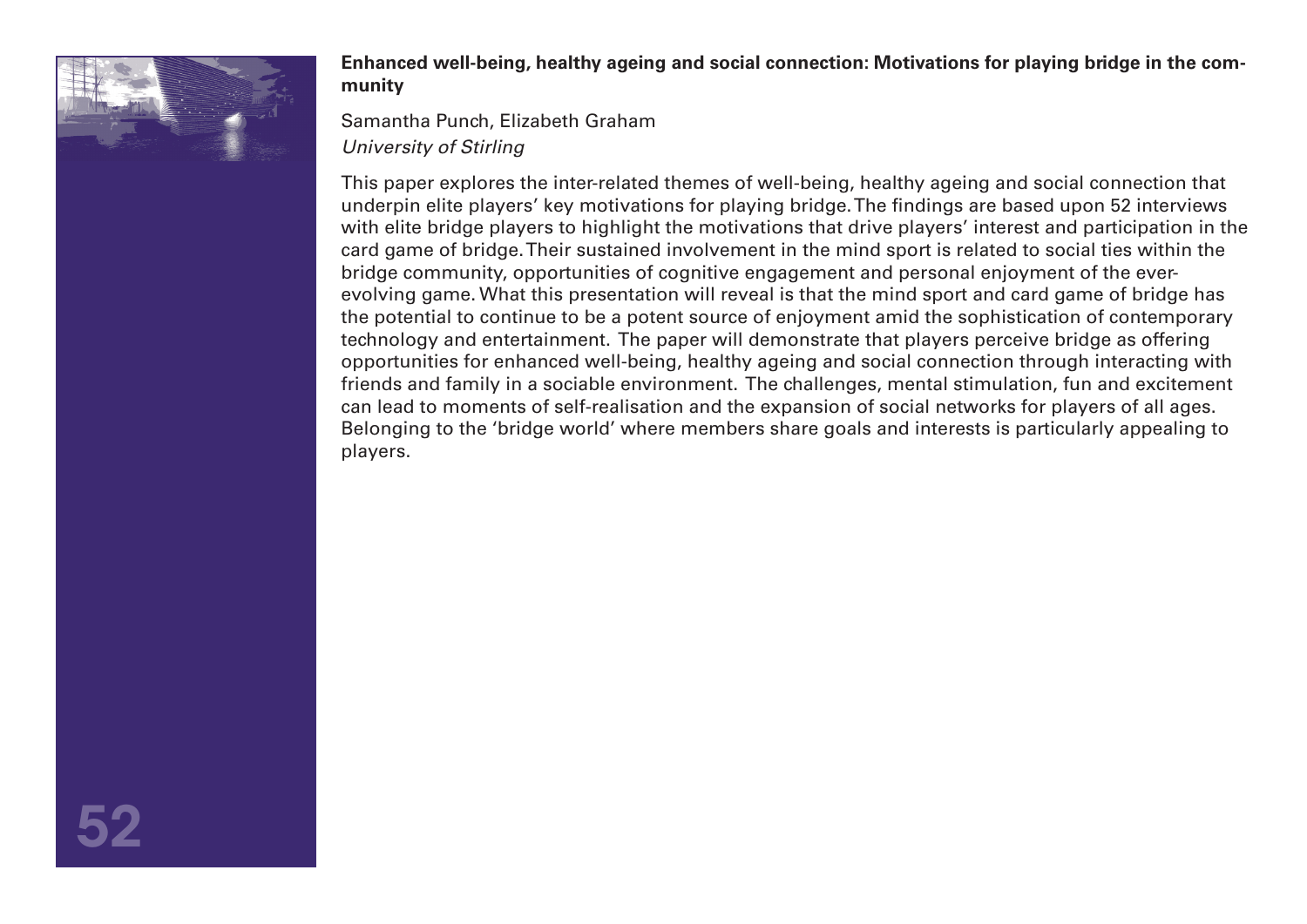**Enhanced well-being, healthy ageing and social connection: Motivations for playing bridge in the community**

Samantha Punch, Elizabeth Graham
*University of Stirling*

This paper explores the inter-related themes of well-being, healthy ageing and social connection that underpin elite players' key motivations for playing bridge. The findings are based upon 52 interviews with elite bridge players to highlight the motivations that drive players' interest and participation in the card game of bridge. Their sustained involvement in the mind sport is related to social ties within the bridge community, opportunities of cognitive engagement and personal enjoyment of the ever-evolving game. What this presentation will reveal is that the mind sport and card game of bridge has the potential to continue to be a potent source of enjoyment amid the sophistication of contemporary technology and entertainment. The paper will demonstrate that players perceive bridge as offering opportunities for enhanced well-being, healthy ageing and social connection through interacting with friends and family in a sociable environment. The challenges, mental stimulation, fun and excitement can lead to moments of self-realisation and the expansion of social networks for players of all ages. Belonging to the 'bridge world' where members share goals and interests is particularly appealing to players.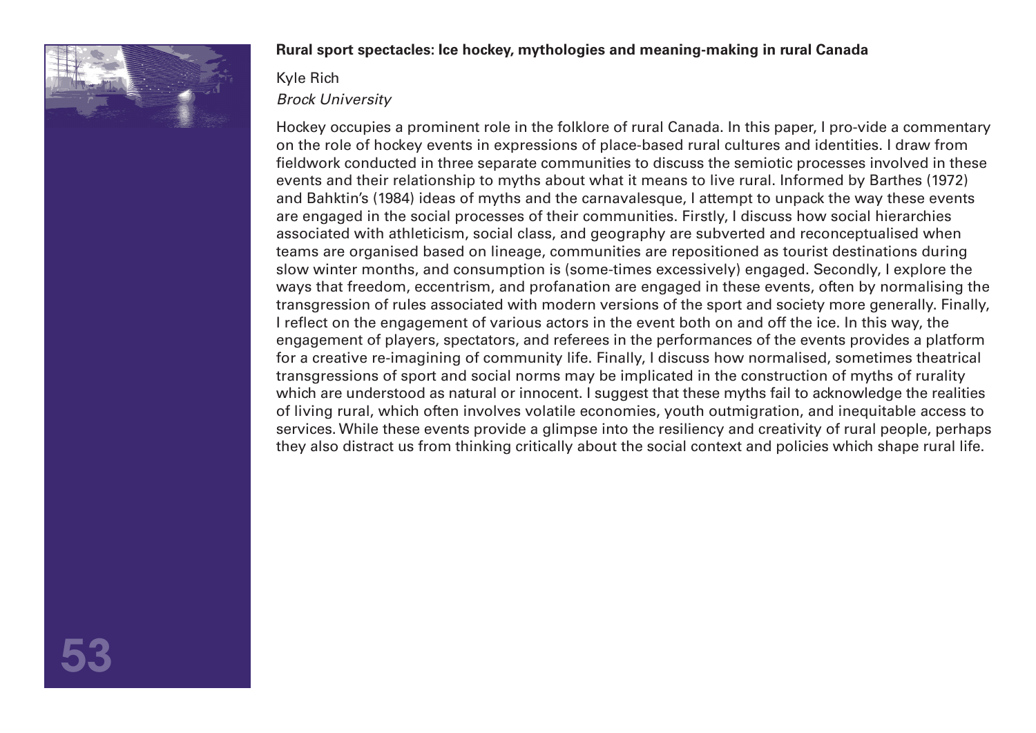**Rural sport spectacles: Ice hockey, mythologies and meaning-making in rural Canada**

Kyle Rich
*Brock University*

Hockey occupies a prominent role in the folklore of rural Canada. In this paper, I pro-vide a commentary on the role of hockey events in expressions of place-based rural cultures and identities. I draw from fieldwork conducted in three separate communities to discuss the semiotic processes involved in these events and their relationship to myths about what it means to live rural. Informed by Barthes (1972) and Bahktin's (1984) ideas of myths and the carnavalesque, I attempt to unpack the way these events are engaged in the social processes of their communities. Firstly, I discuss how social hierarchies associated with athleticism, social class, and geography are subverted and reconceptualised when teams are organised based on lineage, communities are repositioned as tourist destinations during slow winter months, and consumption is (some-times excessively) engaged. Secondly, I explore the ways that freedom, eccentrism, and profanation are engaged in these events, often by normalising the transgression of rules associated with modern versions of the sport and society more generally. Finally, I reflect on the engagement of various actors in the event both on and off the ice. In this way, the engagement of players, spectators, and referees in the performances of the events provides a platform for a creative re-imagining of community life. Finally, I discuss how normalised, sometimes theatrical transgressions of sport and social norms may be implicated in the construction of myths of rurality which are understood as natural or innocent. I suggest that these myths fail to acknowledge the realities of living rural, which often involves volatile economies, youth outmigration, and inequitable access to services. While these events provide a glimpse into the resiliency and creativity of rural people, perhaps they also distract us from thinking critically about the social context and policies which shape rural life.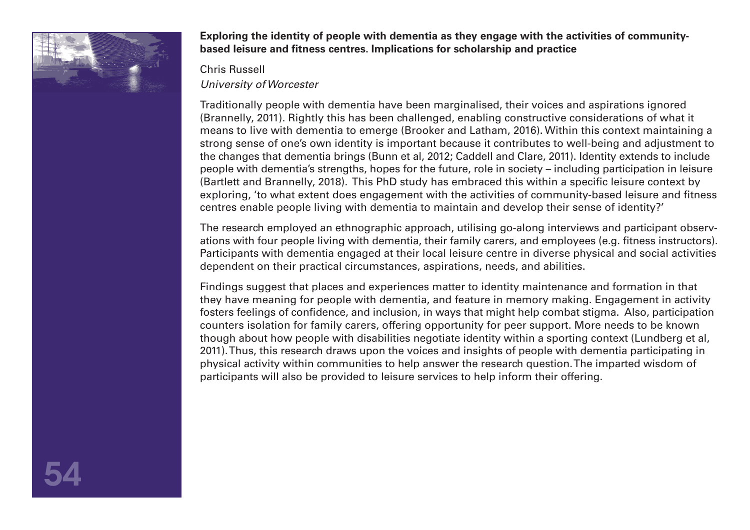**Exploring the identity of people with dementia as they engage with the activities of community-based leisure and fitness centres. Implications for scholarship and practice**

Chris Russell
*University of Worcester*

Traditionally people with dementia have been marginalised, their voices and aspirations ignored (Brannelly, 2011). Rightly this has been challenged, enabling constructive considerations of what it means to live with dementia to emerge (Brooker and Latham, 2016). Within this context maintaining a strong sense of one's own identity is important because it contributes to well-being and adjustment to the changes that dementia brings (Bunn et al, 2012; Caddell and Clare, 2011). Identity extends to include people with dementia's strengths, hopes for the future, role in society – including participation in leisure (Bartlett and Brannelly, 2018). This PhD study has embraced this within a specific leisure context by exploring, 'to what extent does engagement with the activities of community-based leisure and fitness centres enable people living with dementia to maintain and develop their sense of identity?'

The research employed an ethnographic approach, utilising go-along interviews and participant observations with four people living with dementia, their family carers, and employees (e.g. fitness instructors). Participants with dementia engaged at their local leisure centre in diverse physical and social activities dependent on their practical circumstances, aspirations, needs, and abilities.

Findings suggest that places and experiences matter to identity maintenance and formation in that they have meaning for people with dementia, and feature in memory making. Engagement in activity fosters feelings of confidence, and inclusion, in ways that might help combat stigma. Also, participation counters isolation for family carers, offering opportunity for peer support. More needs to be known though about how people with disabilities negotiate identity within a sporting context (Lundberg et al, 2011). Thus, this research draws upon the voices and insights of people with dementia participating in physical activity within communities to help answer the research question. The imparted wisdom of participants will also be provided to leisure services to help inform their offering.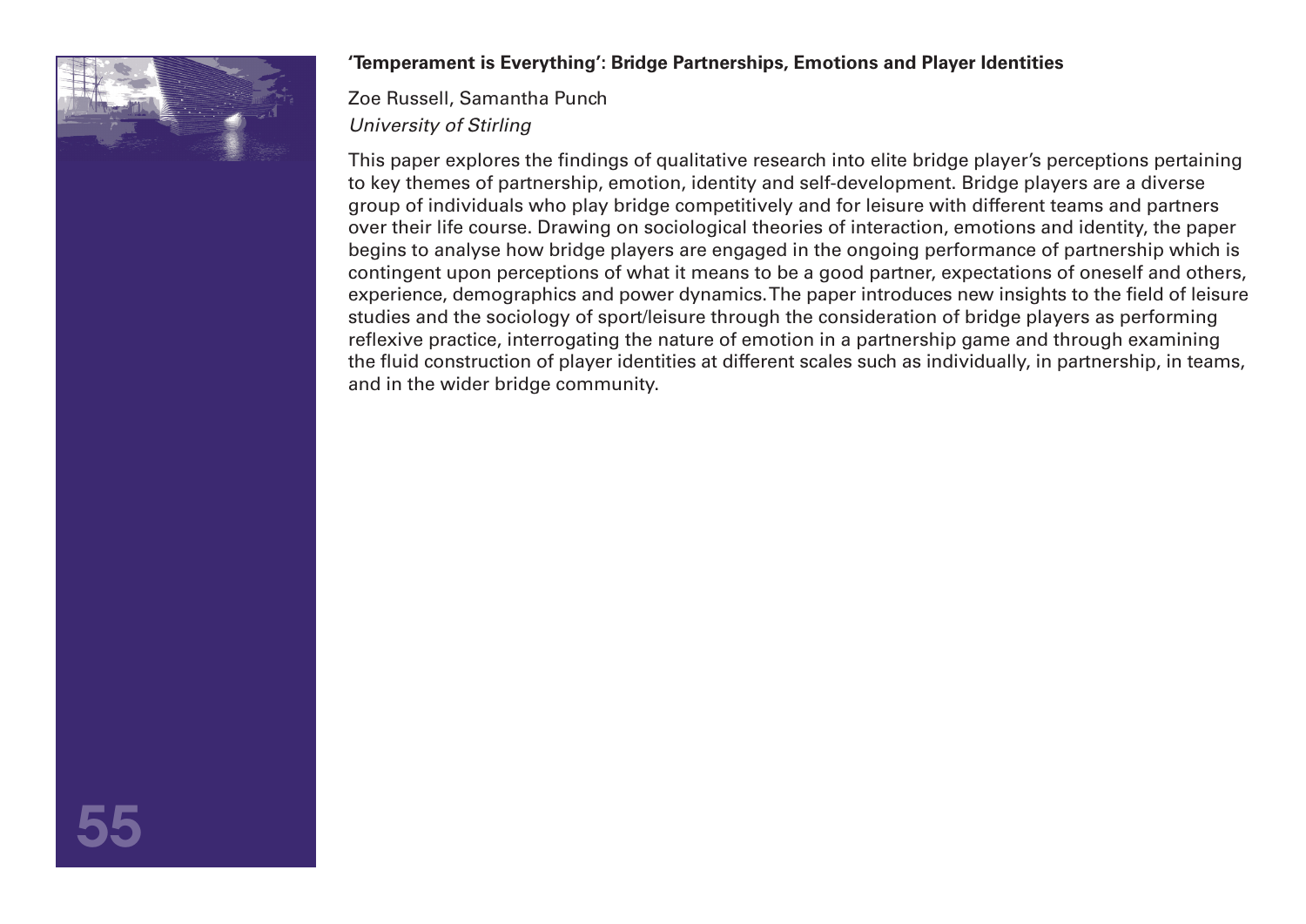### 'Temperament is Everything': Bridge Partnerships, Emotions and Player Identities

Zoe Russell, Samantha Punch
*University of Stirling*

This paper explores the findings of qualitative research into elite bridge player's perceptions pertaining to key themes of partnership, emotion, identity and self-development. Bridge players are a diverse group of individuals who play bridge competitively and for leisure with different teams and partners over their life course. Drawing on sociological theories of interaction, emotions and identity, the paper begins to analyse how bridge players are engaged in the ongoing performance of partnership which is contingent upon perceptions of what it means to be a good partner, expectations of oneself and others, experience, demographics and power dynamics. The paper introduces new insights to the field of leisure studies and the sociology of sport/leisure through the consideration of bridge players as performing reflexive practice, interrogating the nature of emotion in a partnership game and through examining the fluid construction of player identities at different scales such as individually, in partnership, in teams, and in the wider bridge community.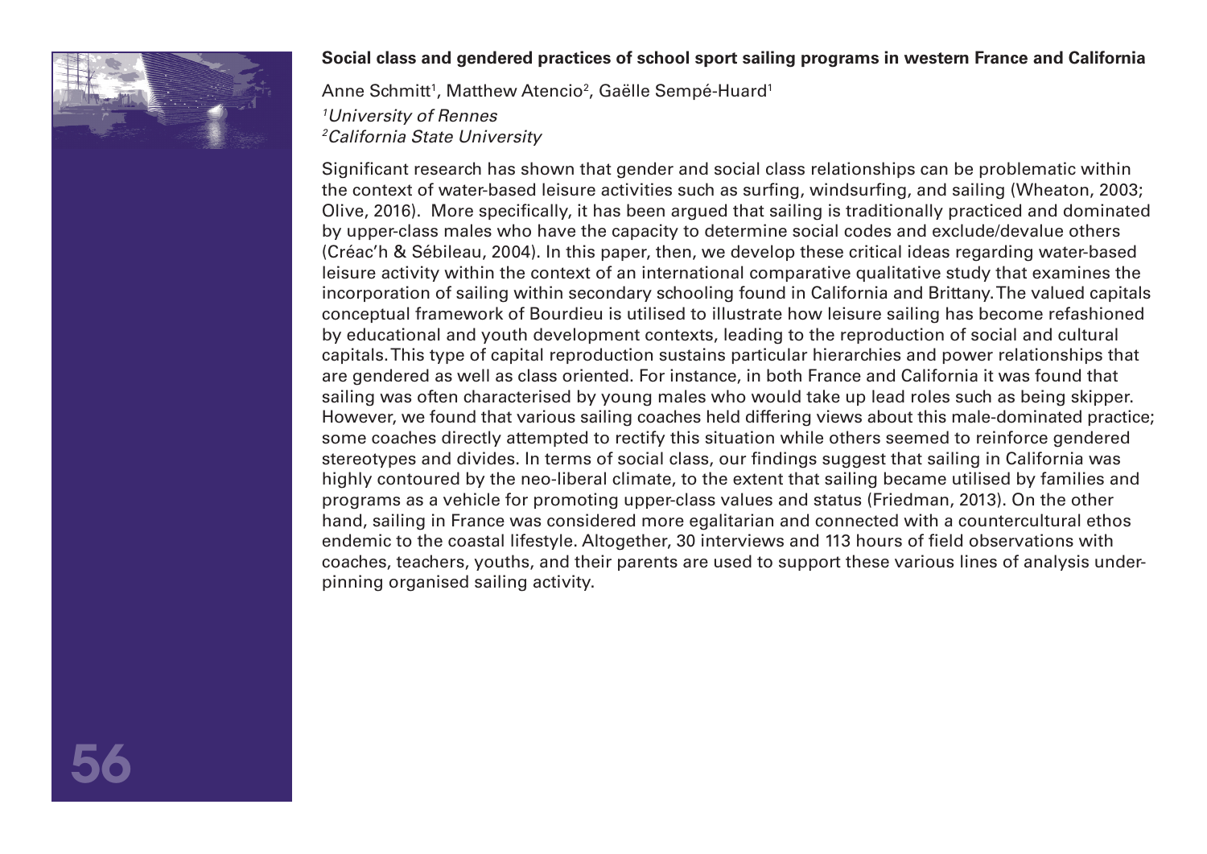**Social class and gendered practices of school sport sailing programs in western France and California**

Anne Schmitt[1], Matthew Atencio[2], Gaëlle Sempé-Huard[1]

*[1]University of Rennes*
*[2]California State University*

Significant research has shown that gender and social class relationships can be problematic within the context of water-based leisure activities such as surfing, windsurfing, and sailing (Wheaton, 2003; Olive, 2016). More specifically, it has been argued that sailing is traditionally practiced and dominated by upper-class males who have the capacity to determine social codes and exclude/devalue others (Créac'h & Sébileau, 2004). In this paper, then, we develop these critical ideas regarding water-based leisure activity within the context of an international comparative qualitative study that examines the incorporation of sailing within secondary schooling found in California and Brittany. The valued capitals conceptual framework of Bourdieu is utilised to illustrate how leisure sailing has become refashioned by educational and youth development contexts, leading to the reproduction of social and cultural capitals. This type of capital reproduction sustains particular hierarchies and power relationships that are gendered as well as class oriented. For instance, in both France and California it was found that sailing was often characterised by young males who would take up lead roles such as being skipper. However, we found that various sailing coaches held differing views about this male-dominated practice; some coaches directly attempted to rectify this situation while others seemed to reinforce gendered stereotypes and divides. In terms of social class, our findings suggest that sailing in California was highly contoured by the neo-liberal climate, to the extent that sailing became utilised by families and programs as a vehicle for promoting upper-class values and status (Friedman, 2013). On the other hand, sailing in France was considered more egalitarian and connected with a countercultural ethos endemic to the coastal lifestyle. Altogether, 30 interviews and 113 hours of field observations with coaches, teachers, youths, and their parents are used to support these various lines of analysis underpinning organised sailing activity.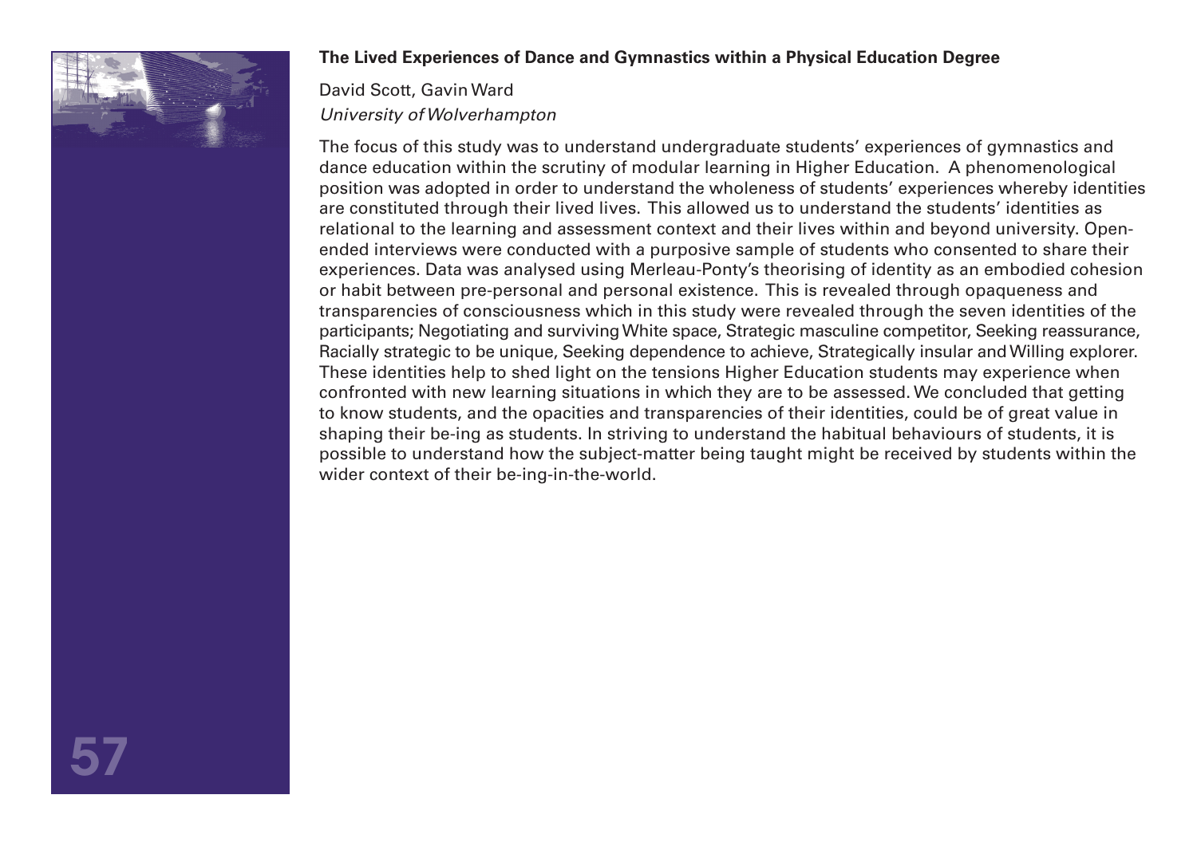**The Lived Experiences of Dance and Gymnastics within a Physical Education Degree**

David Scott, Gavin Ward

*University of Wolverhampton*

The focus of this study was to understand undergraduate students' experiences of gymnastics and dance education within the scrutiny of modular learning in Higher Education. A phenomenological position was adopted in order to understand the wholeness of students' experiences whereby identities are constituted through their lived lives. This allowed us to understand the students' identities as relational to the learning and assessment context and their lives within and beyond university. Open-ended interviews were conducted with a purposive sample of students who consented to share their experiences. Data was analysed using Merleau-Ponty's theorising of identity as an embodied cohesion or habit between pre-personal and personal existence. This is revealed through opaqueness and transparencies of consciousness which in this study were revealed through the seven identities of the participants; Negotiating and surviving White space, Strategic masculine competitor, Seeking reassurance, Racially strategic to be unique, Seeking dependence to achieve, Strategically insular and Willing explorer. These identities help to shed light on the tensions Higher Education students may experience when confronted with new learning situations in which they are to be assessed. We concluded that getting to know students, and the opacities and transparencies of their identities, could be of great value in shaping their be-ing as students. In striving to understand the habitual behaviours of students, it is possible to understand how the subject-matter being taught might be received by students within the wider context of their be-ing-in-the-world.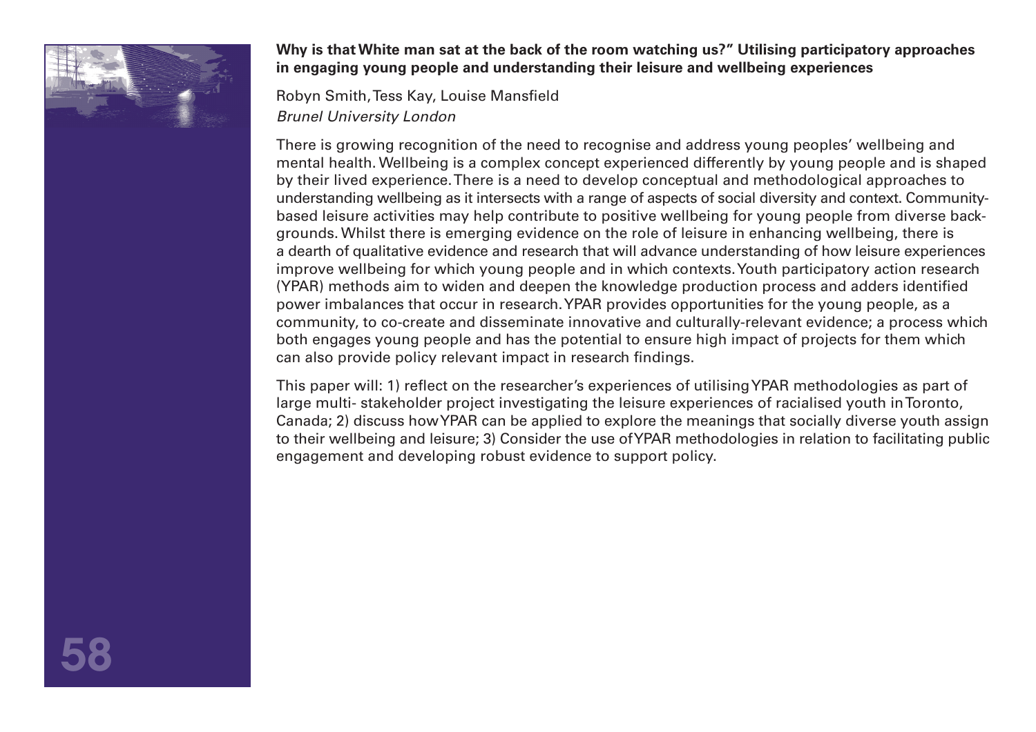**Why is that White man sat at the back of the room watching us?" Utilising participatory approaches in engaging young people and understanding their leisure and wellbeing experiences**

Robyn Smith, Tess Kay, Louise Mansfield
*Brunel University London*

There is growing recognition of the need to recognise and address young peoples' wellbeing and mental health. Wellbeing is a complex concept experienced differently by young people and is shaped by their lived experience. There is a need to develop conceptual and methodological approaches to understanding wellbeing as it intersects with a range of aspects of social diversity and context. Community-based leisure activities may help contribute to positive wellbeing for young people from diverse backgrounds. Whilst there is emerging evidence on the role of leisure in enhancing wellbeing, there is a dearth of qualitative evidence and research that will advance understanding of how leisure experiences improve wellbeing for which young people and in which contexts. Youth participatory action research (YPAR) methods aim to widen and deepen the knowledge production process and adders identified power imbalances that occur in research. YPAR provides opportunities for the young people, as a community, to co-create and disseminate innovative and culturally-relevant evidence; a process which both engages young people and has the potential to ensure high impact of projects for them which can also provide policy relevant impact in research findings.

This paper will: 1) reflect on the researcher's experiences of utilising YPAR methodologies as part of large multi- stakeholder project investigating the leisure experiences of racialised youth in Toronto, Canada; 2) discuss how YPAR can be applied to explore the meanings that socially diverse youth assign to their wellbeing and leisure; 3) Consider the use of YPAR methodologies in relation to facilitating public engagement and developing robust evidence to support policy.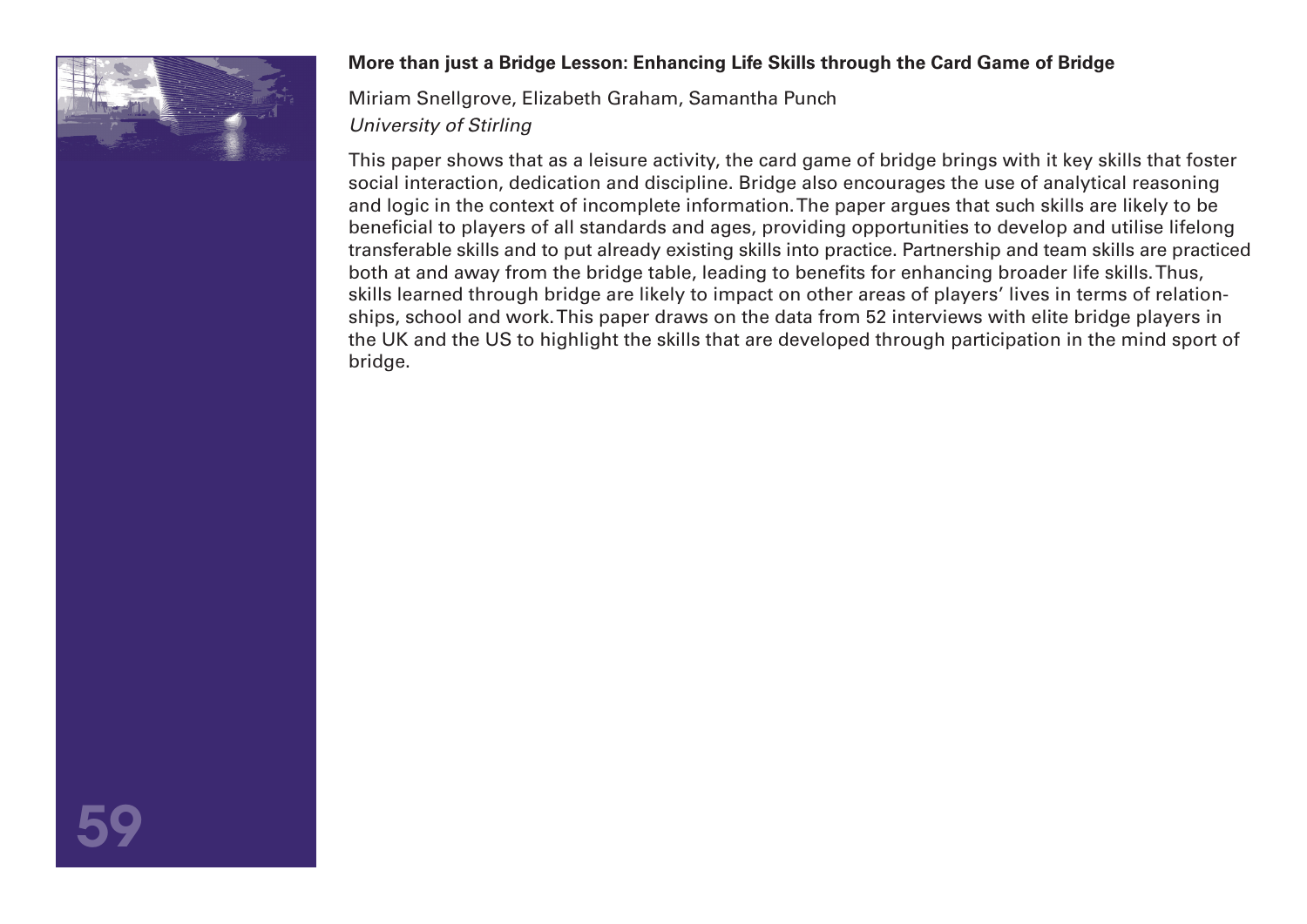**More than just a Bridge Lesson: Enhancing Life Skills through the Card Game of Bridge**

Miriam Snellgrove, Elizabeth Graham, Samantha Punch
*University of Stirling*

This paper shows that as a leisure activity, the card game of bridge brings with it key skills that foster social interaction, dedication and discipline. Bridge also encourages the use of analytical reasoning and logic in the context of incomplete information. The paper argues that such skills are likely to be beneficial to players of all standards and ages, providing opportunities to develop and utilise lifelong transferable skills and to put already existing skills into practice. Partnership and team skills are practiced both at and away from the bridge table, leading to benefits for enhancing broader life skills. Thus, skills learned through bridge are likely to impact on other areas of players' lives in terms of relationships, school and work. This paper draws on the data from 52 interviews with elite bridge players in the UK and the US to highlight the skills that are developed through participation in the mind sport of bridge.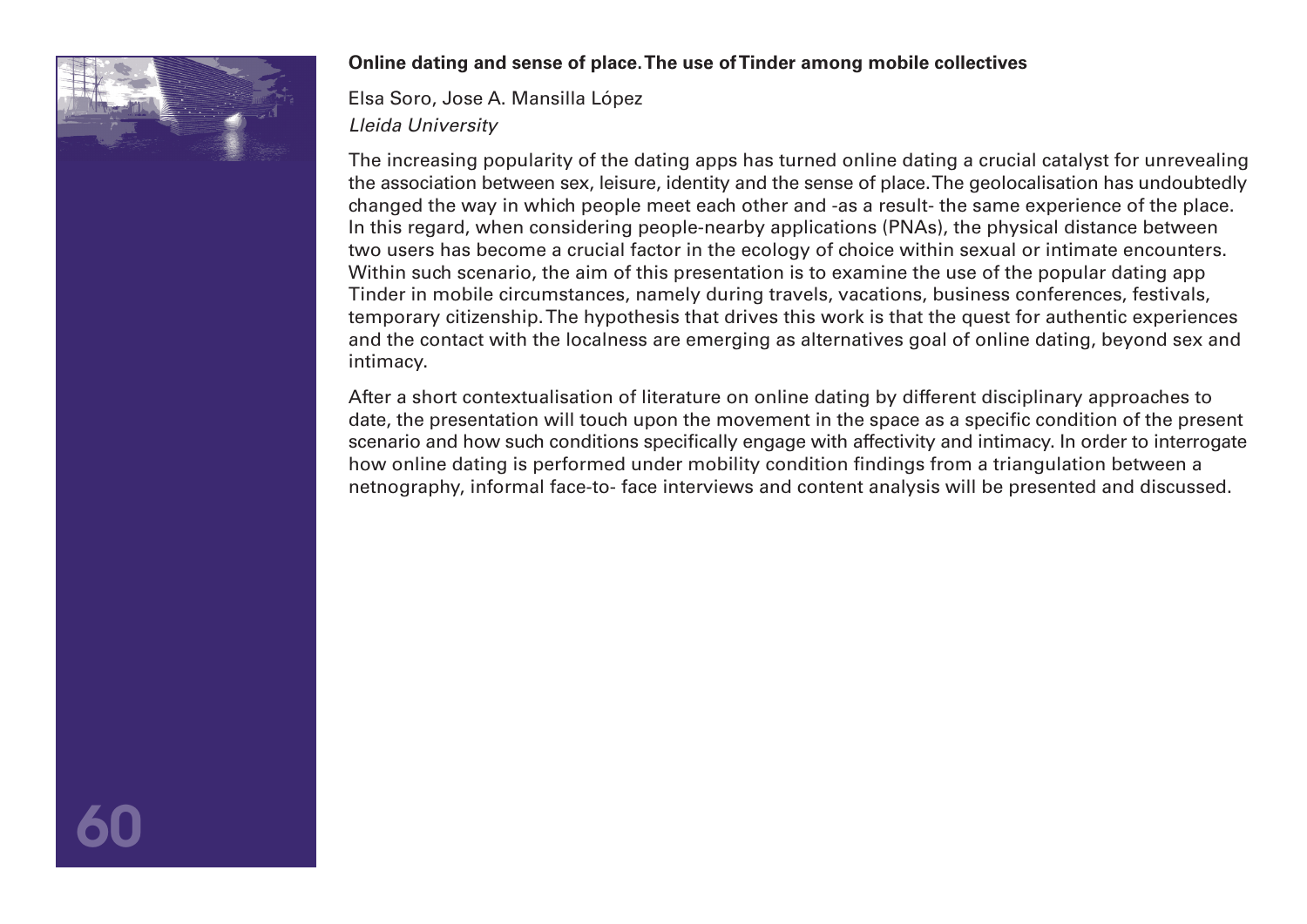**Online dating and sense of place. The use of Tinder among mobile collectives**

Elsa Soro, Jose A. Mansilla López

*Lleida University*

The increasing popularity of the dating apps has turned online dating a crucial catalyst for unrevealing the association between sex, leisure, identity and the sense of place. The geolocalisation has undoubtedly changed the way in which people meet each other and -as a result- the same experience of the place. In this regard, when considering people-nearby applications (PNAs), the physical distance between two users has become a crucial factor in the ecology of choice within sexual or intimate encounters. Within such scenario, the aim of this presentation is to examine the use of the popular dating app Tinder in mobile circumstances, namely during travels, vacations, business conferences, festivals, temporary citizenship. The hypothesis that drives this work is that the quest for authentic experiences and the contact with the localness are emerging as alternatives goal of online dating, beyond sex and intimacy.

After a short contextualisation of literature on online dating by different disciplinary approaches to date, the presentation will touch upon the movement in the space as a specific condition of the present scenario and how such conditions specifically engage with affectivity and intimacy. In order to interrogate how online dating is performed under mobility condition findings from a triangulation between a netnography, informal face-to- face interviews and content analysis will be presented and discussed.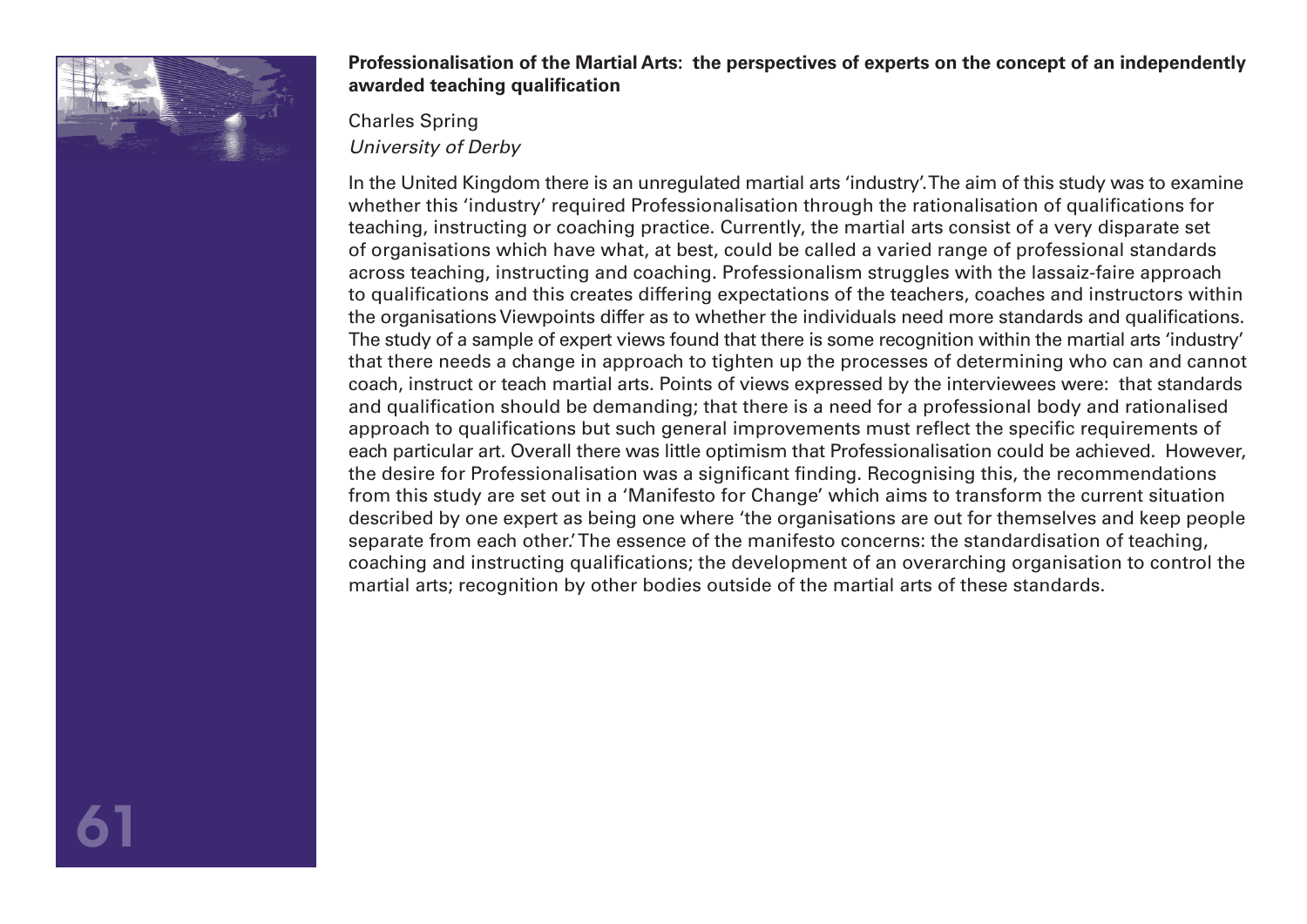**Professionalisation of the Martial Arts: the perspectives of experts on the concept of an independently awarded teaching qualification**

Charles Spring
*University of Derby*

In the United Kingdom there is an unregulated martial arts 'industry'. The aim of this study was to examine whether this 'industry' required Professionalisation through the rationalisation of qualifications for teaching, instructing or coaching practice. Currently, the martial arts consist of a very disparate set of organisations which have what, at best, could be called a varied range of professional standards across teaching, instructing and coaching. Professionalism struggles with the lassaiz-faire approach to qualifications and this creates differing expectations of the teachers, coaches and instructors within the organisations Viewpoints differ as to whether the individuals need more standards and qualifications. The study of a sample of expert views found that there is some recognition within the martial arts 'industry' that there needs a change in approach to tighten up the processes of determining who can and cannot coach, instruct or teach martial arts. Points of views expressed by the interviewees were: that standards and qualification should be demanding; that there is a need for a professional body and rationalised approach to qualifications but such general improvements must reflect the specific requirements of each particular art. Overall there was little optimism that Professionalisation could be achieved. However, the desire for Professionalisation was a significant finding. Recognising this, the recommendations from this study are set out in a 'Manifesto for Change' which aims to transform the current situation described by one expert as being one where 'the organisations are out for themselves and keep people separate from each other.' The essence of the manifesto concerns: the standardisation of teaching, coaching and instructing qualifications; the development of an overarching organisation to control the martial arts; recognition by other bodies outside of the martial arts of these standards.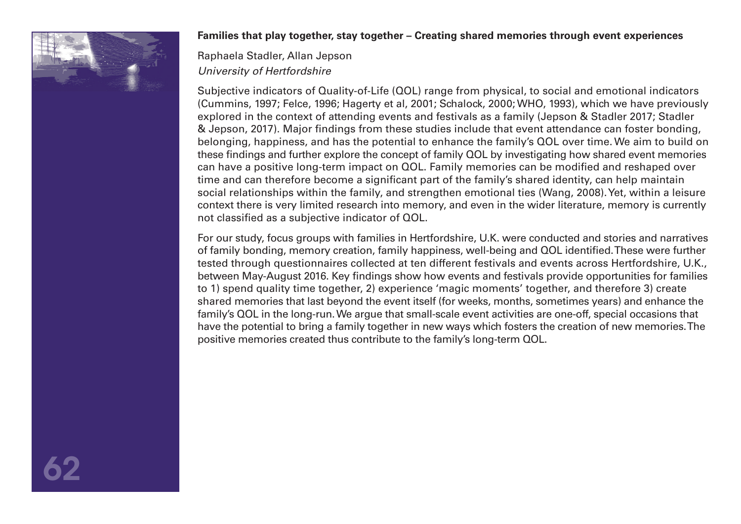**Families that play together, stay together – Creating shared memories through event experiences**

Raphaela Stadler, Allan Jepson
*University of Hertfordshire*

Subjective indicators of Quality-of-Life (QOL) range from physical, to social and emotional indicators (Cummins, 1997; Felce, 1996; Hagerty et al, 2001; Schalock, 2000; WHO, 1993), which we have previously explored in the context of attending events and festivals as a family (Jepson & Stadler 2017; Stadler & Jepson, 2017). Major findings from these studies include that event attendance can foster bonding, belonging, happiness, and has the potential to enhance the family's QOL over time. We aim to build on these findings and further explore the concept of family QOL by investigating how shared event memories can have a positive long-term impact on QOL. Family memories can be modified and reshaped over time and can therefore become a significant part of the family's shared identity, can help maintain social relationships within the family, and strengthen emotional ties (Wang, 2008). Yet, within a leisure context there is very limited research into memory, and even in the wider literature, memory is currently not classified as a subjective indicator of QOL.

For our study, focus groups with families in Hertfordshire, U.K. were conducted and stories and narratives of family bonding, memory creation, family happiness, well-being and QOL identified. These were further tested through questionnaires collected at ten different festivals and events across Hertfordshire, U.K., between May-August 2016. Key findings show how events and festivals provide opportunities for families to 1) spend quality time together, 2) experience 'magic moments' together, and therefore 3) create shared memories that last beyond the event itself (for weeks, months, sometimes years) and enhance the family's QOL in the long-run. We argue that small-scale event activities are one-off, special occasions that have the potential to bring a family together in new ways which fosters the creation of new memories. The positive memories created thus contribute to the family's long-term QOL.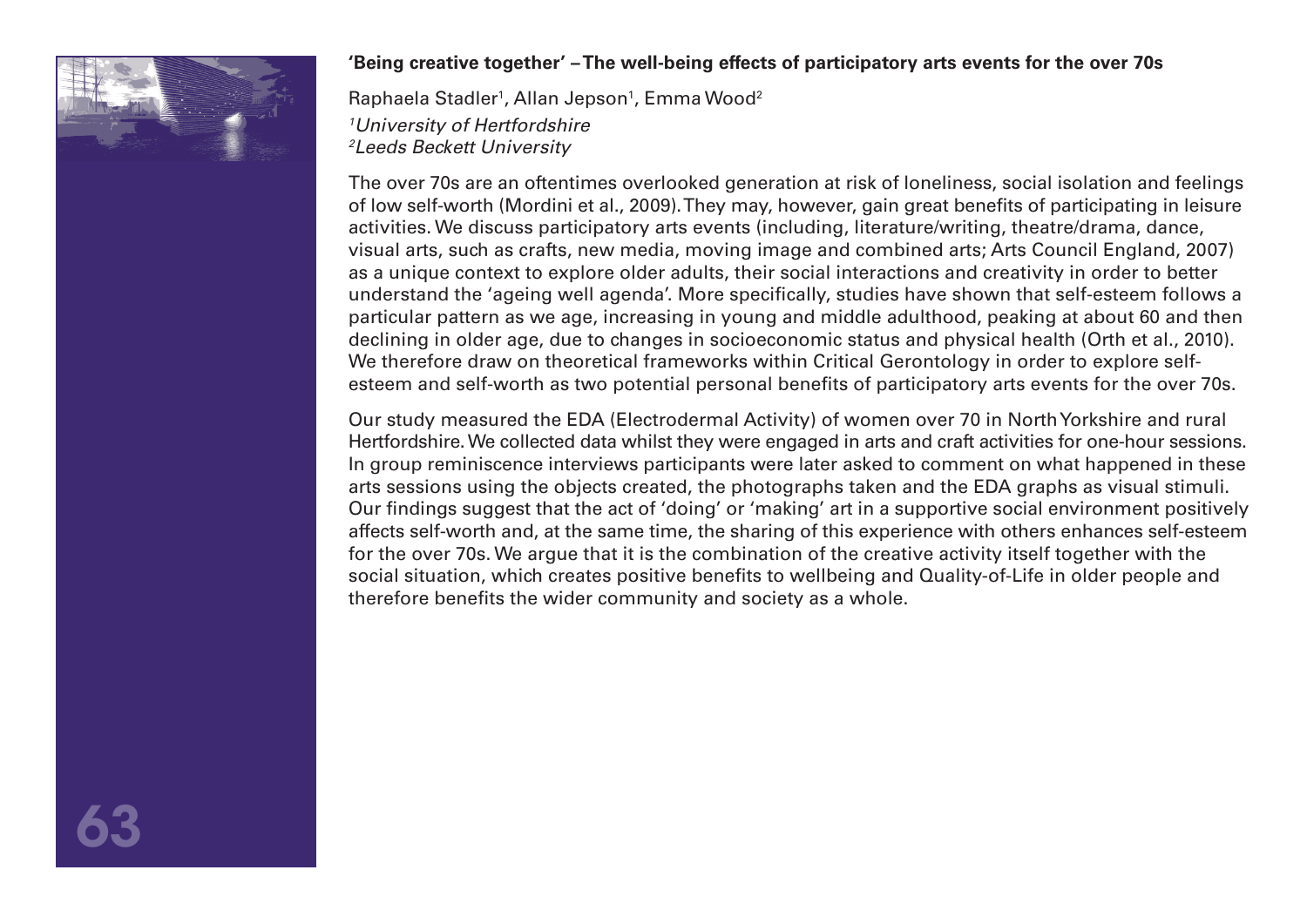**'Being creative together' – The well-being effects of participatory arts events for the over 70s**

Raphaela Stadler[1], Allan Jepson[1], Emma Wood[2]

*[1]University of Hertfordshire*
*[2]Leeds Beckett University*

The over 70s are an oftentimes overlooked generation at risk of loneliness, social isolation and feelings of low self-worth (Mordini et al., 2009). They may, however, gain great benefits of participating in leisure activities. We discuss participatory arts events (including, literature/writing, theatre/drama, dance, visual arts, such as crafts, new media, moving image and combined arts; Arts Council England, 2007) as a unique context to explore older adults, their social interactions and creativity in order to better understand the 'ageing well agenda'. More specifically, studies have shown that self-esteem follows a particular pattern as we age, increasing in young and middle adulthood, peaking at about 60 and then declining in older age, due to changes in socioeconomic status and physical health (Orth et al., 2010). We therefore draw on theoretical frameworks within Critical Gerontology in order to explore self-esteem and self-worth as two potential personal benefits of participatory arts events for the over 70s.

Our study measured the EDA (Electrodermal Activity) of women over 70 in North Yorkshire and rural Hertfordshire. We collected data whilst they were engaged in arts and craft activities for one-hour sessions. In group reminiscence interviews participants were later asked to comment on what happened in these arts sessions using the objects created, the photographs taken and the EDA graphs as visual stimuli. Our findings suggest that the act of 'doing' or 'making' art in a supportive social environment positively affects self-worth and, at the same time, the sharing of this experience with others enhances self-esteem for the over 70s. We argue that it is the combination of the creative activity itself together with the social situation, which creates positive benefits to wellbeing and Quality-of-Life in older people and therefore benefits the wider community and society as a whole.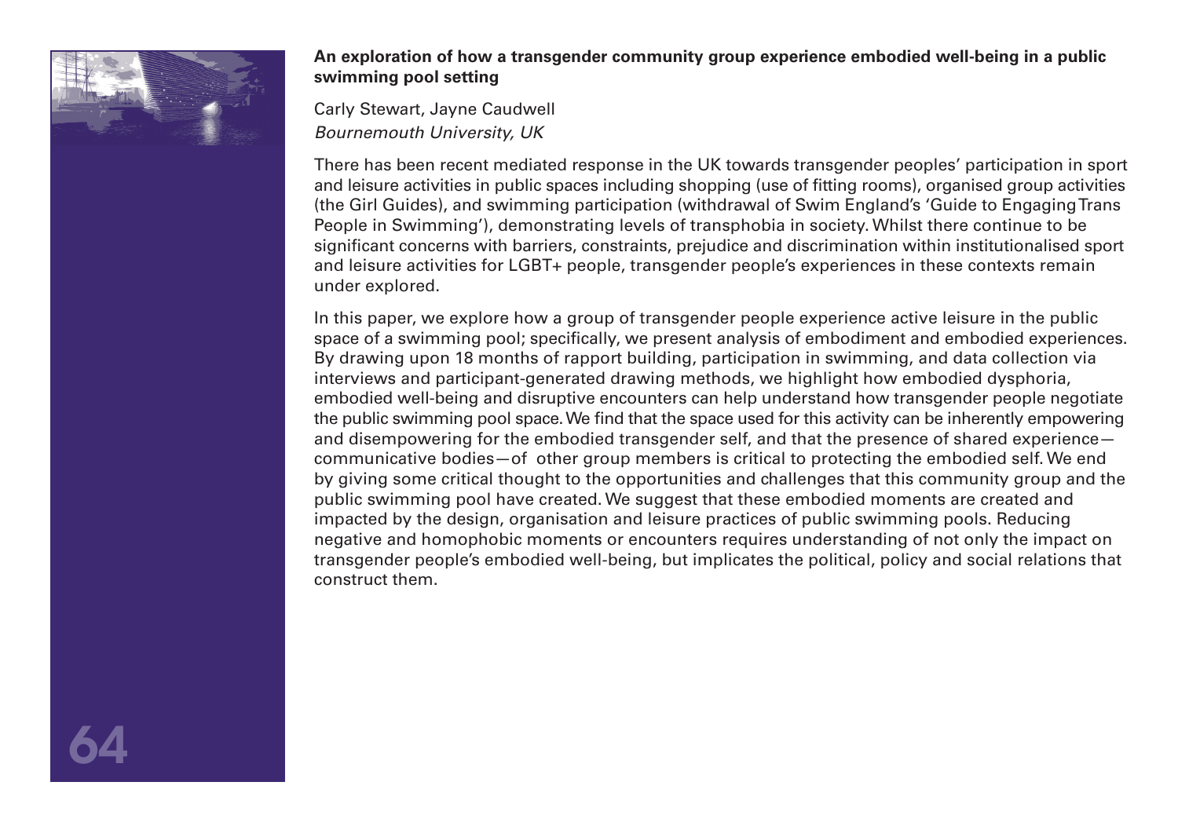**An exploration of how a transgender community group experience embodied well-being in a public swimming pool setting**

Carly Stewart, Jayne Caudwell
*Bournemouth University, UK*

There has been recent mediated response in the UK towards transgender peoples' participation in sport and leisure activities in public spaces including shopping (use of fitting rooms), organised group activities (the Girl Guides), and swimming participation (withdrawal of Swim England's 'Guide to Engaging Trans People in Swimming'), demonstrating levels of transphobia in society. Whilst there continue to be significant concerns with barriers, constraints, prejudice and discrimination within institutionalised sport and leisure activities for LGBT+ people, transgender people's experiences in these contexts remain under explored.

In this paper, we explore how a group of transgender people experience active leisure in the public space of a swimming pool; specifically, we present analysis of embodiment and embodied experiences. By drawing upon 18 months of rapport building, participation in swimming, and data collection via interviews and participant-generated drawing methods, we highlight how embodied dysphoria, embodied well-being and disruptive encounters can help understand how transgender people negotiate the public swimming pool space. We find that the space used for this activity can be inherently empowering and disempowering for the embodied transgender self, and that the presence of shared experience—communicative bodies—of other group members is critical to protecting the embodied self. We end by giving some critical thought to the opportunities and challenges that this community group and the public swimming pool have created. We suggest that these embodied moments are created and impacted by the design, organisation and leisure practices of public swimming pools. Reducing negative and homophobic moments or encounters requires understanding of not only the impact on transgender people's embodied well-being, but implicates the political, policy and social relations that construct them.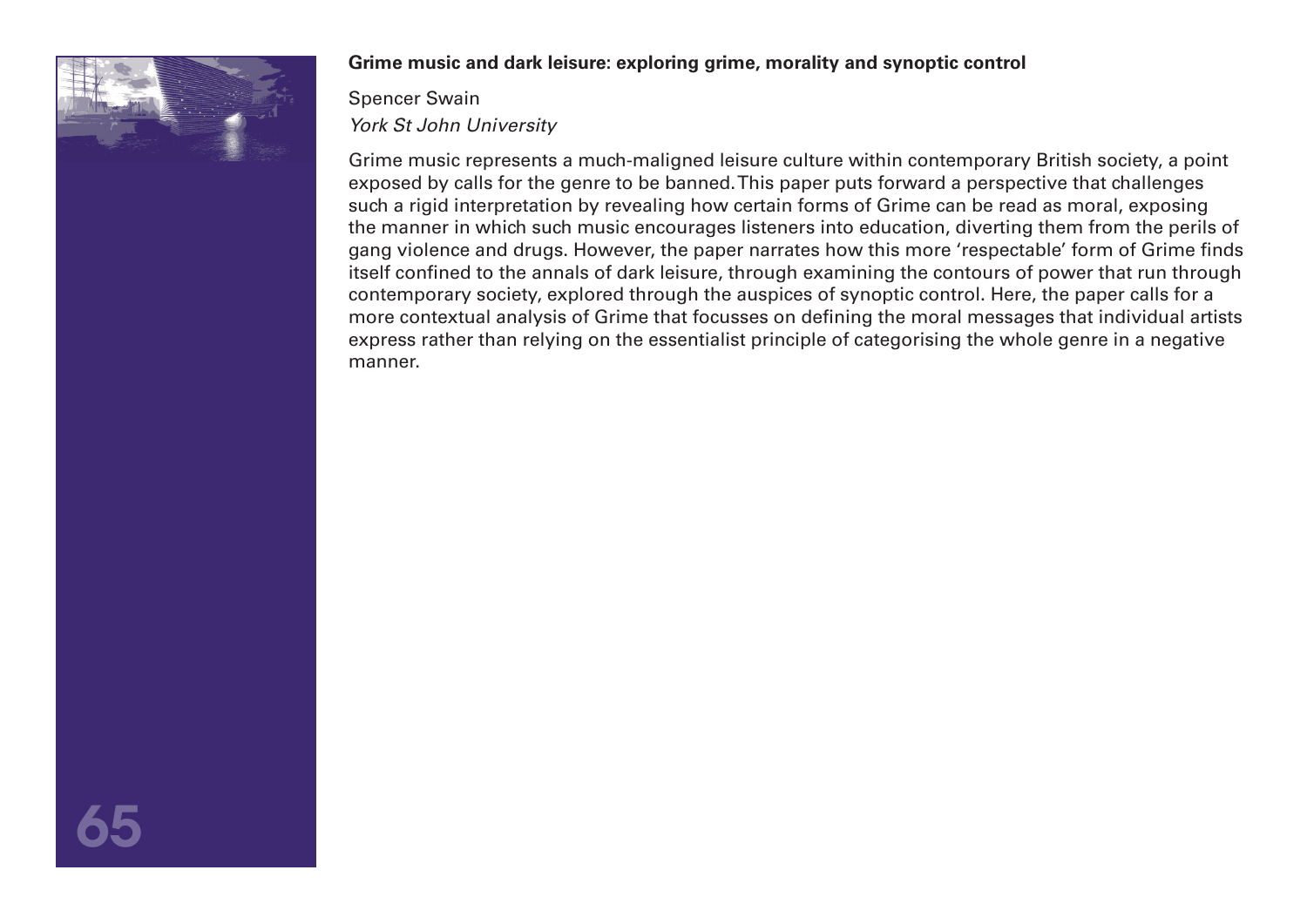**Grime music and dark leisure: exploring grime, morality and synoptic control**

Spencer Swain

*York St John University*

Grime music represents a much-maligned leisure culture within contemporary British society, a point exposed by calls for the genre to be banned. This paper puts forward a perspective that challenges such a rigid interpretation by revealing how certain forms of Grime can be read as moral, exposing the manner in which such music encourages listeners into education, diverting them from the perils of gang violence and drugs. However, the paper narrates how this more 'respectable' form of Grime finds itself confined to the annals of dark leisure, through examining the contours of power that run through contemporary society, explored through the auspices of synoptic control. Here, the paper calls for a more contextual analysis of Grime that focusses on defining the moral messages that individual artists express rather than relying on the essentialist principle of categorising the whole genre in a negative manner.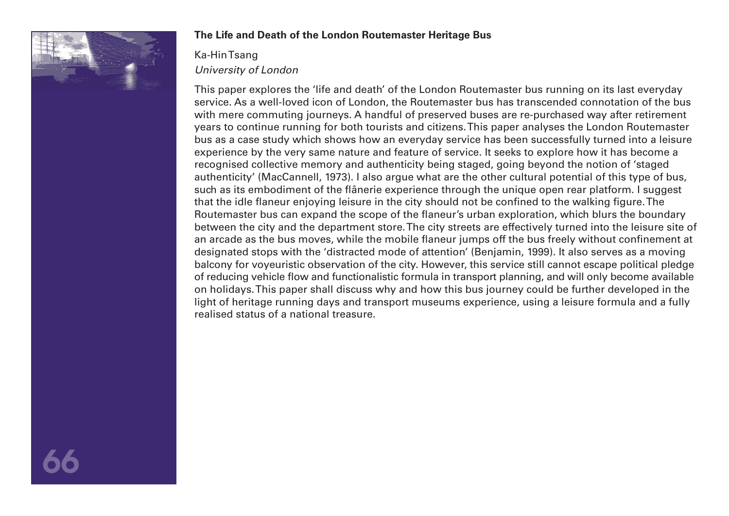**The Life and Death of the London Routemaster Heritage Bus**

Ka-Hin Tsang
*University of London*

This paper explores the 'life and death' of the London Routemaster bus running on its last everyday service. As a well-loved icon of London, the Routemaster bus has transcended connotation of the bus with mere commuting journeys. A handful of preserved buses are re-purchased way after retirement years to continue running for both tourists and citizens. This paper analyses the London Routemaster bus as a case study which shows how an everyday service has been successfully turned into a leisure experience by the very same nature and feature of service. It seeks to explore how it has become a recognised collective memory and authenticity being staged, going beyond the notion of 'staged authenticity' (MacCannell, 1973). I also argue what are the other cultural potential of this type of bus, such as its embodiment of the flânerie experience through the unique open rear platform. I suggest that the idle flaneur enjoying leisure in the city should not be confined to the walking figure. The Routemaster bus can expand the scope of the flaneur's urban exploration, which blurs the boundary between the city and the department store. The city streets are effectively turned into the leisure site of an arcade as the bus moves, while the mobile flaneur jumps off the bus freely without confinement at designated stops with the 'distracted mode of attention' (Benjamin, 1999). It also serves as a moving balcony for voyeuristic observation of the city. However, this service still cannot escape political pledge of reducing vehicle flow and functionalistic formula in transport planning, and will only become available on holidays. This paper shall discuss why and how this bus journey could be further developed in the light of heritage running days and transport museums experience, using a leisure formula and a fully realised status of a national treasure.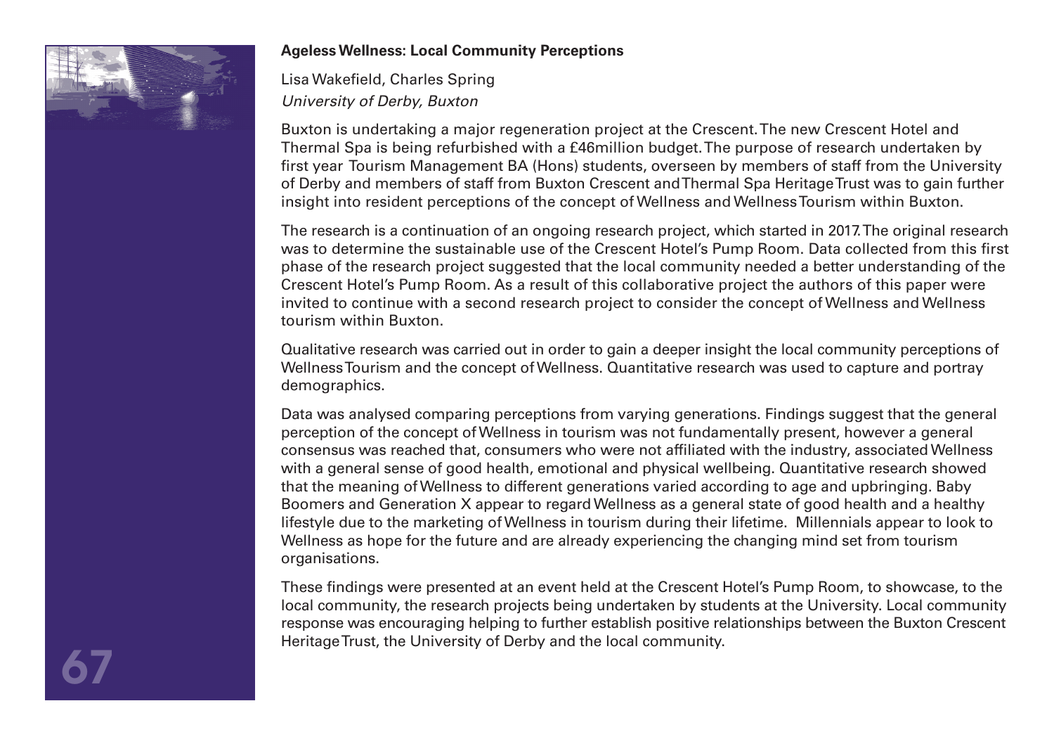## Ageless Wellness: Local Community Perceptions

Lisa Wakefield, Charles Spring
*University of Derby, Buxton*

Buxton is undertaking a major regeneration project at the Crescent. The new Crescent Hotel and Thermal Spa is being refurbished with a £46million budget. The purpose of research undertaken by first year Tourism Management BA (Hons) students, overseen by members of staff from the University of Derby and members of staff from Buxton Crescent and Thermal Spa Heritage Trust was to gain further insight into resident perceptions of the concept of Wellness and Wellness Tourism within Buxton.

The research is a continuation of an ongoing research project, which started in 2017. The original research was to determine the sustainable use of the Crescent Hotel's Pump Room. Data collected from this first phase of the research project suggested that the local community needed a better understanding of the Crescent Hotel's Pump Room. As a result of this collaborative project the authors of this paper were invited to continue with a second research project to consider the concept of Wellness and Wellness tourism within Buxton.

Qualitative research was carried out in order to gain a deeper insight the local community perceptions of Wellness Tourism and the concept of Wellness. Quantitative research was used to capture and portray demographics.

Data was analysed comparing perceptions from varying generations. Findings suggest that the general perception of the concept of Wellness in tourism was not fundamentally present, however a general consensus was reached that, consumers who were not affiliated with the industry, associated Wellness with a general sense of good health, emotional and physical wellbeing. Quantitative research showed that the meaning of Wellness to different generations varied according to age and upbringing. Baby Boomers and Generation X appear to regard Wellness as a general state of good health and a healthy lifestyle due to the marketing of Wellness in tourism during their lifetime. Millennials appear to look to Wellness as hope for the future and are already experiencing the changing mind set from tourism organisations.

These findings were presented at an event held at the Crescent Hotel's Pump Room, to showcase, to the local community, the research projects being undertaken by students at the University. Local community response was encouraging helping to further establish positive relationships between the Buxton Crescent Heritage Trust, the University of Derby and the local community.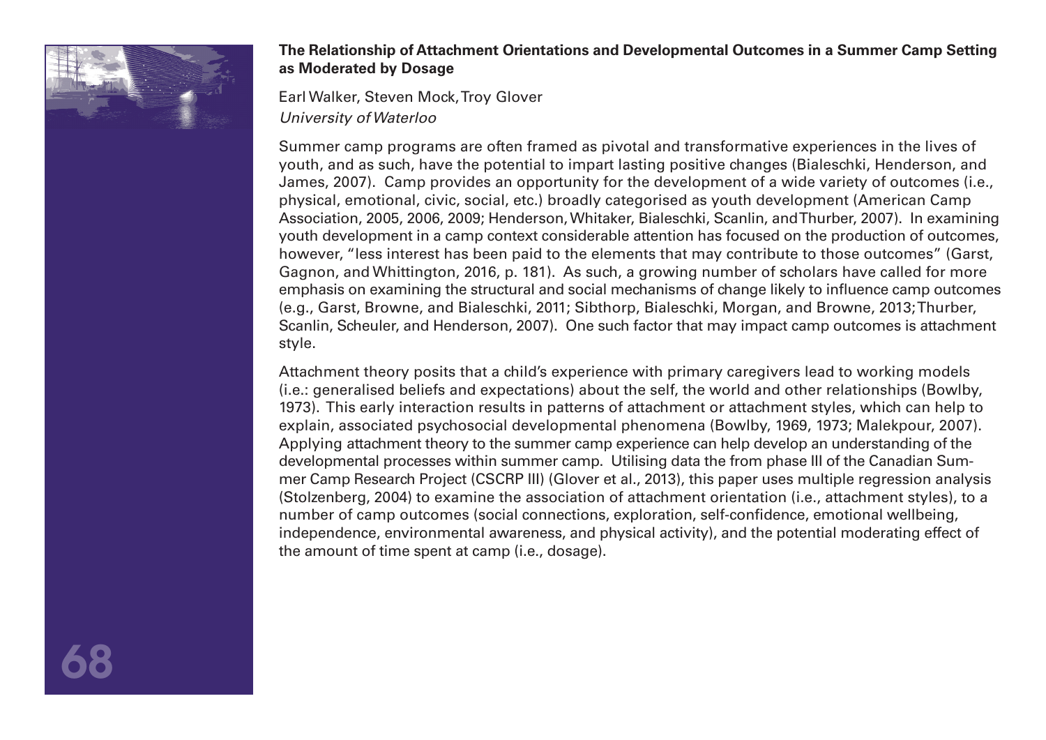**The Relationship of Attachment Orientations and Developmental Outcomes in a Summer Camp Setting as Moderated by Dosage**

Earl Walker, Steven Mock, Troy Glover
*University of Waterloo*

Summer camp programs are often framed as pivotal and transformative experiences in the lives of youth, and as such, have the potential to impart lasting positive changes (Bialeschki, Henderson, and James, 2007). Camp provides an opportunity for the development of a wide variety of outcomes (i.e., physical, emotional, civic, social, etc.) broadly categorised as youth development (American Camp Association, 2005, 2006, 2009; Henderson, Whitaker, Bialeschki, Scanlin, and Thurber, 2007). In examining youth development in a camp context considerable attention has focused on the production of outcomes, however, "less interest has been paid to the elements that may contribute to those outcomes" (Garst, Gagnon, and Whittington, 2016, p. 181). As such, a growing number of scholars have called for more emphasis on examining the structural and social mechanisms of change likely to influence camp outcomes (e.g., Garst, Browne, and Bialeschki, 2011; Sibthorp, Bialeschki, Morgan, and Browne, 2013; Thurber, Scanlin, Scheuler, and Henderson, 2007). One such factor that may impact camp outcomes is attachment style.

Attachment theory posits that a child's experience with primary caregivers lead to working models (i.e.: generalised beliefs and expectations) about the self, the world and other relationships (Bowlby, 1973). This early interaction results in patterns of attachment or attachment styles, which can help to explain, associated psychosocial developmental phenomena (Bowlby, 1969, 1973; Malekpour, 2007). Applying attachment theory to the summer camp experience can help develop an understanding of the developmental processes within summer camp. Utilising data the from phase III of the Canadian Summer Camp Research Project (CSCRP III) (Glover et al., 2013), this paper uses multiple regression analysis (Stolzenberg, 2004) to examine the association of attachment orientation (i.e., attachment styles), to a number of camp outcomes (social connections, exploration, self-confidence, emotional wellbeing, independence, environmental awareness, and physical activity), and the potential moderating effect of the amount of time spent at camp (i.e., dosage).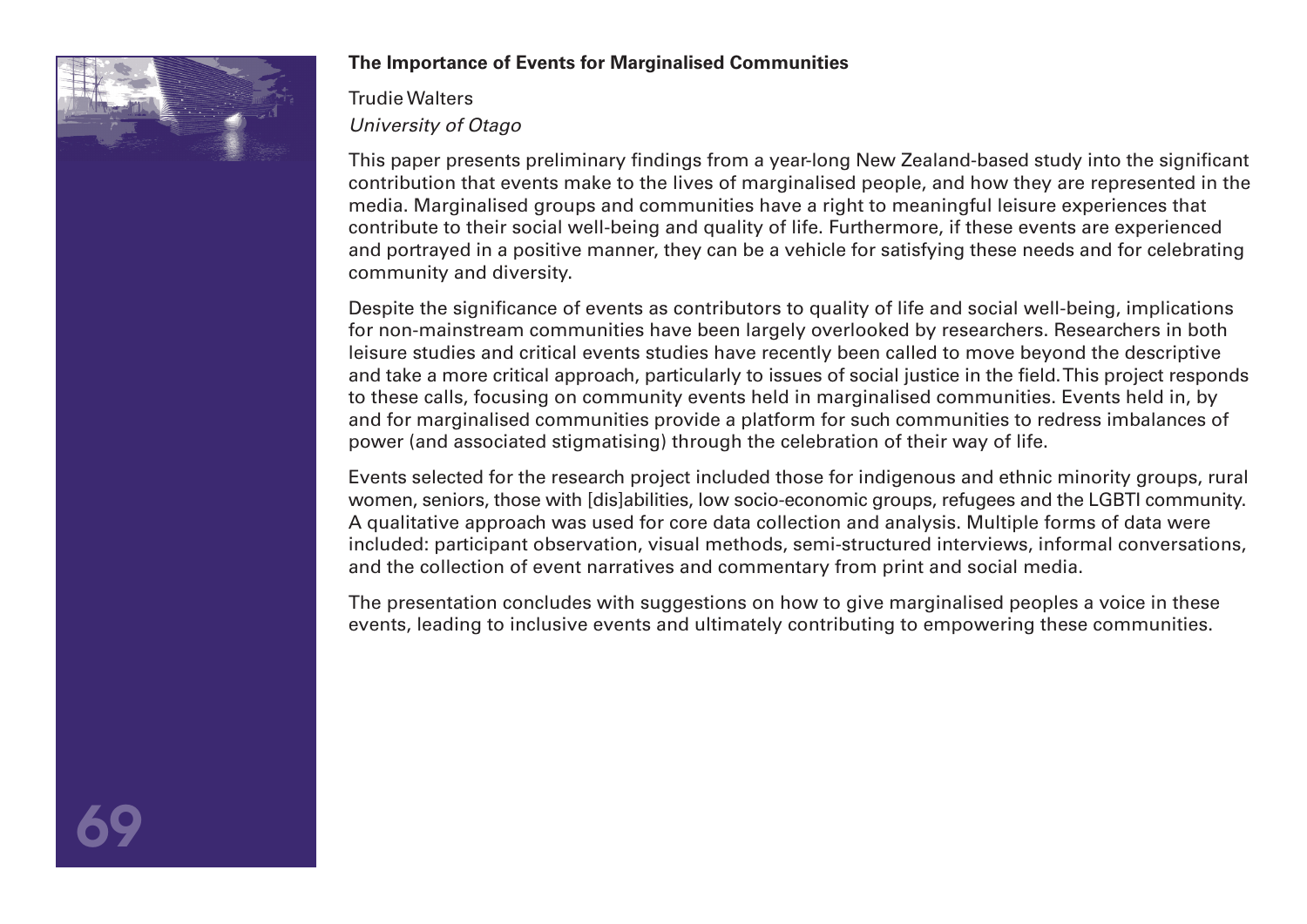## The Importance of Events for Marginalised Communities

Trudie Walters

*University of Otago*

This paper presents preliminary findings from a year-long New Zealand-based study into the significant contribution that events make to the lives of marginalised people, and how they are represented in the media. Marginalised groups and communities have a right to meaningful leisure experiences that contribute to their social well-being and quality of life. Furthermore, if these events are experienced and portrayed in a positive manner, they can be a vehicle for satisfying these needs and for celebrating community and diversity.

Despite the significance of events as contributors to quality of life and social well-being, implications for non-mainstream communities have been largely overlooked by researchers. Researchers in both leisure studies and critical events studies have recently been called to move beyond the descriptive and take a more critical approach, particularly to issues of social justice in the field. This project responds to these calls, focusing on community events held in marginalised communities. Events held in, by and for marginalised communities provide a platform for such communities to redress imbalances of power (and associated stigmatising) through the celebration of their way of life.

Events selected for the research project included those for indigenous and ethnic minority groups, rural women, seniors, those with [dis]abilities, low socio-economic groups, refugees and the LGBTI community. A qualitative approach was used for core data collection and analysis. Multiple forms of data were included: participant observation, visual methods, semi-structured interviews, informal conversations, and the collection of event narratives and commentary from print and social media.

The presentation concludes with suggestions on how to give marginalised peoples a voice in these events, leading to inclusive events and ultimately contributing to empowering these communities.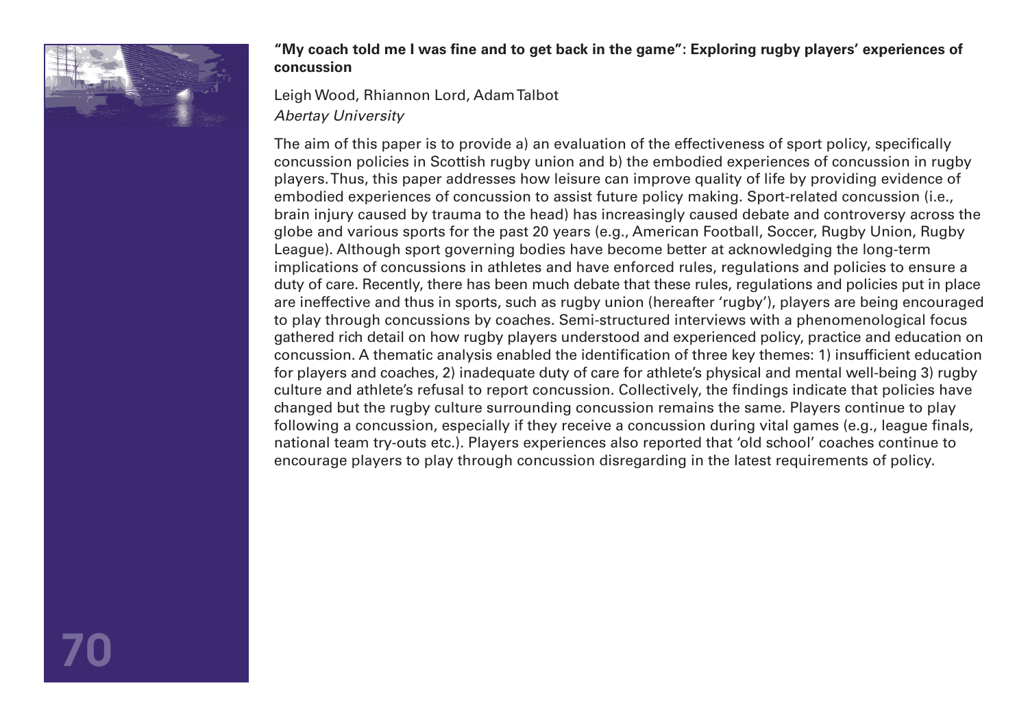**“My coach told me I was fine and to get back in the game”: Exploring rugby players’ experiences of concussion**

Leigh Wood, Rhiannon Lord, Adam Talbot
*Abertay University*

The aim of this paper is to provide a) an evaluation of the effectiveness of sport policy, specifically concussion policies in Scottish rugby union and b) the embodied experiences of concussion in rugby players. Thus, this paper addresses how leisure can improve quality of life by providing evidence of embodied experiences of concussion to assist future policy making. Sport-related concussion (i.e., brain injury caused by trauma to the head) has increasingly caused debate and controversy across the globe and various sports for the past 20 years (e.g., American Football, Soccer, Rugby Union, Rugby League). Although sport governing bodies have become better at acknowledging the long-term implications of concussions in athletes and have enforced rules, regulations and policies to ensure a duty of care. Recently, there has been much debate that these rules, regulations and policies put in place are ineffective and thus in sports, such as rugby union (hereafter ‘rugby’), players are being encouraged to play through concussions by coaches. Semi-structured interviews with a phenomenological focus gathered rich detail on how rugby players understood and experienced policy, practice and education on concussion. A thematic analysis enabled the identification of three key themes: 1) insufficient education for players and coaches, 2) inadequate duty of care for athlete’s physical and mental well-being 3) rugby culture and athlete’s refusal to report concussion. Collectively, the findings indicate that policies have changed but the rugby culture surrounding concussion remains the same. Players continue to play following a concussion, especially if they receive a concussion during vital games (e.g., league finals, national team try-outs etc.). Players experiences also reported that ‘old school’ coaches continue to encourage players to play through concussion disregarding in the latest requirements of policy.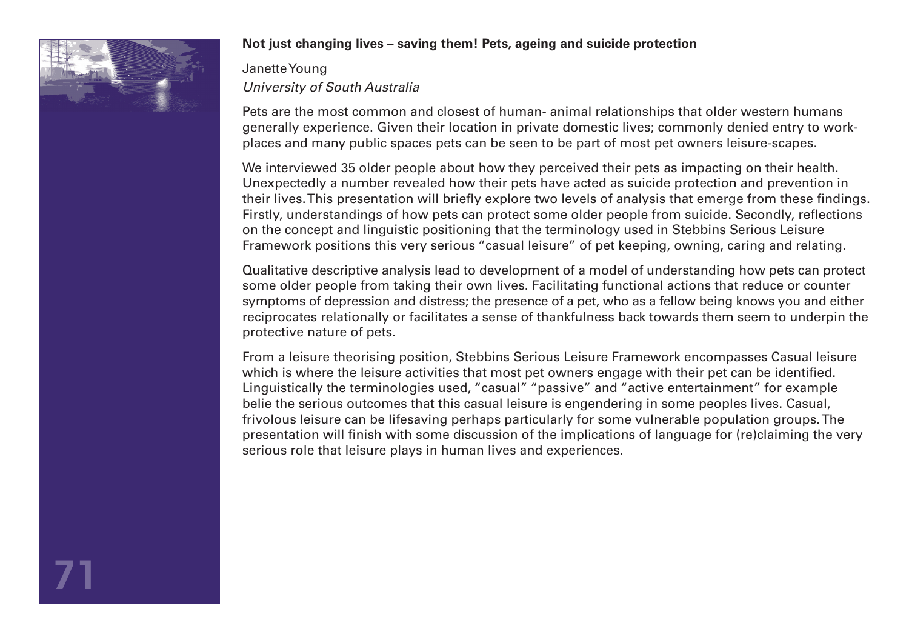**Not just changing lives – saving them! Pets, ageing and suicide protection**

Janette Young

*University of South Australia*

Pets are the most common and closest of human- animal relationships that older western humans generally experience. Given their location in private domestic lives; commonly denied entry to work-places and many public spaces pets can be seen to be part of most pet owners leisure-scapes.

We interviewed 35 older people about how they perceived their pets as impacting on their health. Unexpectedly a number revealed how their pets have acted as suicide protection and prevention in their lives. This presentation will briefly explore two levels of analysis that emerge from these findings. Firstly, understandings of how pets can protect some older people from suicide. Secondly, reflections on the concept and linguistic positioning that the terminology used in Stebbins Serious Leisure Framework positions this very serious "casual leisure" of pet keeping, owning, caring and relating.

Qualitative descriptive analysis lead to development of a model of understanding how pets can protect some older people from taking their own lives. Facilitating functional actions that reduce or counter symptoms of depression and distress; the presence of a pet, who as a fellow being knows you and either reciprocates relationally or facilitates a sense of thankfulness back towards them seem to underpin the protective nature of pets.

From a leisure theorising position, Stebbins Serious Leisure Framework encompasses Casual leisure which is where the leisure activities that most pet owners engage with their pet can be identified. Linguistically the terminologies used, "casual" "passive" and "active entertainment" for example belie the serious outcomes that this casual leisure is engendering in some peoples lives. Casual, frivolous leisure can be lifesaving perhaps particularly for some vulnerable population groups. The presentation will finish with some discussion of the implications of language for (re)claiming the very serious role that leisure plays in human lives and experiences.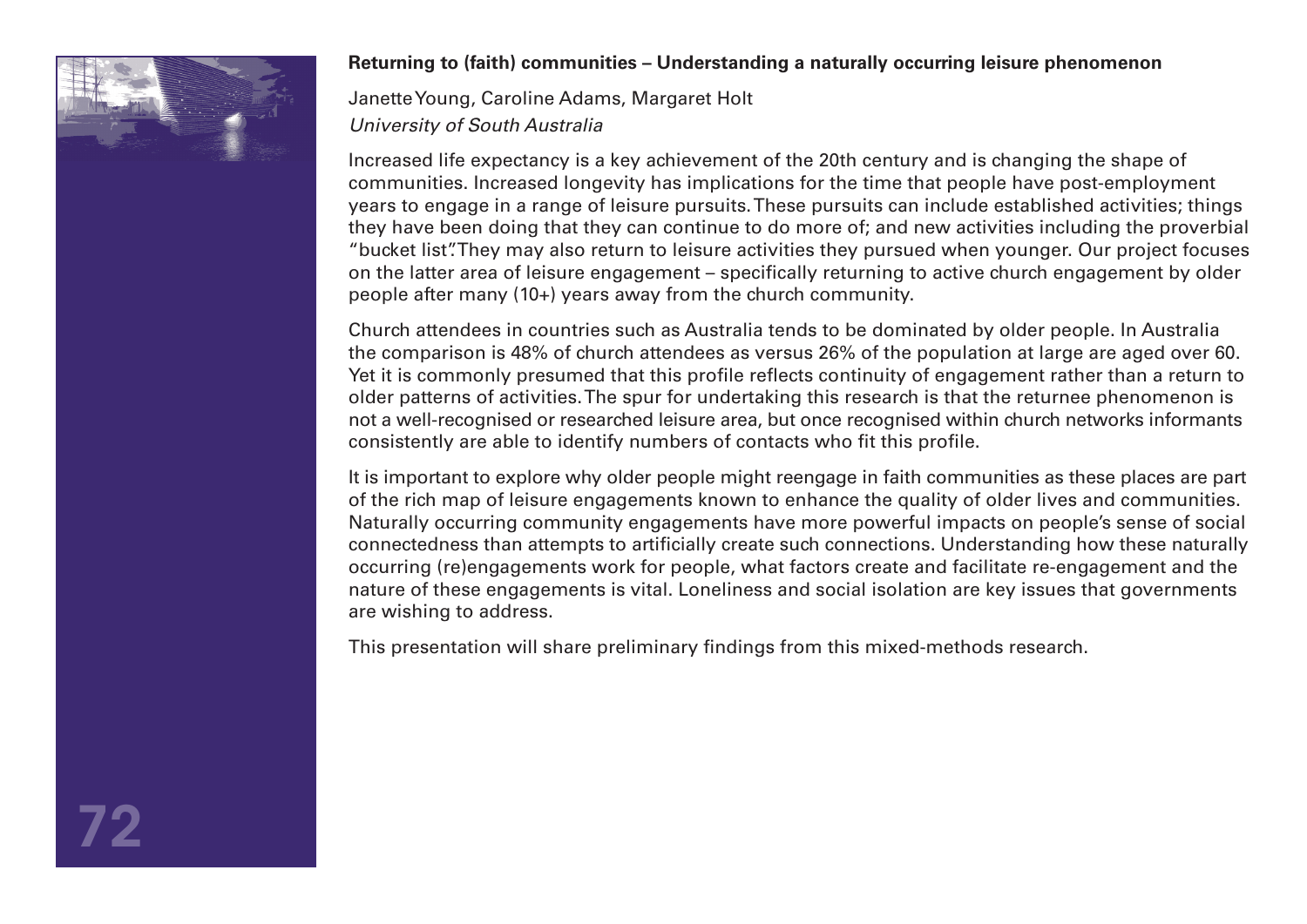**Returning to (faith) communities – Understanding a naturally occurring leisure phenomenon**

Janette Young, Caroline Adams, Margaret Holt
*University of South Australia*

Increased life expectancy is a key achievement of the 20th century and is changing the shape of communities. Increased longevity has implications for the time that people have post-employment years to engage in a range of leisure pursuits. These pursuits can include established activities; things they have been doing that they can continue to do more of; and new activities including the proverbial "bucket list". They may also return to leisure activities they pursued when younger. Our project focuses on the latter area of leisure engagement – specifically returning to active church engagement by older people after many (10+) years away from the church community.

Church attendees in countries such as Australia tends to be dominated by older people. In Australia the comparison is 48% of church attendees as versus 26% of the population at large are aged over 60. Yet it is commonly presumed that this profile reflects continuity of engagement rather than a return to older patterns of activities. The spur for undertaking this research is that the returnee phenomenon is not a well-recognised or researched leisure area, but once recognised within church networks informants consistently are able to identify numbers of contacts who fit this profile.

It is important to explore why older people might reengage in faith communities as these places are part of the rich map of leisure engagements known to enhance the quality of older lives and communities. Naturally occurring community engagements have more powerful impacts on people's sense of social connectedness than attempts to artificially create such connections. Understanding how these naturally occurring (re)engagements work for people, what factors create and facilitate re-engagement and the nature of these engagements is vital. Loneliness and social isolation are key issues that governments are wishing to address.

This presentation will share preliminary findings from this mixed-methods research.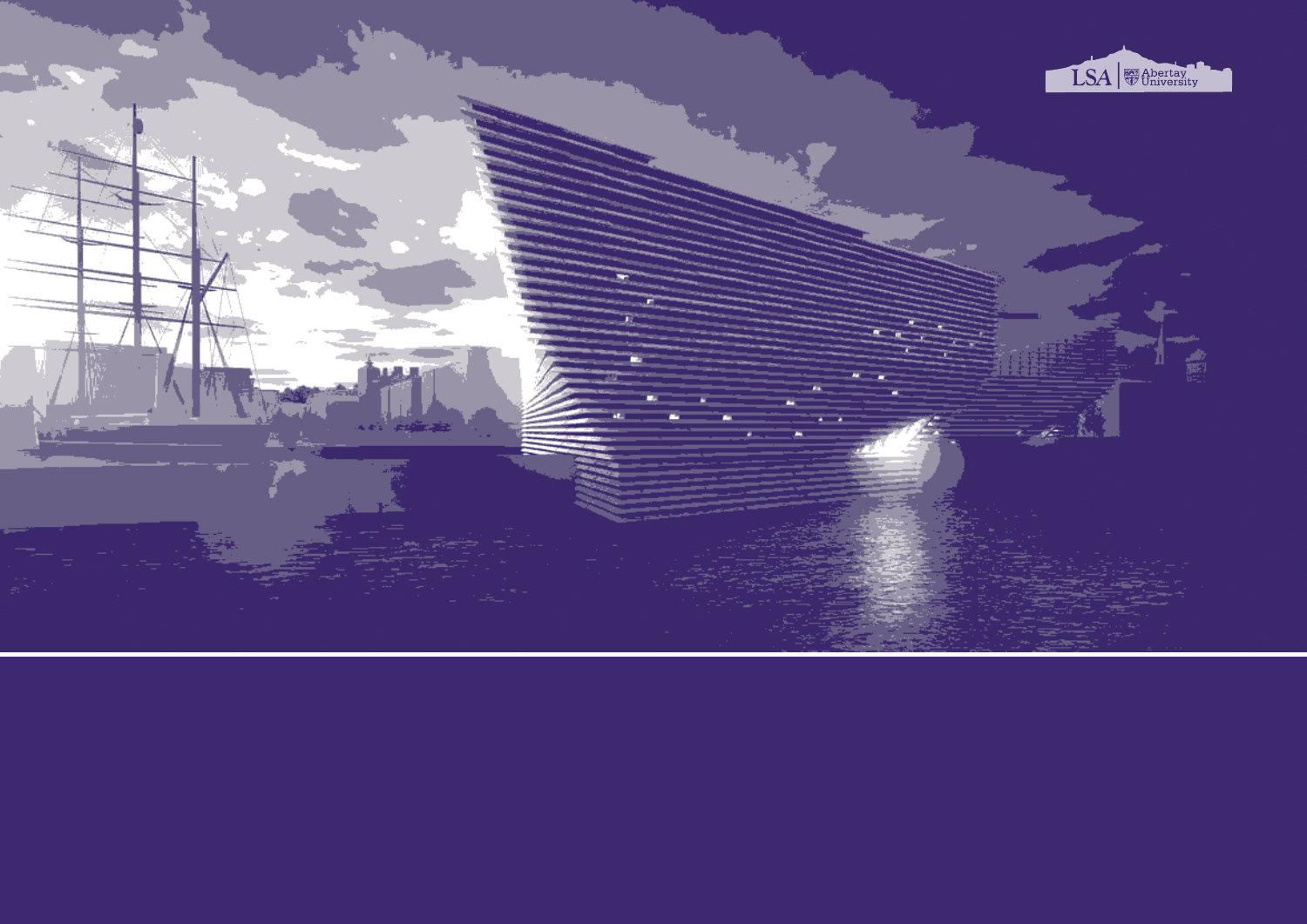LSA | Abertay University